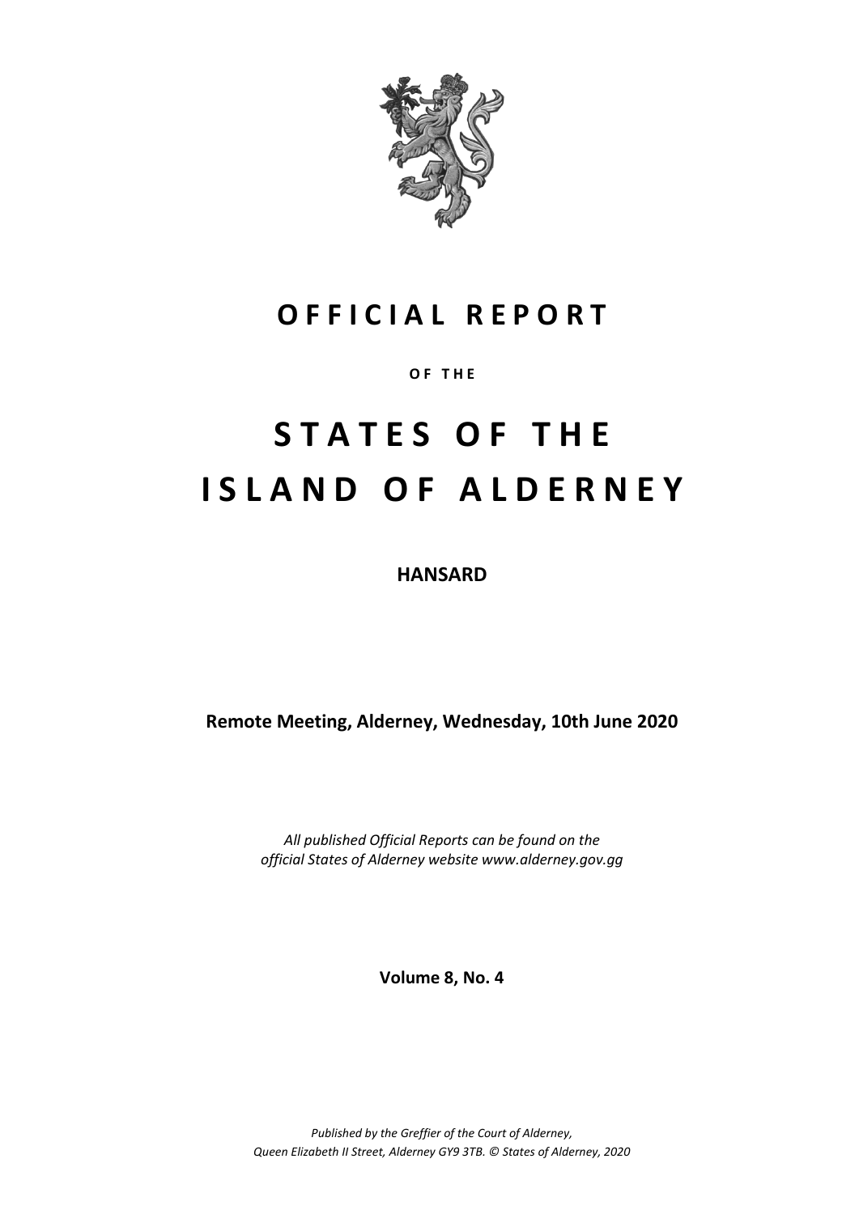# OFFICIAL REPORT

OF THE

# STATES OF THE ISLAND OF ALDERNEY

**HANSARD**

**Remote Meeting, Alderney, Wednesday, 10th June 2020**

*All published Official Reports can be found on the official States of Alderney website www.alderney.gov.gg*

**Volume 8, No. 4**

*Published by the Greffier of the Court of Alderney, Queen Elizabeth II Street, Alderney GY9 3TB. © States of Alderney, 2020*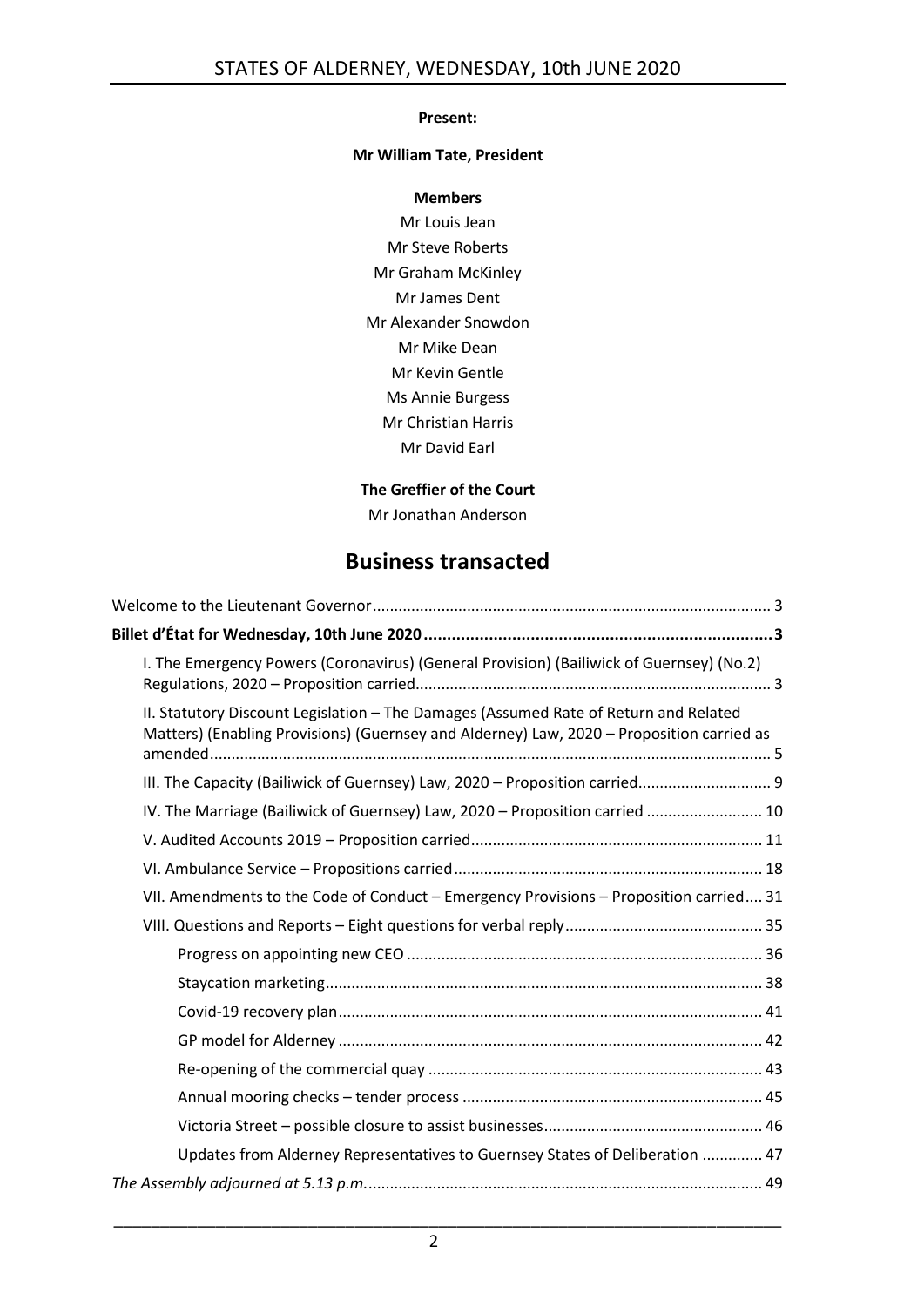**Present:**

**Mr William Tate, President**

**Members**

Mr Louis Jean
Mr Steve Roberts
Mr Graham McKinley
Mr James Dent
Mr Alexander Snowdon
Mr Mike Dean
Mr Kevin Gentle
Ms Annie Burgess
Mr Christian Harris
Mr David Earl

**The Greffier of the Court**

Mr Jonathan Anderson

# Business transacted

Welcome to the Lieutenant Governor .......... 3

**Billet d'État for Wednesday, 10th June 2020 .......... 3**

I. The Emergency Powers (Coronavirus) (General Provision) (Bailiwick of Guernsey) (No.2) Regulations, 2020 – Proposition carried .......... 3

II. Statutory Discount Legislation – The Damages (Assumed Rate of Return and Related Matters) (Enabling Provisions) (Guernsey and Alderney) Law, 2020 – Proposition carried as amended .......... 5

III. The Capacity (Bailiwick of Guernsey) Law, 2020 – Proposition carried .......... 9

IV. The Marriage (Bailiwick of Guernsey) Law, 2020 – Proposition carried .......... 10

V. Audited Accounts 2019 – Proposition carried .......... 11

VI. Ambulance Service – Propositions carried .......... 18

VII. Amendments to the Code of Conduct – Emergency Provisions – Proposition carried .......... 31

VIII. Questions and Reports – Eight questions for verbal reply .......... 35

Progress on appointing new CEO .......... 36

Staycation marketing .......... 38

Covid-19 recovery plan .......... 41

GP model for Alderney .......... 42

Re-opening of the commercial quay .......... 43

Annual mooring checks – tender process .......... 45

Victoria Street – possible closure to assist businesses .......... 46

Updates from Alderney Representatives to Guernsey States of Deliberation .......... 47

*The Assembly adjourned at 5.13 p.m.* .......... 49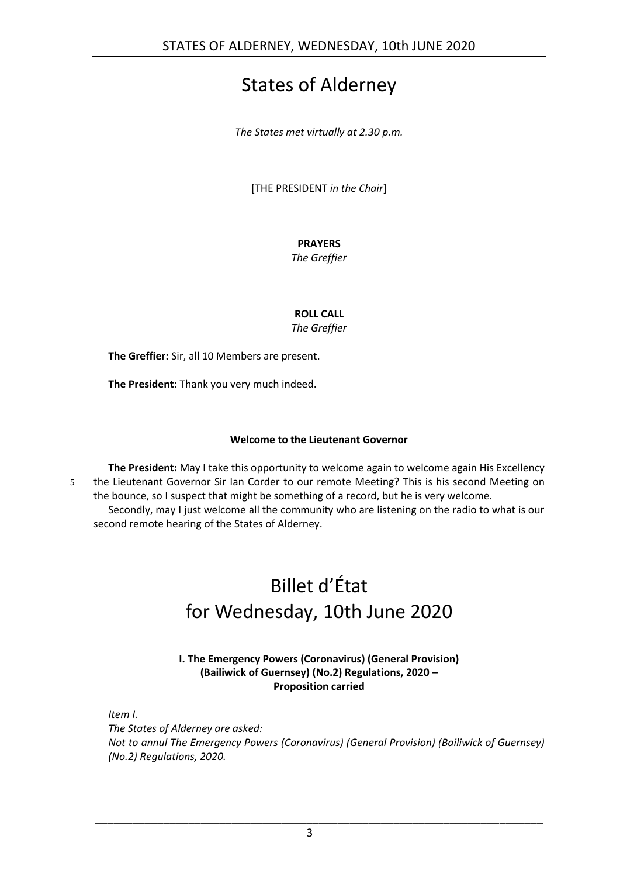# States of Alderney

*The States met virtually at 2.30 p.m.*

[THE PRESIDENT *in the Chair*]

**PRAYERS**

*The Greffier*

**ROLL CALL**

*The Greffier*

**The Greffier:** Sir, all 10 Members are present.

**The President:** Thank you very much indeed.

### Welcome to the Lieutenant Governor

**The President:** May I take this opportunity to welcome again to welcome again His Excellency the Lieutenant Governor Sir Ian Corder to our remote Meeting? This is his second Meeting on the bounce, so I suspect that might be something of a record, but he is very welcome.

Secondly, may I just welcome all the community who are listening on the radio to what is our second remote hearing of the States of Alderney.

# Billet d'État for Wednesday, 10th June 2020

### I. The Emergency Powers (Coronavirus) (General Provision) (Bailiwick of Guernsey) (No.2) Regulations, 2020 – Proposition carried

*Item I.*
*The States of Alderney are asked:*
*Not to annul The Emergency Powers (Coronavirus) (General Provision) (Bailiwick of Guernsey) (No.2) Regulations, 2020.*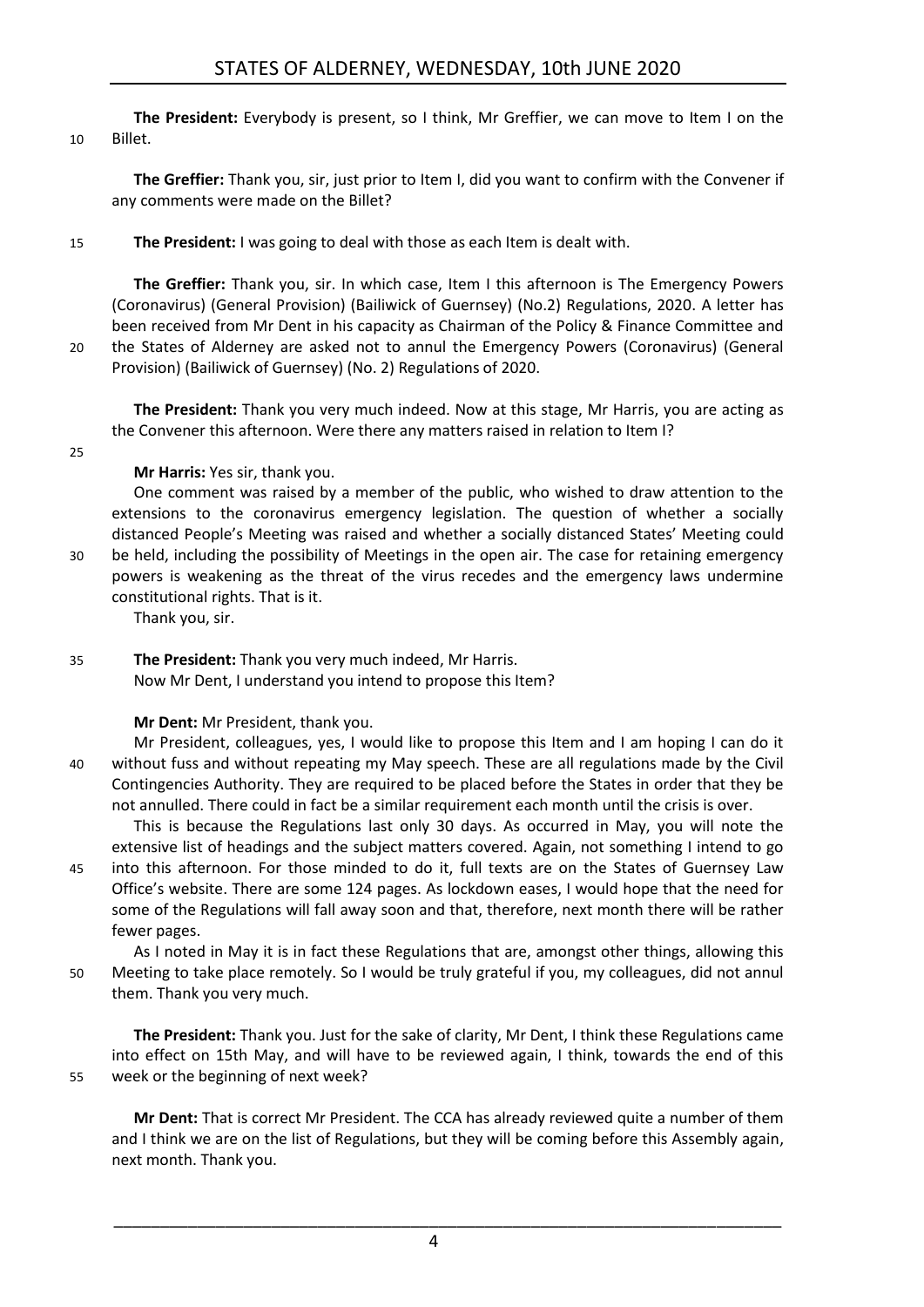**The President:** Everybody is present, so I think, Mr Greffier, we can move to Item I on the Billet.

**The Greffier:** Thank you, sir, just prior to Item I, did you want to confirm with the Convener if any comments were made on the Billet?

**The President:** I was going to deal with those as each Item is dealt with.

**The Greffier:** Thank you, sir. In which case, Item I this afternoon is The Emergency Powers (Coronavirus) (General Provision) (Bailiwick of Guernsey) (No.2) Regulations, 2020. A letter has been received from Mr Dent in his capacity as Chairman of the Policy & Finance Committee and the States of Alderney are asked not to annul the Emergency Powers (Coronavirus) (General Provision) (Bailiwick of Guernsey) (No. 2) Regulations of 2020.

**The President:** Thank you very much indeed. Now at this stage, Mr Harris, you are acting as the Convener this afternoon. Were there any matters raised in relation to Item I?

**Mr Harris:** Yes sir, thank you.

One comment was raised by a member of the public, who wished to draw attention to the extensions to the coronavirus emergency legislation. The question of whether a socially distanced People's Meeting was raised and whether a socially distanced States' Meeting could be held, including the possibility of Meetings in the open air. The case for retaining emergency powers is weakening as the threat of the virus recedes and the emergency laws undermine constitutional rights. That is it.

Thank you, sir.

**The President:** Thank you very much indeed, Mr Harris.

Now Mr Dent, I understand you intend to propose this Item?

**Mr Dent:** Mr President, thank you.

Mr President, colleagues, yes, I would like to propose this Item and I am hoping I can do it without fuss and without repeating my May speech. These are all regulations made by the Civil Contingencies Authority. They are required to be placed before the States in order that they be not annulled. There could in fact be a similar requirement each month until the crisis is over.

This is because the Regulations last only 30 days. As occurred in May, you will note the extensive list of headings and the subject matters covered. Again, not something I intend to go into this afternoon. For those minded to do it, full texts are on the States of Guernsey Law Office's website. There are some 124 pages. As lockdown eases, I would hope that the need for some of the Regulations will fall away soon and that, therefore, next month there will be rather fewer pages.

As I noted in May it is in fact these Regulations that are, amongst other things, allowing this Meeting to take place remotely. So I would be truly grateful if you, my colleagues, did not annul them. Thank you very much.

**The President:** Thank you. Just for the sake of clarity, Mr Dent, I think these Regulations came into effect on 15th May, and will have to be reviewed again, I think, towards the end of this week or the beginning of next week?

**Mr Dent:** That is correct Mr President. The CCA has already reviewed quite a number of them and I think we are on the list of Regulations, but they will be coming before this Assembly again, next month. Thank you.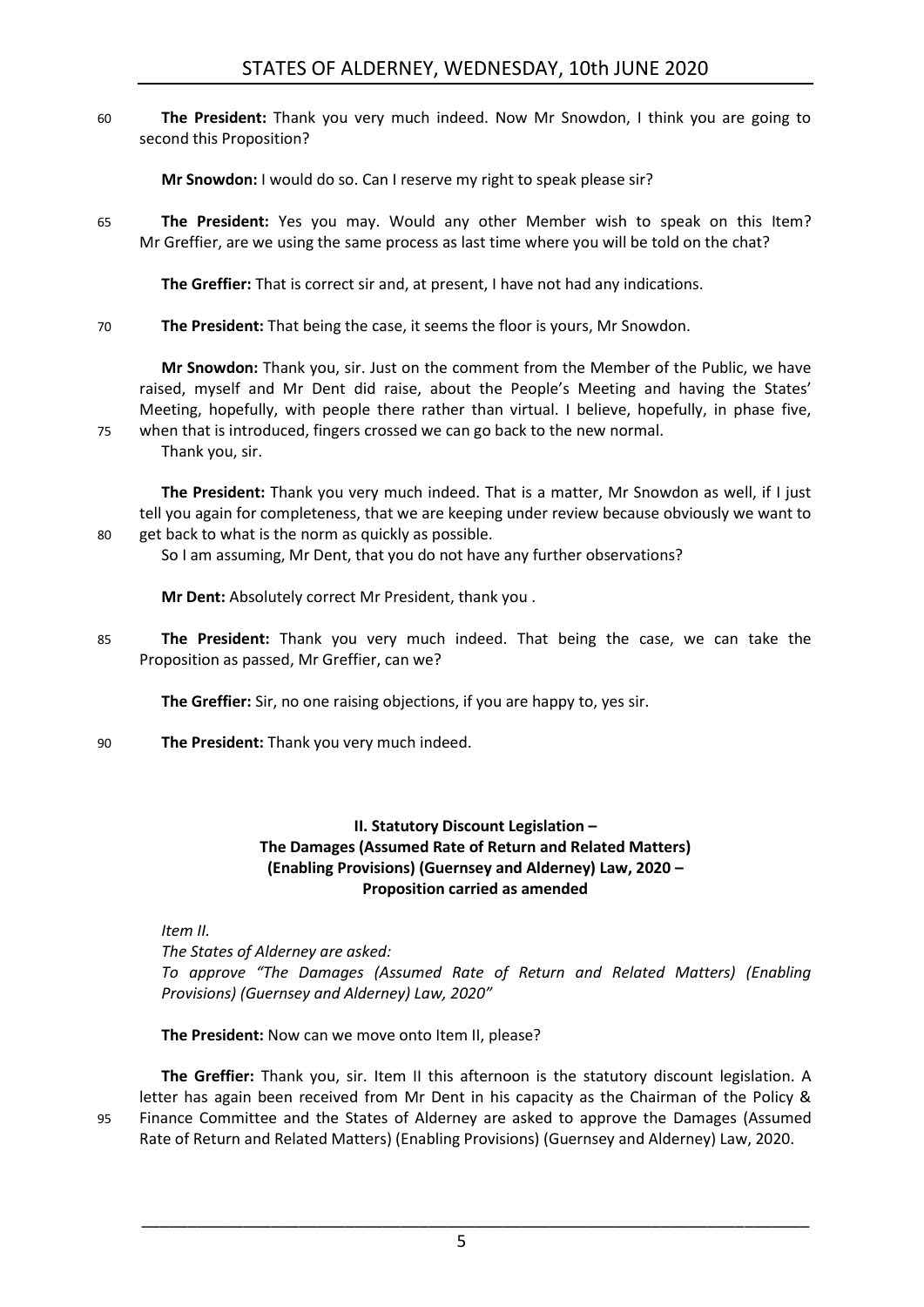**The President:** Thank you very much indeed. Now Mr Snowdon, I think you are going to second this Proposition?

**Mr Snowdon:** I would do so. Can I reserve my right to speak please sir?

**The President:** Yes you may. Would any other Member wish to speak on this Item? Mr Greffier, are we using the same process as last time where you will be told on the chat?

**The Greffier:** That is correct sir and, at present, I have not had any indications.

**The President:** That being the case, it seems the floor is yours, Mr Snowdon.

**Mr Snowdon:** Thank you, sir. Just on the comment from the Member of the Public, we have raised, myself and Mr Dent did raise, about the People's Meeting and having the States' Meeting, hopefully, with people there rather than virtual. I believe, hopefully, in phase five, when that is introduced, fingers crossed we can go back to the new normal.

Thank you, sir.

**The President:** Thank you very much indeed. That is a matter, Mr Snowdon as well, if I just tell you again for completeness, that we are keeping under review because obviously we want to get back to what is the norm as quickly as possible.

So I am assuming, Mr Dent, that you do not have any further observations?

**Mr Dent:** Absolutely correct Mr President, thank you .

**The President:** Thank you very much indeed. That being the case, we can take the Proposition as passed, Mr Greffier, can we?

**The Greffier:** Sir, no one raising objections, if you are happy to, yes sir.

**The President:** Thank you very much indeed.

## II. Statutory Discount Legislation – The Damages (Assumed Rate of Return and Related Matters) (Enabling Provisions) (Guernsey and Alderney) Law, 2020 – Proposition carried as amended

*Item II.*

*The States of Alderney are asked:*

*To approve "The Damages (Assumed Rate of Return and Related Matters) (Enabling Provisions) (Guernsey and Alderney) Law, 2020"*

**The President:** Now can we move onto Item II, please?

**The Greffier:** Thank you, sir. Item II this afternoon is the statutory discount legislation. A letter has again been received from Mr Dent in his capacity as the Chairman of the Policy & Finance Committee and the States of Alderney are asked to approve the Damages (Assumed Rate of Return and Related Matters) (Enabling Provisions) (Guernsey and Alderney) Law, 2020.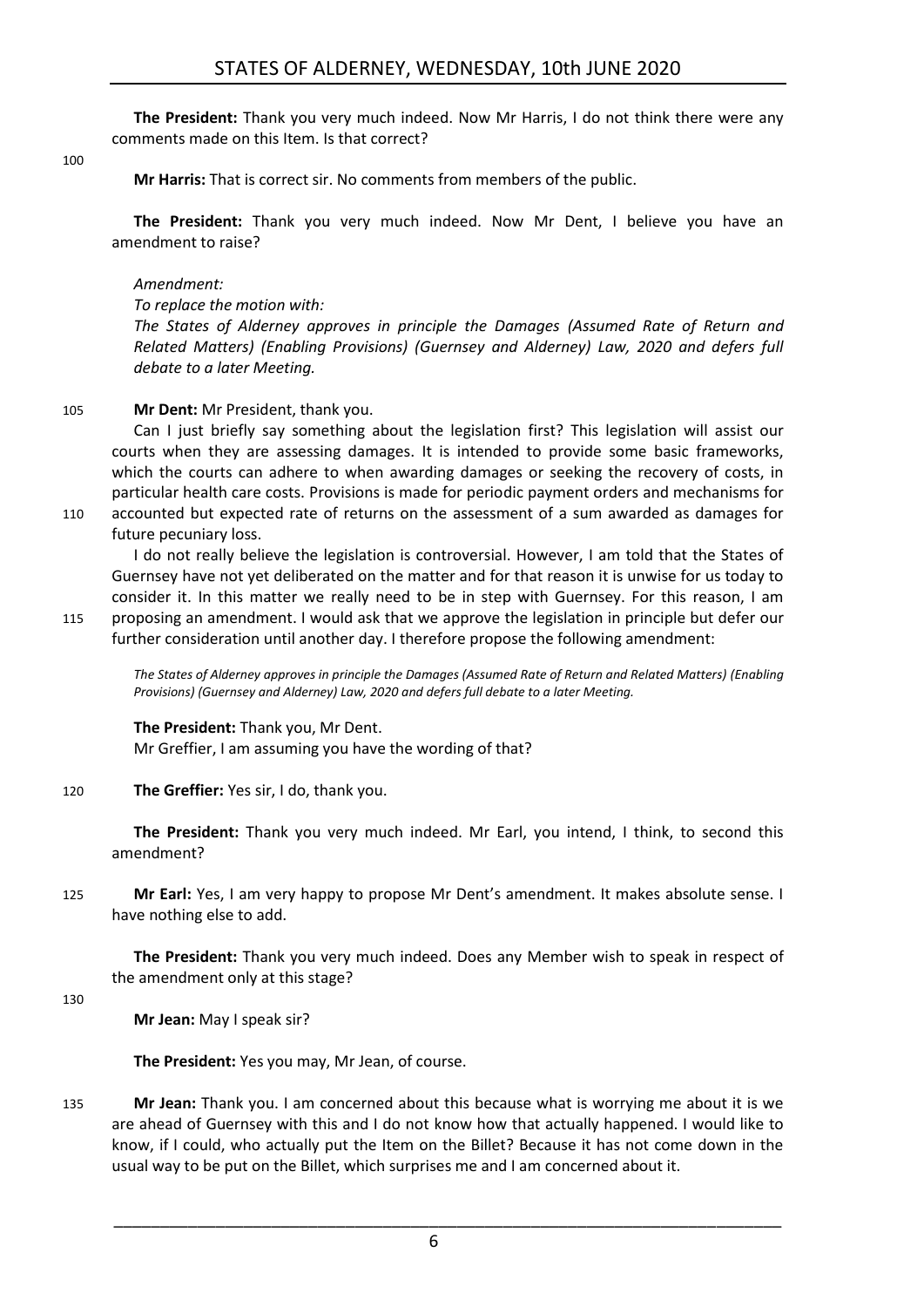**The President:** Thank you very much indeed. Now Mr Harris, I do not think there were any comments made on this Item. Is that correct?

100

**Mr Harris:** That is correct sir. No comments from members of the public.

**The President:** Thank you very much indeed. Now Mr Dent, I believe you have an amendment to raise?

*Amendment:*

*To replace the motion with:*

*The States of Alderney approves in principle the Damages (Assumed Rate of Return and Related Matters) (Enabling Provisions) (Guernsey and Alderney) Law, 2020 and defers full debate to a later Meeting.*

105 **Mr Dent:** Mr President, thank you.

Can I just briefly say something about the legislation first? This legislation will assist our courts when they are assessing damages. It is intended to provide some basic frameworks, which the courts can adhere to when awarding damages or seeking the recovery of costs, in particular health care costs. Provisions is made for periodic payment orders and mechanisms for

110 accounted but expected rate of returns on the assessment of a sum awarded as damages for future pecuniary loss.

I do not really believe the legislation is controversial. However, I am told that the States of Guernsey have not yet deliberated on the matter and for that reason it is unwise for us today to consider it. In this matter we really need to be in step with Guernsey. For this reason, I am

115 proposing an amendment. I would ask that we approve the legislation in principle but defer our further consideration until another day. I therefore propose the following amendment:

*The States of Alderney approves in principle the Damages (Assumed Rate of Return and Related Matters) (Enabling Provisions) (Guernsey and Alderney) Law, 2020 and defers full debate to a later Meeting.*

**The President:** Thank you, Mr Dent.

Mr Greffier, I am assuming you have the wording of that?

120 **The Greffier:** Yes sir, I do, thank you.

**The President:** Thank you very much indeed. Mr Earl, you intend, I think, to second this amendment?

125 **Mr Earl:** Yes, I am very happy to propose Mr Dent's amendment. It makes absolute sense. I have nothing else to add.

**The President:** Thank you very much indeed. Does any Member wish to speak in respect of the amendment only at this stage?

130

**Mr Jean:** May I speak sir?

**The President:** Yes you may, Mr Jean, of course.

135 **Mr Jean:** Thank you. I am concerned about this because what is worrying me about it is we are ahead of Guernsey with this and I do not know how that actually happened. I would like to know, if I could, who actually put the Item on the Billet? Because it has not come down in the usual way to be put on the Billet, which surprises me and I am concerned about it.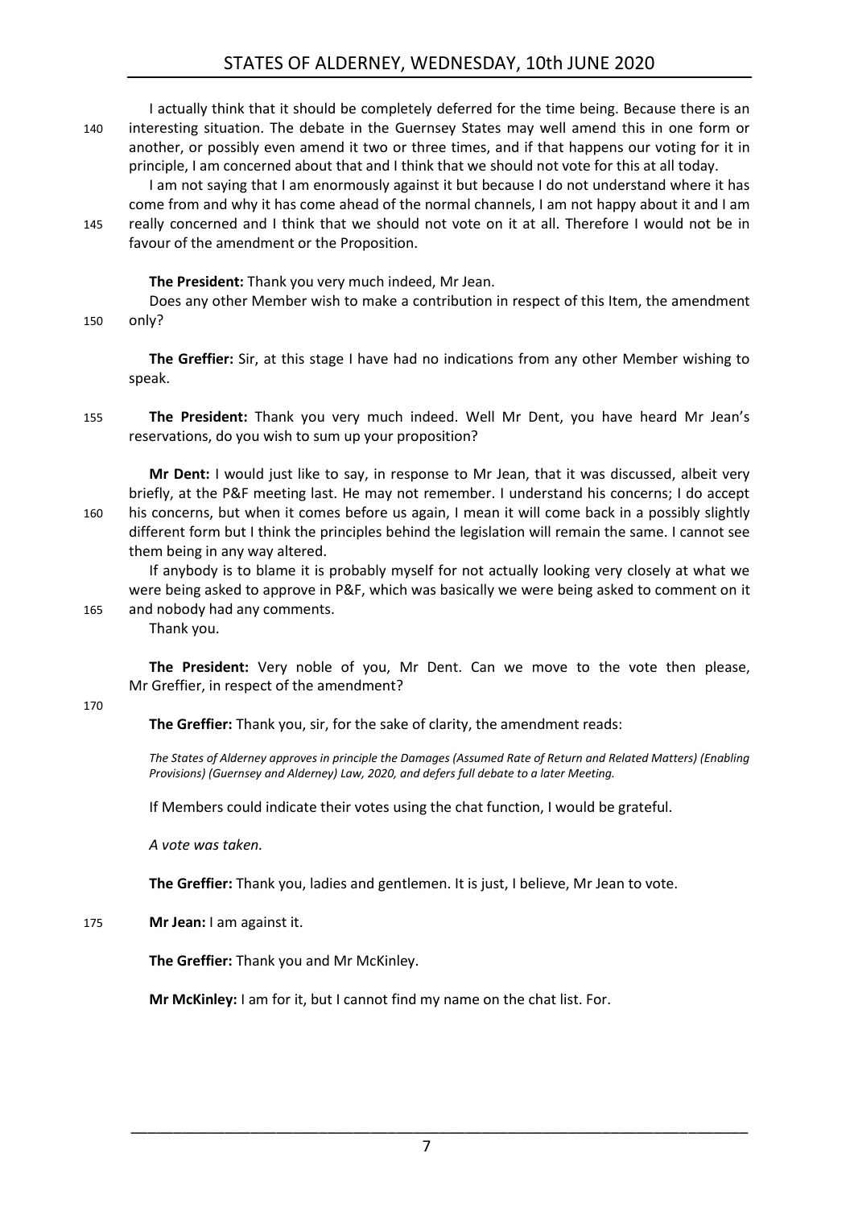I actually think that it should be completely deferred for the time being. Because there is an interesting situation. The debate in the Guernsey States may well amend this in one form or another, or possibly even amend it two or three times, and if that happens our voting for it in principle, I am concerned about that and I think that we should not vote for this at all today.

I am not saying that I am enormously against it but because I do not understand where it has come from and why it has come ahead of the normal channels, I am not happy about it and I am really concerned and I think that we should not vote on it at all. Therefore I would not be in favour of the amendment or the Proposition.

**The President:** Thank you very much indeed, Mr Jean.

Does any other Member wish to make a contribution in respect of this Item, the amendment only?

**The Greffier:** Sir, at this stage I have had no indications from any other Member wishing to speak.

**The President:** Thank you very much indeed. Well Mr Dent, you have heard Mr Jean's reservations, do you wish to sum up your proposition?

**Mr Dent:** I would just like to say, in response to Mr Jean, that it was discussed, albeit very briefly, at the P&F meeting last. He may not remember. I understand his concerns; I do accept his concerns, but when it comes before us again, I mean it will come back in a possibly slightly different form but I think the principles behind the legislation will remain the same. I cannot see them being in any way altered.

If anybody is to blame it is probably myself for not actually looking very closely at what we were being asked to approve in P&F, which was basically we were being asked to comment on it and nobody had any comments.

Thank you.

**The President:** Very noble of you, Mr Dent. Can we move to the vote then please, Mr Greffier, in respect of the amendment?

**The Greffier:** Thank you, sir, for the sake of clarity, the amendment reads:

*The States of Alderney approves in principle the Damages (Assumed Rate of Return and Related Matters) (Enabling Provisions) (Guernsey and Alderney) Law, 2020, and defers full debate to a later Meeting.*

If Members could indicate their votes using the chat function, I would be grateful.

*A vote was taken.*

**The Greffier:** Thank you, ladies and gentlemen. It is just, I believe, Mr Jean to vote.

**Mr Jean:** I am against it.

**The Greffier:** Thank you and Mr McKinley.

**Mr McKinley:** I am for it, but I cannot find my name on the chat list. For.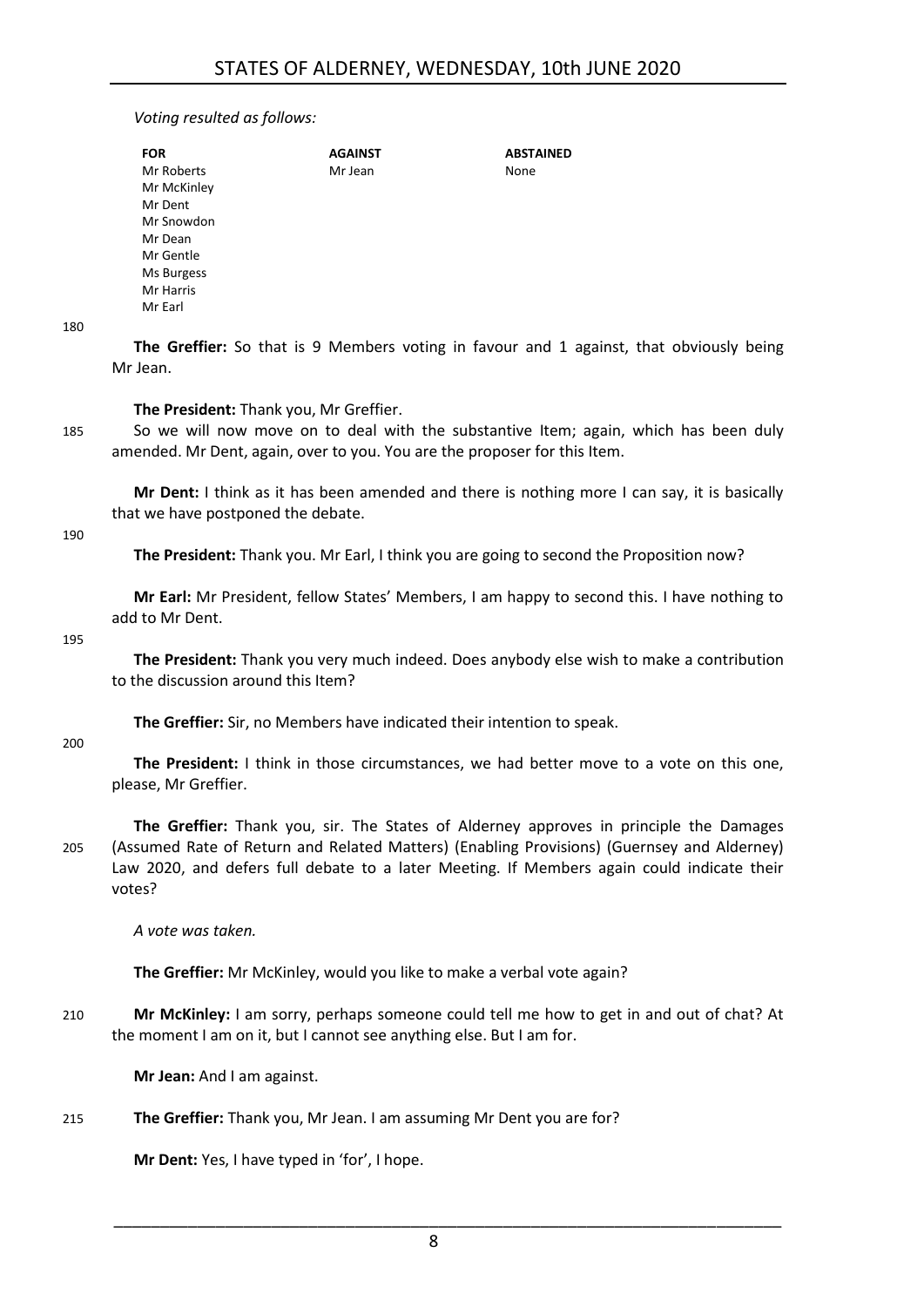*Voting resulted as follows:*

| FOR | AGAINST | ABSTAINED |
|---|---|---|
| Mr Roberts | Mr Jean | None |
| Mr McKinley | | |
| Mr Dent | | |
| Mr Snowdon | | |
| Mr Dean | | |
| Mr Gentle | | |
| Ms Burgess | | |
| Mr Harris | | |
| Mr Earl | | |

**The Greffier:** So that is 9 Members voting in favour and 1 against, that obviously being Mr Jean.

**The President:** Thank you, Mr Greffier.

So we will now move on to deal with the substantive Item; again, which has been duly amended. Mr Dent, again, over to you. You are the proposer for this Item.

**Mr Dent:** I think as it has been amended and there is nothing more I can say, it is basically that we have postponed the debate.

**The President:** Thank you. Mr Earl, I think you are going to second the Proposition now?

**Mr Earl:** Mr President, fellow States' Members, I am happy to second this. I have nothing to add to Mr Dent.

**The President:** Thank you very much indeed. Does anybody else wish to make a contribution to the discussion around this Item?

**The Greffier:** Sir, no Members have indicated their intention to speak.

**The President:** I think in those circumstances, we had better move to a vote on this one, please, Mr Greffier.

**The Greffier:** Thank you, sir. The States of Alderney approves in principle the Damages (Assumed Rate of Return and Related Matters) (Enabling Provisions) (Guernsey and Alderney) Law 2020, and defers full debate to a later Meeting. If Members again could indicate their votes?

*A vote was taken.*

**The Greffier:** Mr McKinley, would you like to make a verbal vote again?

**Mr McKinley:** I am sorry, perhaps someone could tell me how to get in and out of chat? At the moment I am on it, but I cannot see anything else. But I am for.

**Mr Jean:** And I am against.

**The Greffier:** Thank you, Mr Jean. I am assuming Mr Dent you are for?

**Mr Dent:** Yes, I have typed in 'for', I hope.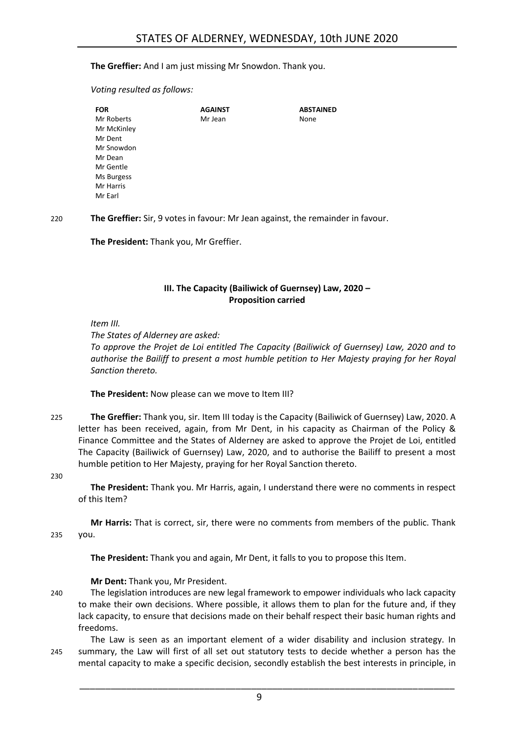**The Greffier:** And I am just missing Mr Snowdon. Thank you.

*Voting resulted as follows:*

| FOR | AGAINST | ABSTAINED |
|---|---|---|
| Mr Roberts | Mr Jean | None |
| Mr McKinley | | |
| Mr Dent | | |
| Mr Snowdon | | |
| Mr Dean | | |
| Mr Gentle | | |
| Ms Burgess | | |
| Mr Harris | | |
| Mr Earl | | |

220 **The Greffier:** Sir, 9 votes in favour: Mr Jean against, the remainder in favour.

**The President:** Thank you, Mr Greffier.

## III. The Capacity (Bailiwick of Guernsey) Law, 2020 – Proposition carried

*Item III.*

*The States of Alderney are asked:*

*To approve the Projet de Loi entitled The Capacity (Bailiwick of Guernsey) Law, 2020 and to authorise the Bailiff to present a most humble petition to Her Majesty praying for her Royal Sanction thereto.*

**The President:** Now please can we move to Item III?

225 **The Greffier:** Thank you, sir. Item III today is the Capacity (Bailiwick of Guernsey) Law, 2020. A letter has been received, again, from Mr Dent, in his capacity as Chairman of the Policy & Finance Committee and the States of Alderney are asked to approve the Projet de Loi, entitled The Capacity (Bailiwick of Guernsey) Law, 2020, and to authorise the Bailiff to present a most humble petition to Her Majesty, praying for her Royal Sanction thereto.

230

**The President:** Thank you. Mr Harris, again, I understand there were no comments in respect of this Item?

**Mr Harris:** That is correct, sir, there were no comments from members of the public. Thank 235 you.

**The President:** Thank you and again, Mr Dent, it falls to you to propose this Item.

**Mr Dent:** Thank you, Mr President.

240 The legislation introduces are new legal framework to empower individuals who lack capacity to make their own decisions. Where possible, it allows them to plan for the future and, if they lack capacity, to ensure that decisions made on their behalf respect their basic human rights and freedoms.

The Law is seen as an important element of a wider disability and inclusion strategy. In 245 summary, the Law will first of all set out statutory tests to decide whether a person has the mental capacity to make a specific decision, secondly establish the best interests in principle, in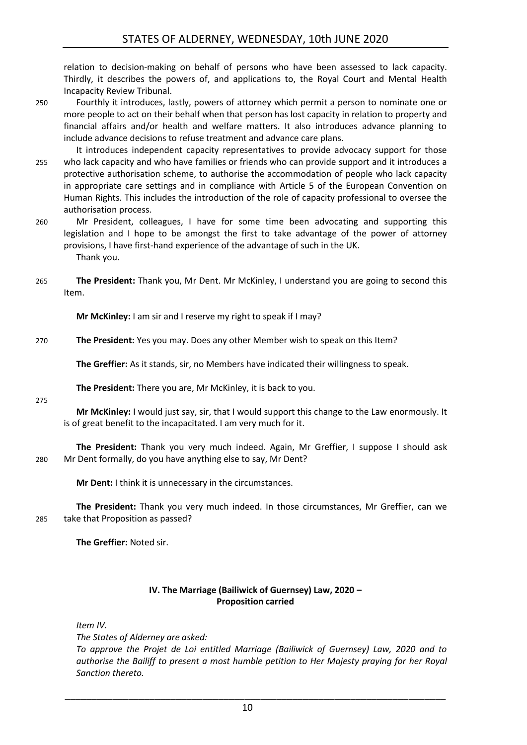relation to decision-making on behalf of persons who have been assessed to lack capacity. Thirdly, it describes the powers of, and applications to, the Royal Court and Mental Health Incapacity Review Tribunal.

Fourthly it introduces, lastly, powers of attorney which permit a person to nominate one or more people to act on their behalf when that person has lost capacity in relation to property and financial affairs and/or health and welfare matters. It also introduces advance planning to include advance decisions to refuse treatment and advance care plans.

It introduces independent capacity representatives to provide advocacy support for those who lack capacity and who have families or friends who can provide support and it introduces a protective authorisation scheme, to authorise the accommodation of people who lack capacity in appropriate care settings and in compliance with Article 5 of the European Convention on Human Rights. This includes the introduction of the role of capacity professional to oversee the authorisation process.

Mr President, colleagues, I have for some time been advocating and supporting this legislation and I hope to be amongst the first to take advantage of the power of attorney provisions, I have first-hand experience of the advantage of such in the UK.

Thank you.

**The President:** Thank you, Mr Dent. Mr McKinley, I understand you are going to second this Item.

**Mr McKinley:** I am sir and I reserve my right to speak if I may?

**The President:** Yes you may. Does any other Member wish to speak on this Item?

**The Greffier:** As it stands, sir, no Members have indicated their willingness to speak.

**The President:** There you are, Mr McKinley, it is back to you.

**Mr McKinley:** I would just say, sir, that I would support this change to the Law enormously. It is of great benefit to the incapacitated. I am very much for it.

**The President:** Thank you very much indeed. Again, Mr Greffier, I suppose I should ask Mr Dent formally, do you have anything else to say, Mr Dent?

**Mr Dent:** I think it is unnecessary in the circumstances.

**The President:** Thank you very much indeed. In those circumstances, Mr Greffier, can we take that Proposition as passed?

**The Greffier:** Noted sir.

## IV. The Marriage (Bailiwick of Guernsey) Law, 2020 – Proposition carried

*Item IV.*

*The States of Alderney are asked:*

*To approve the Projet de Loi entitled Marriage (Bailiwick of Guernsey) Law, 2020 and to authorise the Bailiff to present a most humble petition to Her Majesty praying for her Royal Sanction thereto.*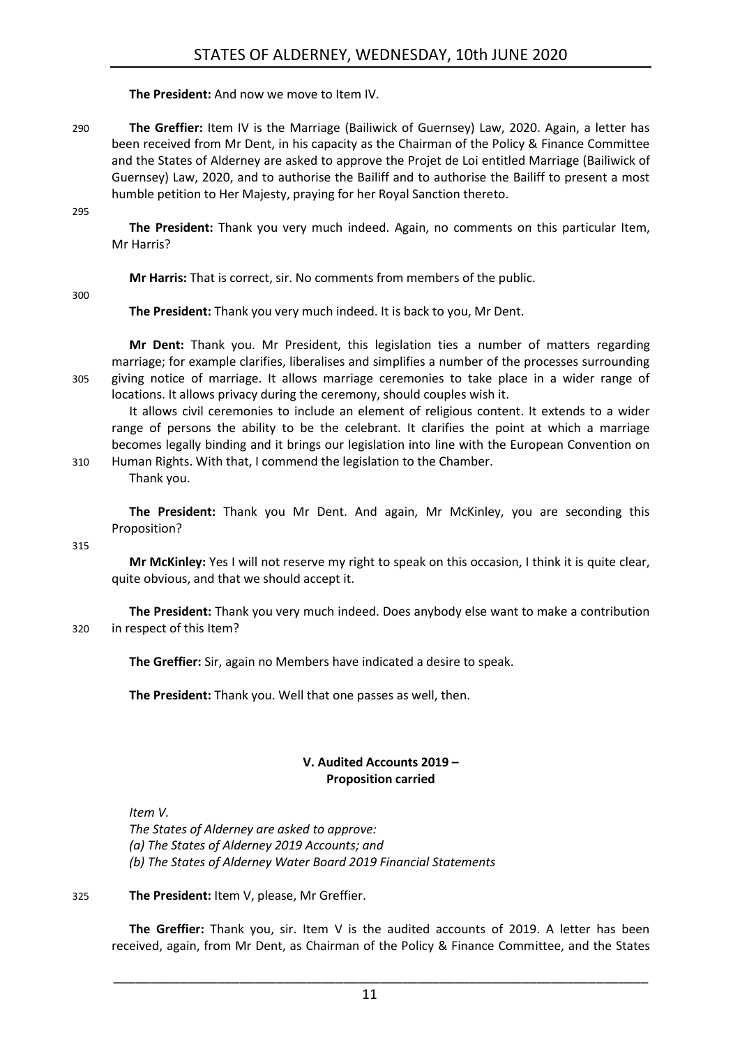**The President:** And now we move to Item IV.

290 **The Greffier:** Item IV is the Marriage (Bailiwick of Guernsey) Law, 2020. Again, a letter has been received from Mr Dent, in his capacity as the Chairman of the Policy & Finance Committee and the States of Alderney are asked to approve the Projet de Loi entitled Marriage (Bailiwick of Guernsey) Law, 2020, and to authorise the Bailiff and to authorise the Bailiff to present a most humble petition to Her Majesty, praying for her Royal Sanction thereto.

295

**The President:** Thank you very much indeed. Again, no comments on this particular Item, Mr Harris?

**Mr Harris:** That is correct, sir. No comments from members of the public.

300

**The President:** Thank you very much indeed. It is back to you, Mr Dent.

**Mr Dent:** Thank you. Mr President, this legislation ties a number of matters regarding marriage; for example clarifies, liberalises and simplifies a number of the processes surrounding 305 giving notice of marriage. It allows marriage ceremonies to take place in a wider range of locations. It allows privacy during the ceremony, should couples wish it.

It allows civil ceremonies to include an element of religious content. It extends to a wider range of persons the ability to be the celebrant. It clarifies the point at which a marriage becomes legally binding and it brings our legislation into line with the European Convention on 310 Human Rights. With that, I commend the legislation to the Chamber.

Thank you.

**The President:** Thank you Mr Dent. And again, Mr McKinley, you are seconding this Proposition?

315

**Mr McKinley:** Yes I will not reserve my right to speak on this occasion, I think it is quite clear, quite obvious, and that we should accept it.

**The President:** Thank you very much indeed. Does anybody else want to make a contribution 320 in respect of this Item?

**The Greffier:** Sir, again no Members have indicated a desire to speak.

**The President:** Thank you. Well that one passes as well, then.

## V. Audited Accounts 2019 – Proposition carried

*Item V.*
*The States of Alderney are asked to approve:*
*(a) The States of Alderney 2019 Accounts; and*
*(b) The States of Alderney Water Board 2019 Financial Statements*

325 **The President:** Item V, please, Mr Greffier.

**The Greffier:** Thank you, sir. Item V is the audited accounts of 2019. A letter has been received, again, from Mr Dent, as Chairman of the Policy & Finance Committee, and the States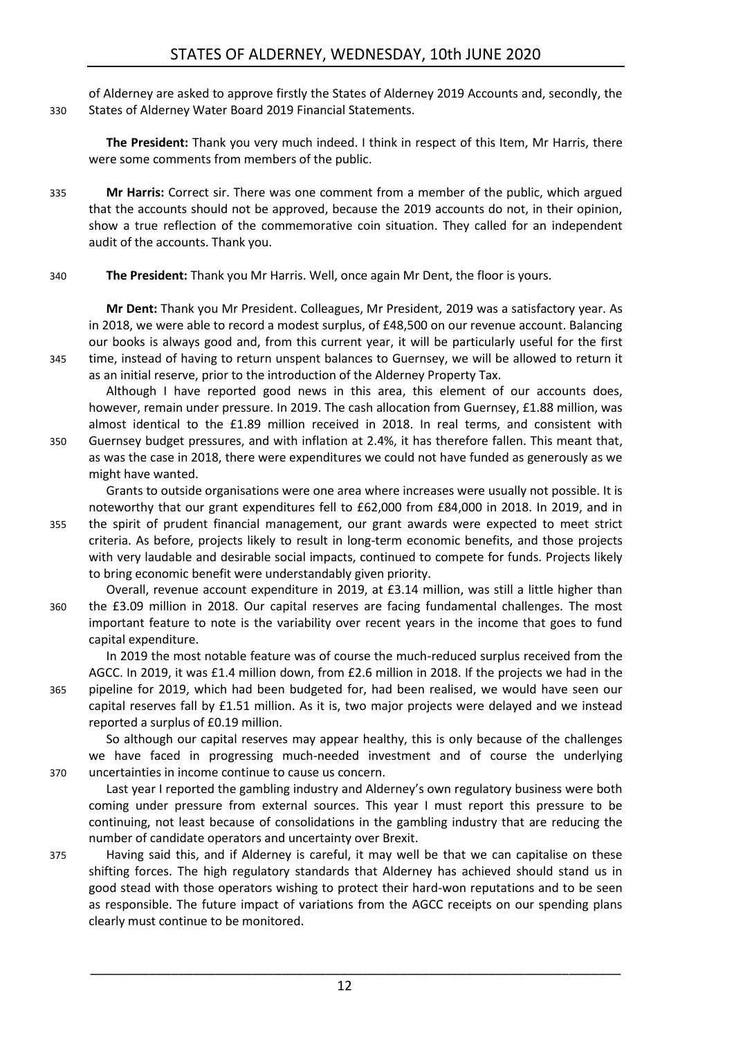of Alderney are asked to approve firstly the States of Alderney 2019 Accounts and, secondly, the States of Alderney Water Board 2019 Financial Statements.

**The President:** Thank you very much indeed. I think in respect of this Item, Mr Harris, there were some comments from members of the public.

**Mr Harris:** Correct sir. There was one comment from a member of the public, which argued that the accounts should not be approved, because the 2019 accounts do not, in their opinion, show a true reflection of the commemorative coin situation. They called for an independent audit of the accounts. Thank you.

**The President:** Thank you Mr Harris. Well, once again Mr Dent, the floor is yours.

**Mr Dent:** Thank you Mr President. Colleagues, Mr President, 2019 was a satisfactory year. As in 2018, we were able to record a modest surplus, of £48,500 on our revenue account. Balancing our books is always good and, from this current year, it will be particularly useful for the first time, instead of having to return unspent balances to Guernsey, we will be allowed to return it as an initial reserve, prior to the introduction of the Alderney Property Tax.

Although I have reported good news in this area, this element of our accounts does, however, remain under pressure. In 2019. The cash allocation from Guernsey, £1.88 million, was almost identical to the £1.89 million received in 2018. In real terms, and consistent with Guernsey budget pressures, and with inflation at 2.4%, it has therefore fallen. This meant that, as was the case in 2018, there were expenditures we could not have funded as generously as we might have wanted.

Grants to outside organisations were one area where increases were usually not possible. It is noteworthy that our grant expenditures fell to £62,000 from £84,000 in 2018. In 2019, and in the spirit of prudent financial management, our grant awards were expected to meet strict criteria. As before, projects likely to result in long-term economic benefits, and those projects with very laudable and desirable social impacts, continued to compete for funds. Projects likely to bring economic benefit were understandably given priority.

Overall, revenue account expenditure in 2019, at £3.14 million, was still a little higher than the £3.09 million in 2018. Our capital reserves are facing fundamental challenges. The most important feature to note is the variability over recent years in the income that goes to fund capital expenditure.

In 2019 the most notable feature was of course the much-reduced surplus received from the AGCC. In 2019, it was £1.4 million down, from £2.6 million in 2018. If the projects we had in the pipeline for 2019, which had been budgeted for, had been realised, we would have seen our capital reserves fall by £1.51 million. As it is, two major projects were delayed and we instead reported a surplus of £0.19 million.

So although our capital reserves may appear healthy, this is only because of the challenges we have faced in progressing much-needed investment and of course the underlying uncertainties in income continue to cause us concern.

Last year I reported the gambling industry and Alderney's own regulatory business were both coming under pressure from external sources. This year I must report this pressure to be continuing, not least because of consolidations in the gambling industry that are reducing the number of candidate operators and uncertainty over Brexit.

Having said this, and if Alderney is careful, it may well be that we can capitalise on these shifting forces. The high regulatory standards that Alderney has achieved should stand us in good stead with those operators wishing to protect their hard-won reputations and to be seen as responsible. The future impact of variations from the AGCC receipts on our spending plans clearly must continue to be monitored.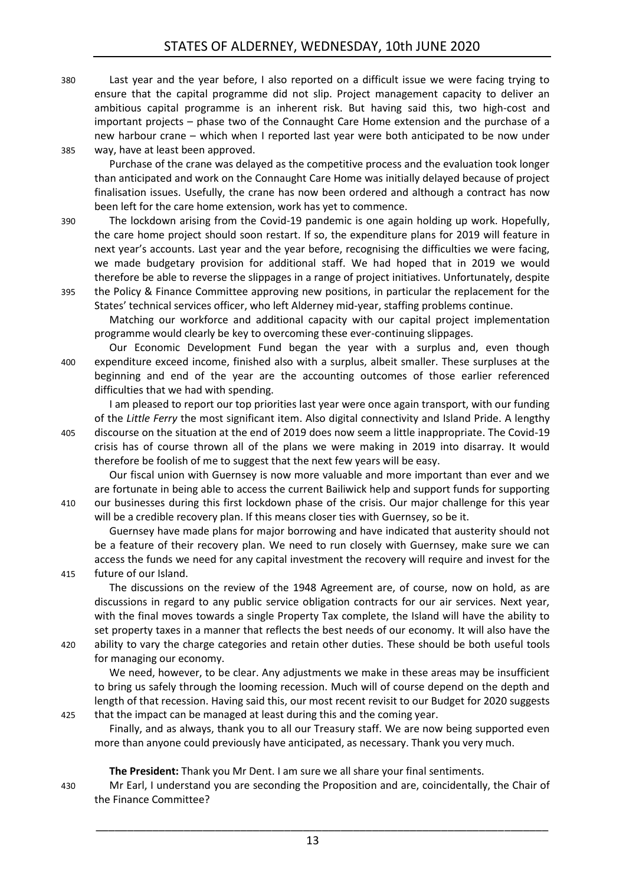Last year and the year before, I also reported on a difficult issue we were facing trying to ensure that the capital programme did not slip. Project management capacity to deliver an ambitious capital programme is an inherent risk. But having said this, two high-cost and important projects – phase two of the Connaught Care Home extension and the purchase of a new harbour crane – which when I reported last year were both anticipated to be now under way, have at least been approved.

Purchase of the crane was delayed as the competitive process and the evaluation took longer than anticipated and work on the Connaught Care Home was initially delayed because of project finalisation issues. Usefully, the crane has now been ordered and although a contract has now been left for the care home extension, work has yet to commence.

The lockdown arising from the Covid-19 pandemic is one again holding up work. Hopefully, the care home project should soon restart. If so, the expenditure plans for 2019 will feature in next year's accounts. Last year and the year before, recognising the difficulties we were facing, we made budgetary provision for additional staff. We had hoped that in 2019 we would therefore be able to reverse the slippages in a range of project initiatives. Unfortunately, despite the Policy & Finance Committee approving new positions, in particular the replacement for the States' technical services officer, who left Alderney mid-year, staffing problems continue.

Matching our workforce and additional capacity with our capital project implementation programme would clearly be key to overcoming these ever-continuing slippages.

Our Economic Development Fund began the year with a surplus and, even though expenditure exceed income, finished also with a surplus, albeit smaller. These surpluses at the beginning and end of the year are the accounting outcomes of those earlier referenced difficulties that we had with spending.

I am pleased to report our top priorities last year were once again transport, with our funding of the *Little Ferry* the most significant item. Also digital connectivity and Island Pride. A lengthy discourse on the situation at the end of 2019 does now seem a little inappropriate. The Covid-19 crisis has of course thrown all of the plans we were making in 2019 into disarray. It would therefore be foolish of me to suggest that the next few years will be easy.

Our fiscal union with Guernsey is now more valuable and more important than ever and we are fortunate in being able to access the current Bailiwick help and support funds for supporting our businesses during this first lockdown phase of the crisis. Our major challenge for this year will be a credible recovery plan. If this means closer ties with Guernsey, so be it.

Guernsey have made plans for major borrowing and have indicated that austerity should not be a feature of their recovery plan. We need to run closely with Guernsey, make sure we can access the funds we need for any capital investment the recovery will require and invest for the future of our Island.

The discussions on the review of the 1948 Agreement are, of course, now on hold, as are discussions in regard to any public service obligation contracts for our air services. Next year, with the final moves towards a single Property Tax complete, the Island will have the ability to set property taxes in a manner that reflects the best needs of our economy. It will also have the ability to vary the charge categories and retain other duties. These should be both useful tools for managing our economy.

We need, however, to be clear. Any adjustments we make in these areas may be insufficient to bring us safely through the looming recession. Much will of course depend on the depth and length of that recession. Having said this, our most recent revisit to our Budget for 2020 suggests that the impact can be managed at least during this and the coming year.

Finally, and as always, thank you to all our Treasury staff. We are now being supported even more than anyone could previously have anticipated, as necessary. Thank you very much.

**The President:** Thank you Mr Dent. I am sure we all share your final sentiments.

Mr Earl, I understand you are seconding the Proposition and are, coincidentally, the Chair of the Finance Committee?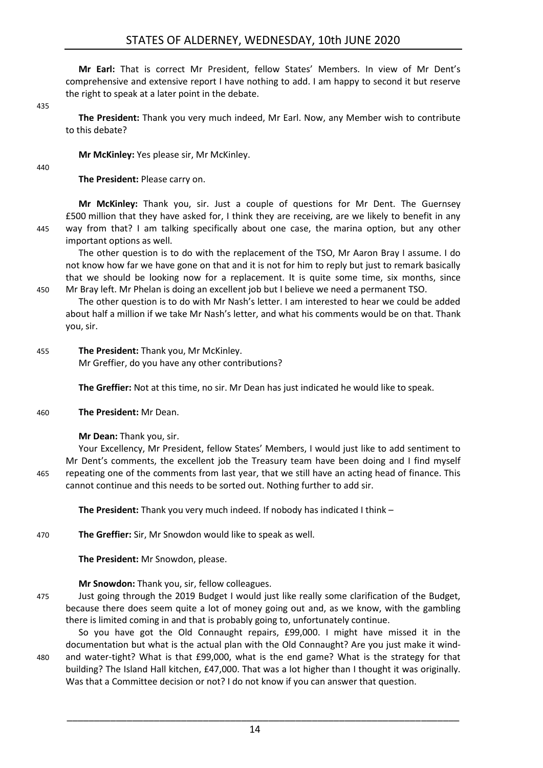**Mr Earl:** That is correct Mr President, fellow States' Members. In view of Mr Dent's comprehensive and extensive report I have nothing to add. I am happy to second it but reserve the right to speak at a later point in the debate.

**The President:** Thank you very much indeed, Mr Earl. Now, any Member wish to contribute to this debate?

**Mr McKinley:** Yes please sir, Mr McKinley.

**The President:** Please carry on.

**Mr McKinley:** Thank you, sir. Just a couple of questions for Mr Dent. The Guernsey £500 million that they have asked for, I think they are receiving, are we likely to benefit in any way from that? I am talking specifically about one case, the marina option, but any other important options as well.

The other question is to do with the replacement of the TSO, Mr Aaron Bray I assume. I do not know how far we have gone on that and it is not for him to reply but just to remark basically that we should be looking now for a replacement. It is quite some time, six months, since Mr Bray left. Mr Phelan is doing an excellent job but I believe we need a permanent TSO.

The other question is to do with Mr Nash's letter. I am interested to hear we could be added about half a million if we take Mr Nash's letter, and what his comments would be on that. Thank you, sir.

**The President:** Thank you, Mr McKinley.
Mr Greffier, do you have any other contributions?

**The Greffier:** Not at this time, no sir. Mr Dean has just indicated he would like to speak.

**The President:** Mr Dean.

**Mr Dean:** Thank you, sir.

Your Excellency, Mr President, fellow States' Members, I would just like to add sentiment to Mr Dent's comments, the excellent job the Treasury team have been doing and I find myself repeating one of the comments from last year, that we still have an acting head of finance. This cannot continue and this needs to be sorted out. Nothing further to add sir.

**The President:** Thank you very much indeed. If nobody has indicated I think –

**The Greffier:** Sir, Mr Snowdon would like to speak as well.

**The President:** Mr Snowdon, please.

**Mr Snowdon:** Thank you, sir, fellow colleagues.

Just going through the 2019 Budget I would just like really some clarification of the Budget, because there does seem quite a lot of money going out and, as we know, with the gambling there is limited coming in and that is probably going to, unfortunately continue.

So you have got the Old Connaught repairs, £99,000. I might have missed it in the documentation but what is the actual plan with the Old Connaught? Are you just make it wind- and water-tight? What is that £99,000, what is the end game? What is the strategy for that building? The Island Hall kitchen, £47,000. That was a lot higher than I thought it was originally. Was that a Committee decision or not? I do not know if you can answer that question.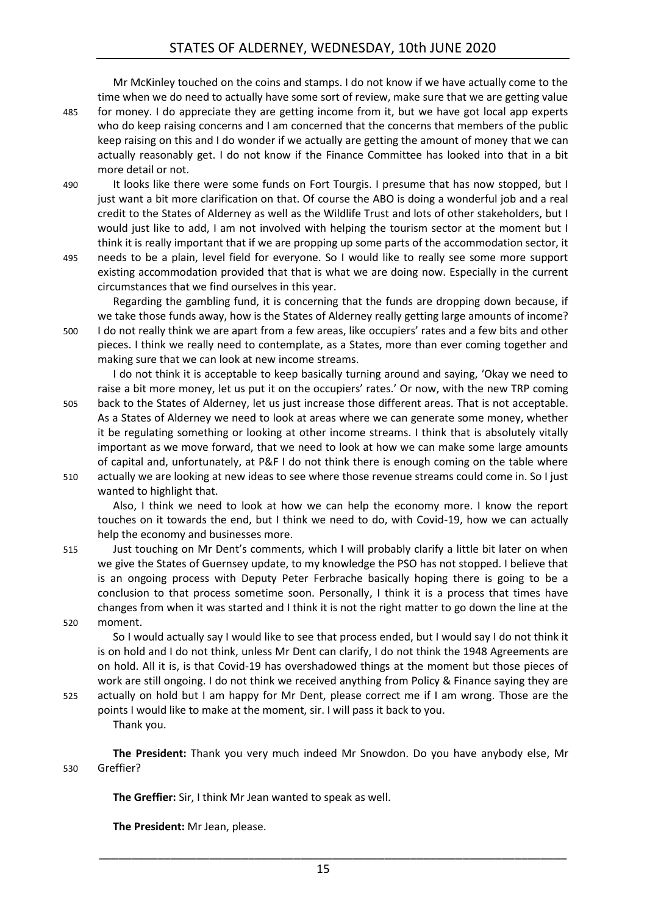Mr McKinley touched on the coins and stamps. I do not know if we have actually come to the time when we do need to actually have some sort of review, make sure that we are getting value for money. I do appreciate they are getting income from it, but we have got local app experts who do keep raising concerns and I am concerned that the concerns that members of the public keep raising on this and I do wonder if we actually are getting the amount of money that we can actually reasonably get. I do not know if the Finance Committee has looked into that in a bit more detail or not.

It looks like there were some funds on Fort Tourgis. I presume that has now stopped, but I just want a bit more clarification on that. Of course the ABO is doing a wonderful job and a real credit to the States of Alderney as well as the Wildlife Trust and lots of other stakeholders, but I would just like to add, I am not involved with helping the tourism sector at the moment but I think it is really important that if we are propping up some parts of the accommodation sector, it needs to be a plain, level field for everyone. So I would like to really see some more support existing accommodation provided that that is what we are doing now. Especially in the current circumstances that we find ourselves in this year.

Regarding the gambling fund, it is concerning that the funds are dropping down because, if we take those funds away, how is the States of Alderney really getting large amounts of income? I do not really think we are apart from a few areas, like occupiers' rates and a few bits and other pieces. I think we really need to contemplate, as a States, more than ever coming together and making sure that we can look at new income streams.

I do not think it is acceptable to keep basically turning around and saying, 'Okay we need to raise a bit more money, let us put it on the occupiers' rates.' Or now, with the new TRP coming back to the States of Alderney, let us just increase those different areas. That is not acceptable. As a States of Alderney we need to look at areas where we can generate some money, whether it be regulating something or looking at other income streams. I think that is absolutely vitally important as we move forward, that we need to look at how we can make some large amounts of capital and, unfortunately, at P&F I do not think there is enough coming on the table where actually we are looking at new ideas to see where those revenue streams could come in. So I just wanted to highlight that.

Also, I think we need to look at how we can help the economy more. I know the report touches on it towards the end, but I think we need to do, with Covid-19, how we can actually help the economy and businesses more.

Just touching on Mr Dent's comments, which I will probably clarify a little bit later on when we give the States of Guernsey update, to my knowledge the PSO has not stopped. I believe that is an ongoing process with Deputy Peter Ferbrache basically hoping there is going to be a conclusion to that process sometime soon. Personally, I think it is a process that times have changes from when it was started and I think it is not the right matter to go down the line at the moment.

So I would actually say I would like to see that process ended, but I would say I do not think it is on hold and I do not think, unless Mr Dent can clarify, I do not think the 1948 Agreements are on hold. All it is, is that Covid-19 has overshadowed things at the moment but those pieces of work are still ongoing. I do not think we received anything from Policy & Finance saying they are actually on hold but I am happy for Mr Dent, please correct me if I am wrong. Those are the points I would like to make at the moment, sir. I will pass it back to you.

Thank you.

**The President:** Thank you very much indeed Mr Snowdon. Do you have anybody else, Mr Greffier?

**The Greffier:** Sir, I think Mr Jean wanted to speak as well.

**The President:** Mr Jean, please.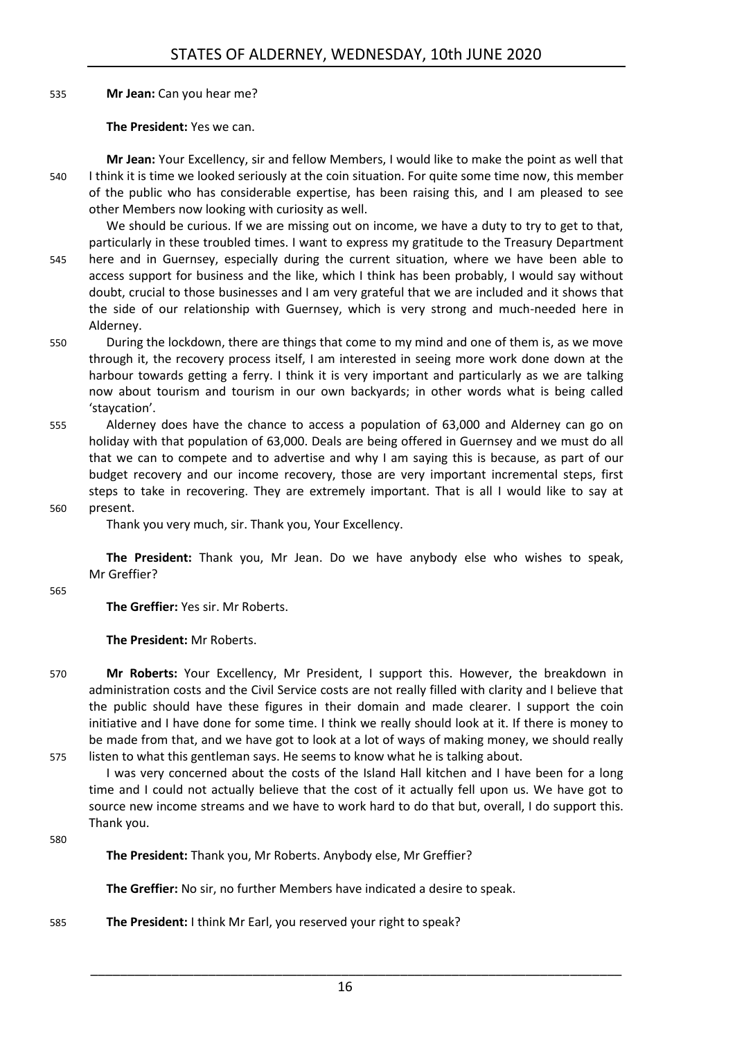**Mr Jean:** Can you hear me?

**The President:** Yes we can.

**Mr Jean:** Your Excellency, sir and fellow Members, I would like to make the point as well that I think it is time we looked seriously at the coin situation. For quite some time now, this member of the public who has considerable expertise, has been raising this, and I am pleased to see other Members now looking with curiosity as well.

We should be curious. If we are missing out on income, we have a duty to try to get to that, particularly in these troubled times. I want to express my gratitude to the Treasury Department here and in Guernsey, especially during the current situation, where we have been able to access support for business and the like, which I think has been probably, I would say without doubt, crucial to those businesses and I am very grateful that we are included and it shows that the side of our relationship with Guernsey, which is very strong and much-needed here in Alderney.

During the lockdown, there are things that come to my mind and one of them is, as we move through it, the recovery process itself, I am interested in seeing more work done down at the harbour towards getting a ferry. I think it is very important and particularly as we are talking now about tourism and tourism in our own backyards; in other words what is being called 'staycation'.

Alderney does have the chance to access a population of 63,000 and Alderney can go on holiday with that population of 63,000. Deals are being offered in Guernsey and we must do all that we can to compete and to advertise and why I am saying this is because, as part of our budget recovery and our income recovery, those are very important incremental steps, first steps to take in recovering. They are extremely important. That is all I would like to say at present.

Thank you very much, sir. Thank you, Your Excellency.

**The President:** Thank you, Mr Jean. Do we have anybody else who wishes to speak, Mr Greffier?

**The Greffier:** Yes sir. Mr Roberts.

**The President:** Mr Roberts.

**Mr Roberts:** Your Excellency, Mr President, I support this. However, the breakdown in administration costs and the Civil Service costs are not really filled with clarity and I believe that the public should have these figures in their domain and made clearer. I support the coin initiative and I have done for some time. I think we really should look at it. If there is money to be made from that, and we have got to look at a lot of ways of making money, we should really listen to what this gentleman says. He seems to know what he is talking about.

I was very concerned about the costs of the Island Hall kitchen and I have been for a long time and I could not actually believe that the cost of it actually fell upon us. We have got to source new income streams and we have to work hard to do that but, overall, I do support this. Thank you.

**The President:** Thank you, Mr Roberts. Anybody else, Mr Greffier?

**The Greffier:** No sir, no further Members have indicated a desire to speak.

**The President:** I think Mr Earl, you reserved your right to speak?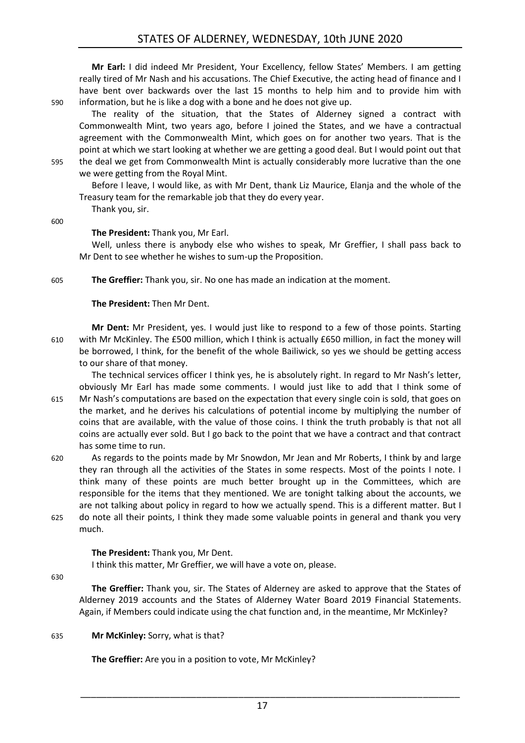**Mr Earl:** I did indeed Mr President, Your Excellency, fellow States' Members. I am getting really tired of Mr Nash and his accusations. The Chief Executive, the acting head of finance and I have bent over backwards over the last 15 months to help him and to provide him with information, but he is like a dog with a bone and he does not give up.

The reality of the situation, that the States of Alderney signed a contract with Commonwealth Mint, two years ago, before I joined the States, and we have a contractual agreement with the Commonwealth Mint, which goes on for another two years. That is the point at which we start looking at whether we are getting a good deal. But I would point out that the deal we get from Commonwealth Mint is actually considerably more lucrative than the one we were getting from the Royal Mint.

Before I leave, I would like, as with Mr Dent, thank Liz Maurice, Elanja and the whole of the Treasury team for the remarkable job that they do every year.

Thank you, sir.

**The President:** Thank you, Mr Earl.

Well, unless there is anybody else who wishes to speak, Mr Greffier, I shall pass back to Mr Dent to see whether he wishes to sum-up the Proposition.

**The Greffier:** Thank you, sir. No one has made an indication at the moment.

**The President:** Then Mr Dent.

**Mr Dent:** Mr President, yes. I would just like to respond to a few of those points. Starting with Mr McKinley. The £500 million, which I think is actually £650 million, in fact the money will be borrowed, I think, for the benefit of the whole Bailiwick, so yes we should be getting access to our share of that money.

The technical services officer I think yes, he is absolutely right. In regard to Mr Nash's letter, obviously Mr Earl has made some comments. I would just like to add that I think some of Mr Nash's computations are based on the expectation that every single coin is sold, that goes on the market, and he derives his calculations of potential income by multiplying the number of coins that are available, with the value of those coins. I think the truth probably is that not all coins are actually ever sold. But I go back to the point that we have a contract and that contract has some time to run.

As regards to the points made by Mr Snowdon, Mr Jean and Mr Roberts, I think by and large they ran through all the activities of the States in some respects. Most of the points I note. I think many of these points are much better brought up in the Committees, which are responsible for the items that they mentioned. We are tonight talking about the accounts, we are not talking about policy in regard to how we actually spend. This is a different matter. But I do note all their points, I think they made some valuable points in general and thank you very much.

**The President:** Thank you, Mr Dent.

I think this matter, Mr Greffier, we will have a vote on, please.

**The Greffier:** Thank you, sir. The States of Alderney are asked to approve that the States of Alderney 2019 accounts and the States of Alderney Water Board 2019 Financial Statements. Again, if Members could indicate using the chat function and, in the meantime, Mr McKinley?

**Mr McKinley:** Sorry, what is that?

**The Greffier:** Are you in a position to vote, Mr McKinley?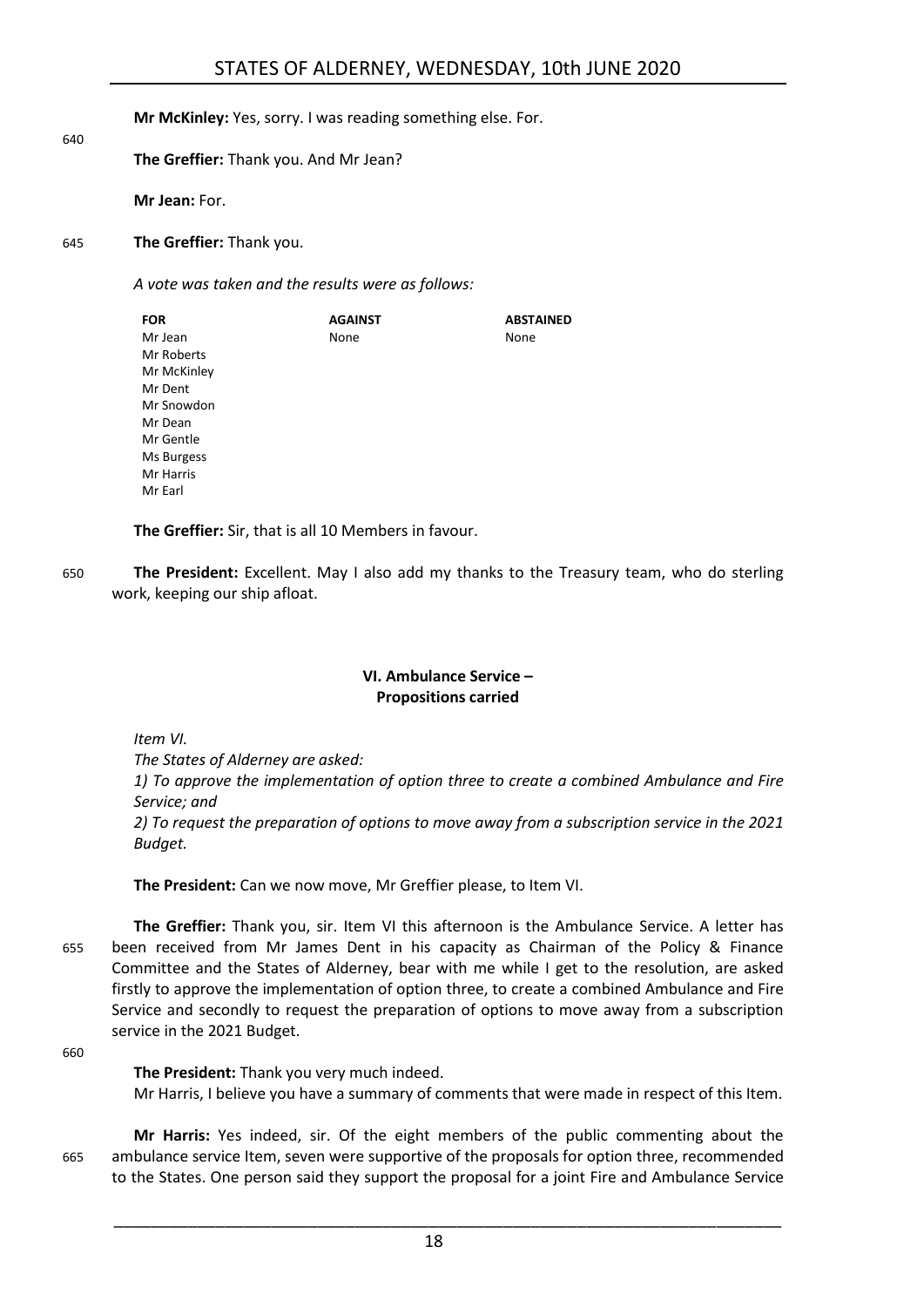**Mr McKinley:** Yes, sorry. I was reading something else. For.

**The Greffier:** Thank you. And Mr Jean?

**Mr Jean:** For.

**The Greffier:** Thank you.

*A vote was taken and the results were as follows:*

| FOR | AGAINST | ABSTAINED |
|---|---|---|
| Mr Jean | None | None |
| Mr Roberts | | |
| Mr McKinley | | |
| Mr Dent | | |
| Mr Snowdon | | |
| Mr Dean | | |
| Mr Gentle | | |
| Ms Burgess | | |
| Mr Harris | | |
| Mr Earl | | |

**The Greffier:** Sir, that is all 10 Members in favour.

**The President:** Excellent. May I also add my thanks to the Treasury team, who do sterling work, keeping our ship afloat.

## VI. Ambulance Service – Propositions carried

*Item VI.*

*The States of Alderney are asked:*

*1) To approve the implementation of option three to create a combined Ambulance and Fire Service; and*

*2) To request the preparation of options to move away from a subscription service in the 2021 Budget.*

**The President:** Can we now move, Mr Greffier please, to Item VI.

**The Greffier:** Thank you, sir. Item VI this afternoon is the Ambulance Service. A letter has been received from Mr James Dent in his capacity as Chairman of the Policy & Finance Committee and the States of Alderney, bear with me while I get to the resolution, are asked firstly to approve the implementation of option three, to create a combined Ambulance and Fire Service and secondly to request the preparation of options to move away from a subscription service in the 2021 Budget.

**The President:** Thank you very much indeed.

Mr Harris, I believe you have a summary of comments that were made in respect of this Item.

**Mr Harris:** Yes indeed, sir. Of the eight members of the public commenting about the ambulance service Item, seven were supportive of the proposals for option three, recommended to the States. One person said they support the proposal for a joint Fire and Ambulance Service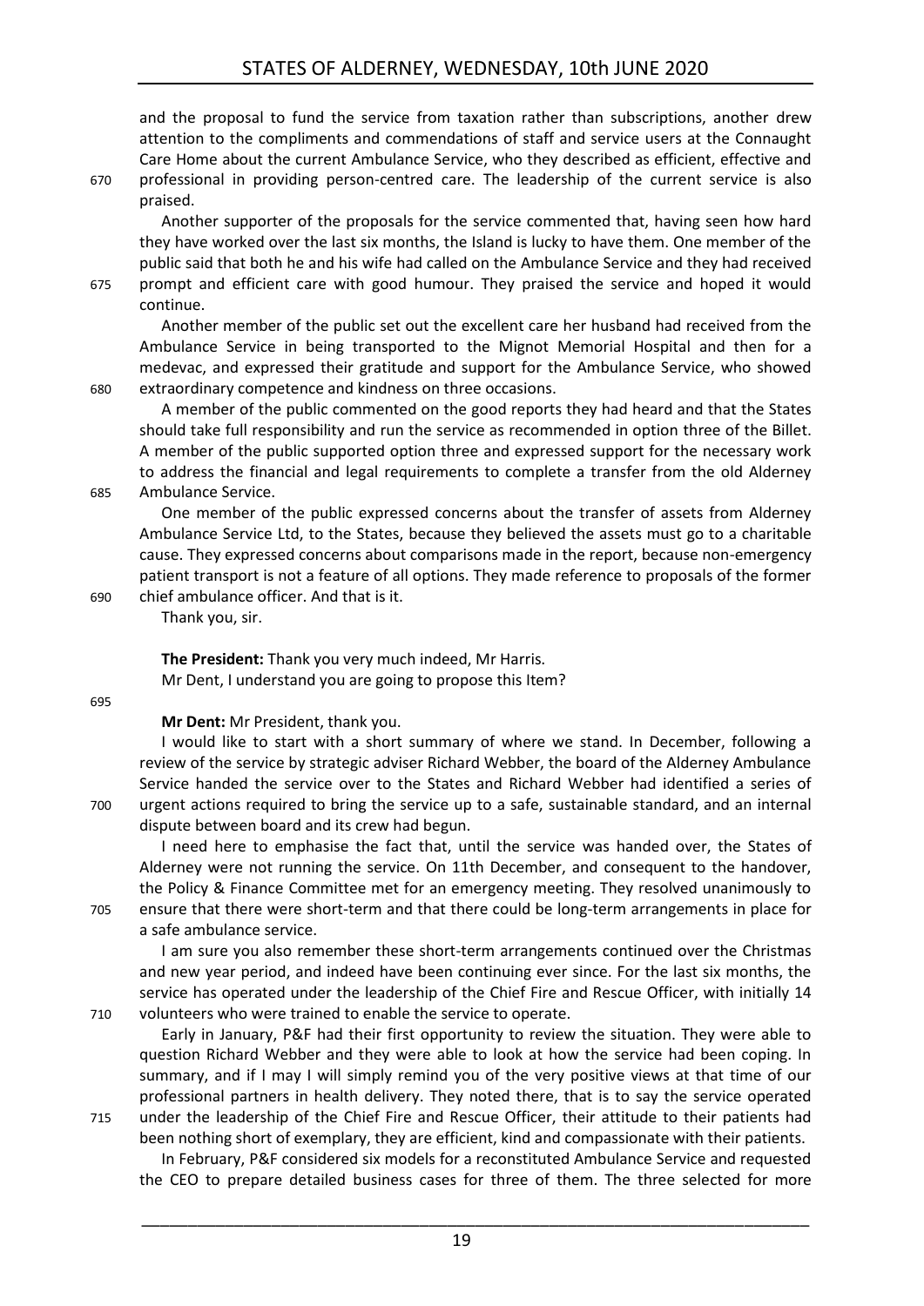and the proposal to fund the service from taxation rather than subscriptions, another drew attention to the compliments and commendations of staff and service users at the Connaught Care Home about the current Ambulance Service, who they described as efficient, effective and professional in providing person-centred care. The leadership of the current service is also praised.

Another supporter of the proposals for the service commented that, having seen how hard they have worked over the last six months, the Island is lucky to have them. One member of the public said that both he and his wife had called on the Ambulance Service and they had received prompt and efficient care with good humour. They praised the service and hoped it would continue.

Another member of the public set out the excellent care her husband had received from the Ambulance Service in being transported to the Mignot Memorial Hospital and then for a medevac, and expressed their gratitude and support for the Ambulance Service, who showed extraordinary competence and kindness on three occasions.

A member of the public commented on the good reports they had heard and that the States should take full responsibility and run the service as recommended in option three of the Billet. A member of the public supported option three and expressed support for the necessary work to address the financial and legal requirements to complete a transfer from the old Alderney Ambulance Service.

One member of the public expressed concerns about the transfer of assets from Alderney Ambulance Service Ltd, to the States, because they believed the assets must go to a charitable cause. They expressed concerns about comparisons made in the report, because non-emergency patient transport is not a feature of all options. They made reference to proposals of the former chief ambulance officer. And that is it.

Thank you, sir.

**The President:** Thank you very much indeed, Mr Harris.

Mr Dent, I understand you are going to propose this Item?

**Mr Dent:** Mr President, thank you.

I would like to start with a short summary of where we stand. In December, following a review of the service by strategic adviser Richard Webber, the board of the Alderney Ambulance Service handed the service over to the States and Richard Webber had identified a series of urgent actions required to bring the service up to a safe, sustainable standard, and an internal dispute between board and its crew had begun.

I need here to emphasise the fact that, until the service was handed over, the States of Alderney were not running the service. On 11th December, and consequent to the handover, the Policy & Finance Committee met for an emergency meeting. They resolved unanimously to ensure that there were short-term and that there could be long-term arrangements in place for a safe ambulance service.

I am sure you also remember these short-term arrangements continued over the Christmas and new year period, and indeed have been continuing ever since. For the last six months, the service has operated under the leadership of the Chief Fire and Rescue Officer, with initially 14 volunteers who were trained to enable the service to operate.

Early in January, P&F had their first opportunity to review the situation. They were able to question Richard Webber and they were able to look at how the service had been coping. In summary, and if I may I will simply remind you of the very positive views at that time of our professional partners in health delivery. They noted there, that is to say the service operated under the leadership of the Chief Fire and Rescue Officer, their attitude to their patients had been nothing short of exemplary, they are efficient, kind and compassionate with their patients.

In February, P&F considered six models for a reconstituted Ambulance Service and requested the CEO to prepare detailed business cases for three of them. The three selected for more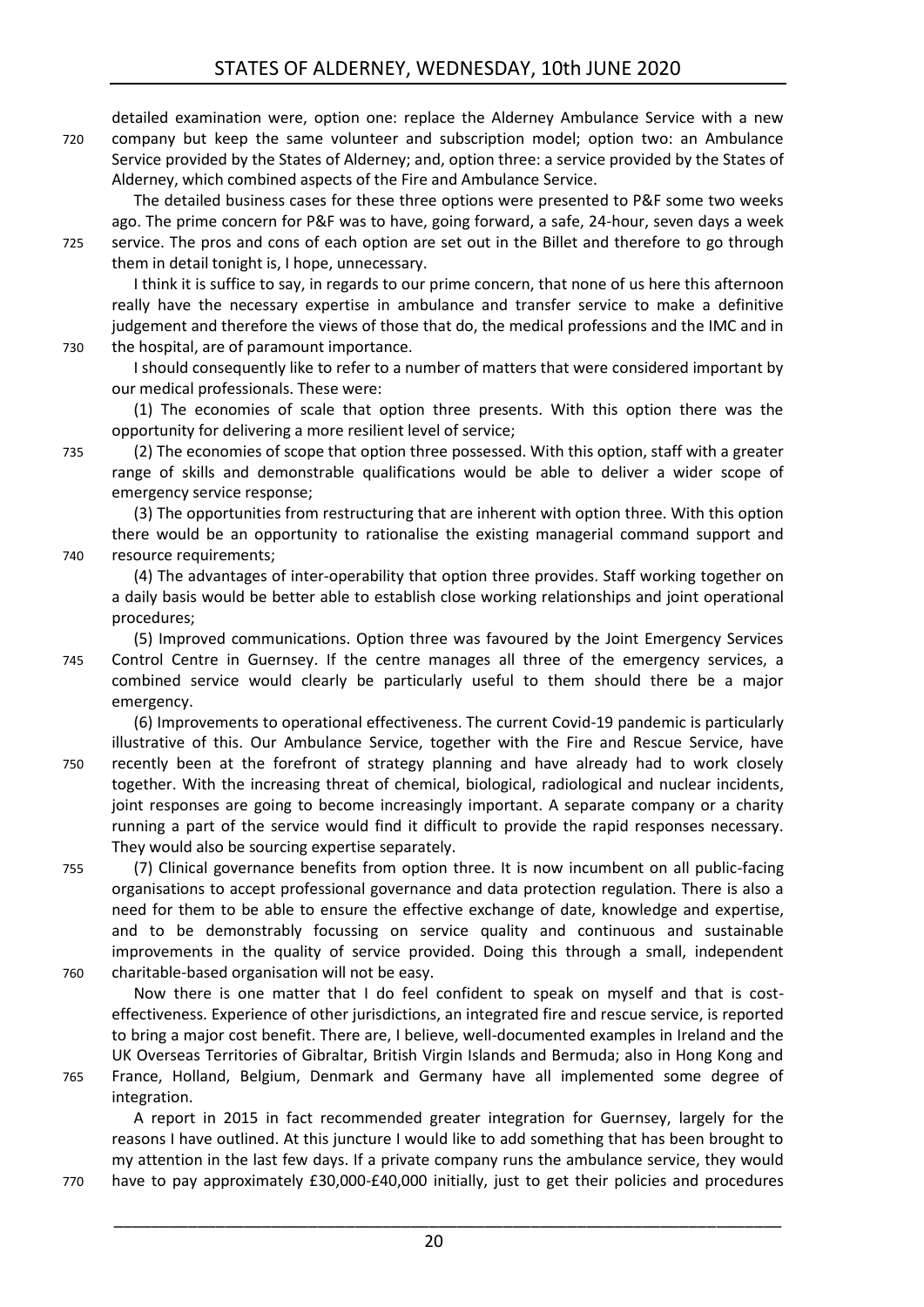detailed examination were, option one: replace the Alderney Ambulance Service with a new company but keep the same volunteer and subscription model; option two: an Ambulance Service provided by the States of Alderney; and, option three: a service provided by the States of Alderney, which combined aspects of the Fire and Ambulance Service.

The detailed business cases for these three options were presented to P&F some two weeks ago. The prime concern for P&F was to have, going forward, a safe, 24-hour, seven days a week service. The pros and cons of each option are set out in the Billet and therefore to go through them in detail tonight is, I hope, unnecessary.

I think it is suffice to say, in regards to our prime concern, that none of us here this afternoon really have the necessary expertise in ambulance and transfer service to make a definitive judgement and therefore the views of those that do, the medical professions and the IMC and in the hospital, are of paramount importance.

I should consequently like to refer to a number of matters that were considered important by our medical professionals. These were:

(1) The economies of scale that option three presents. With this option there was the opportunity for delivering a more resilient level of service;

(2) The economies of scope that option three possessed. With this option, staff with a greater range of skills and demonstrable qualifications would be able to deliver a wider scope of emergency service response;

(3) The opportunities from restructuring that are inherent with option three. With this option there would be an opportunity to rationalise the existing managerial command support and resource requirements;

(4) The advantages of inter-operability that option three provides. Staff working together on a daily basis would be better able to establish close working relationships and joint operational procedures;

(5) Improved communications. Option three was favoured by the Joint Emergency Services Control Centre in Guernsey. If the centre manages all three of the emergency services, a combined service would clearly be particularly useful to them should there be a major emergency.

(6) Improvements to operational effectiveness. The current Covid-19 pandemic is particularly illustrative of this. Our Ambulance Service, together with the Fire and Rescue Service, have recently been at the forefront of strategy planning and have already had to work closely together. With the increasing threat of chemical, biological, radiological and nuclear incidents, joint responses are going to become increasingly important. A separate company or a charity running a part of the service would find it difficult to provide the rapid responses necessary. They would also be sourcing expertise separately.

(7) Clinical governance benefits from option three. It is now incumbent on all public-facing organisations to accept professional governance and data protection regulation. There is also a need for them to be able to ensure the effective exchange of date, knowledge and expertise, and to be demonstrably focussing on service quality and continuous and sustainable improvements in the quality of service provided. Doing this through a small, independent charitable-based organisation will not be easy.

Now there is one matter that I do feel confident to speak on myself and that is cost-effectiveness. Experience of other jurisdictions, an integrated fire and rescue service, is reported to bring a major cost benefit. There are, I believe, well-documented examples in Ireland and the UK Overseas Territories of Gibraltar, British Virgin Islands and Bermuda; also in Hong Kong and France, Holland, Belgium, Denmark and Germany have all implemented some degree of integration.

A report in 2015 in fact recommended greater integration for Guernsey, largely for the reasons I have outlined. At this juncture I would like to add something that has been brought to my attention in the last few days. If a private company runs the ambulance service, they would have to pay approximately £30,000-£40,000 initially, just to get their policies and procedures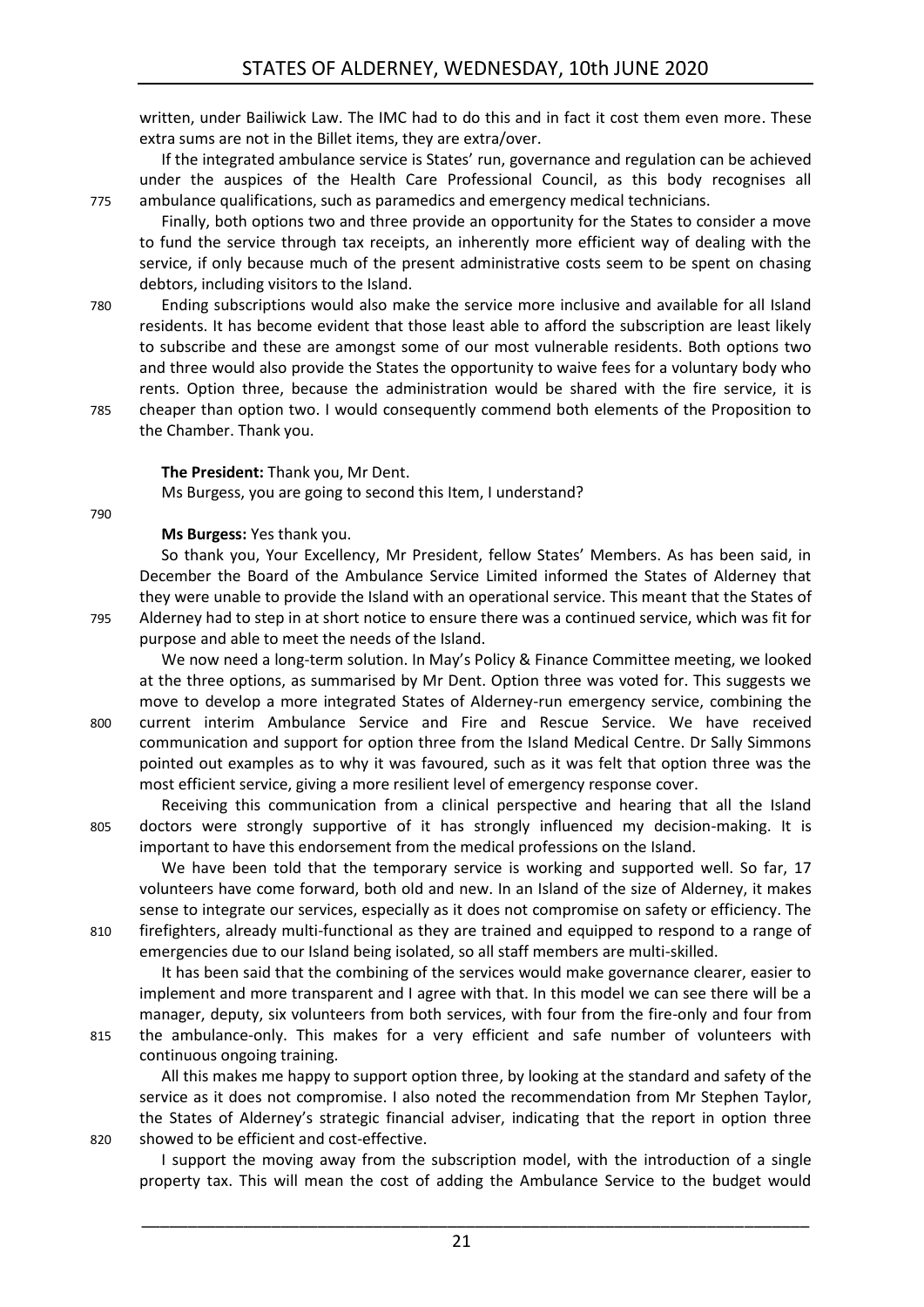written, under Bailiwick Law. The IMC had to do this and in fact it cost them even more. These extra sums are not in the Billet items, they are extra/over.

If the integrated ambulance service is States' run, governance and regulation can be achieved under the auspices of the Health Care Professional Council, as this body recognises all ambulance qualifications, such as paramedics and emergency medical technicians.

Finally, both options two and three provide an opportunity for the States to consider a move to fund the service through tax receipts, an inherently more efficient way of dealing with the service, if only because much of the present administrative costs seem to be spent on chasing debtors, including visitors to the Island.

Ending subscriptions would also make the service more inclusive and available for all Island residents. It has become evident that those least able to afford the subscription are least likely to subscribe and these are amongst some of our most vulnerable residents. Both options two and three would also provide the States the opportunity to waive fees for a voluntary body who rents. Option three, because the administration would be shared with the fire service, it is cheaper than option two. I would consequently commend both elements of the Proposition to the Chamber. Thank you.

**The President:** Thank you, Mr Dent.

Ms Burgess, you are going to second this Item, I understand?

**Ms Burgess:** Yes thank you.

So thank you, Your Excellency, Mr President, fellow States' Members. As has been said, in December the Board of the Ambulance Service Limited informed the States of Alderney that they were unable to provide the Island with an operational service. This meant that the States of Alderney had to step in at short notice to ensure there was a continued service, which was fit for purpose and able to meet the needs of the Island.

We now need a long-term solution. In May's Policy & Finance Committee meeting, we looked at the three options, as summarised by Mr Dent. Option three was voted for. This suggests we move to develop a more integrated States of Alderney-run emergency service, combining the current interim Ambulance Service and Fire and Rescue Service. We have received communication and support for option three from the Island Medical Centre. Dr Sally Simmons pointed out examples as to why it was favoured, such as it was felt that option three was the most efficient service, giving a more resilient level of emergency response cover.

Receiving this communication from a clinical perspective and hearing that all the Island doctors were strongly supportive of it has strongly influenced my decision-making. It is important to have this endorsement from the medical professions on the Island.

We have been told that the temporary service is working and supported well. So far, 17 volunteers have come forward, both old and new. In an Island of the size of Alderney, it makes sense to integrate our services, especially as it does not compromise on safety or efficiency. The firefighters, already multi-functional as they are trained and equipped to respond to a range of emergencies due to our Island being isolated, so all staff members are multi-skilled.

It has been said that the combining of the services would make governance clearer, easier to implement and more transparent and I agree with that. In this model we can see there will be a manager, deputy, six volunteers from both services, with four from the fire-only and four from the ambulance-only. This makes for a very efficient and safe number of volunteers with continuous ongoing training.

All this makes me happy to support option three, by looking at the standard and safety of the service as it does not compromise. I also noted the recommendation from Mr Stephen Taylor, the States of Alderney's strategic financial adviser, indicating that the report in option three showed to be efficient and cost-effective.

I support the moving away from the subscription model, with the introduction of a single property tax. This will mean the cost of adding the Ambulance Service to the budget would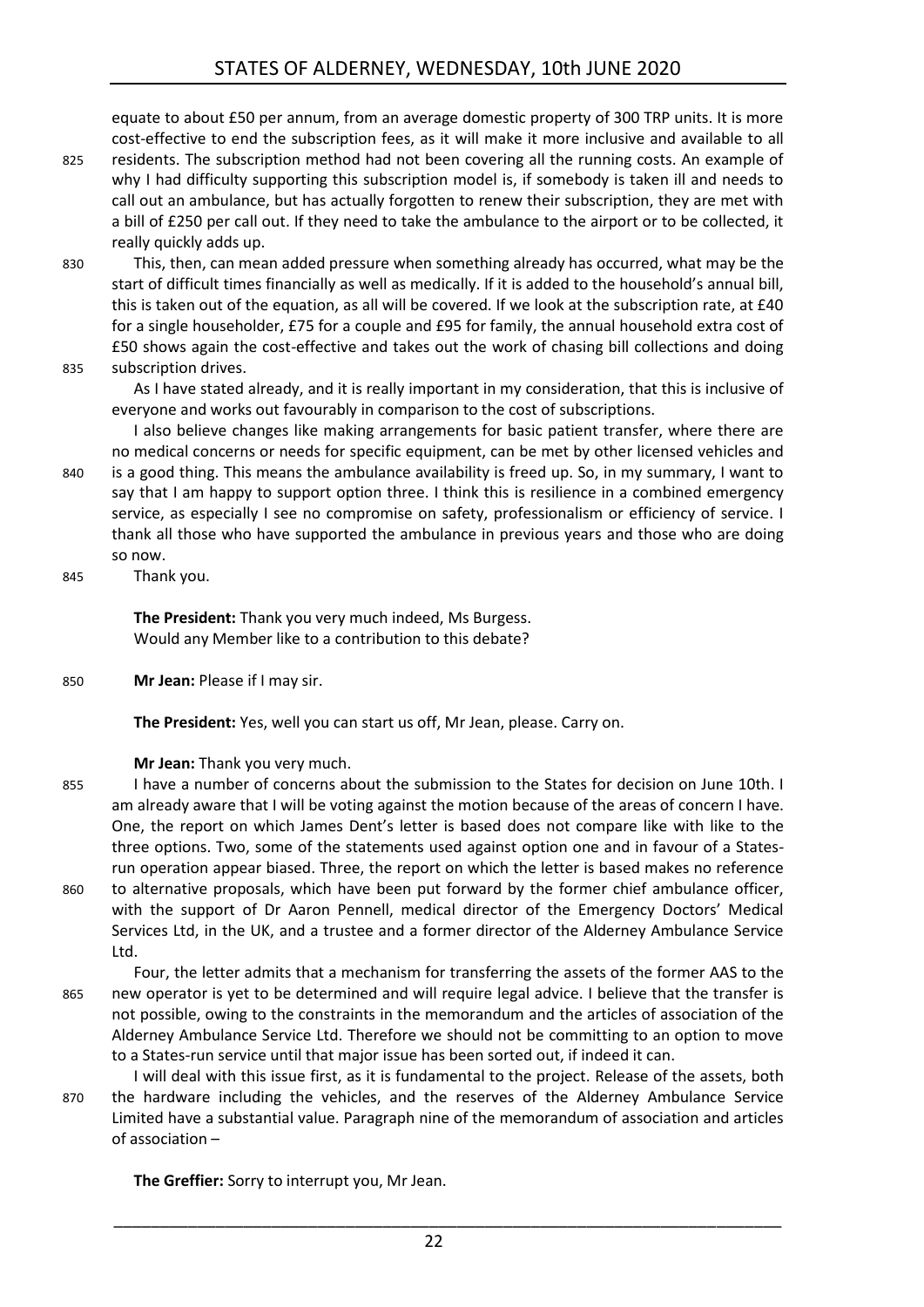equate to about £50 per annum, from an average domestic property of 300 TRP units. It is more cost-effective to end the subscription fees, as it will make it more inclusive and available to all residents. The subscription method had not been covering all the running costs. An example of why I had difficulty supporting this subscription model is, if somebody is taken ill and needs to call out an ambulance, but has actually forgotten to renew their subscription, they are met with a bill of £250 per call out. If they need to take the ambulance to the airport or to be collected, it really quickly adds up.

This, then, can mean added pressure when something already has occurred, what may be the start of difficult times financially as well as medically. If it is added to the household's annual bill, this is taken out of the equation, as all will be covered. If we look at the subscription rate, at £40 for a single householder, £75 for a couple and £95 for family, the annual household extra cost of £50 shows again the cost-effective and takes out the work of chasing bill collections and doing subscription drives.

As I have stated already, and it is really important in my consideration, that this is inclusive of everyone and works out favourably in comparison to the cost of subscriptions.

I also believe changes like making arrangements for basic patient transfer, where there are no medical concerns or needs for specific equipment, can be met by other licensed vehicles and is a good thing. This means the ambulance availability is freed up. So, in my summary, I want to say that I am happy to support option three. I think this is resilience in a combined emergency service, as especially I see no compromise on safety, professionalism or efficiency of service. I thank all those who have supported the ambulance in previous years and those who are doing so now.

Thank you.

**The President:** Thank you very much indeed, Ms Burgess.
Would any Member like to a contribution to this debate?

**Mr Jean:** Please if I may sir.

**The President:** Yes, well you can start us off, Mr Jean, please. Carry on.

**Mr Jean:** Thank you very much.

I have a number of concerns about the submission to the States for decision on June 10th. I am already aware that I will be voting against the motion because of the areas of concern I have. One, the report on which James Dent's letter is based does not compare like with like to the three options. Two, some of the statements used against option one and in favour of a States-run operation appear biased. Three, the report on which the letter is based makes no reference to alternative proposals, which have been put forward by the former chief ambulance officer, with the support of Dr Aaron Pennell, medical director of the Emergency Doctors' Medical Services Ltd, in the UK, and a trustee and a former director of the Alderney Ambulance Service Ltd.

Four, the letter admits that a mechanism for transferring the assets of the former AAS to the new operator is yet to be determined and will require legal advice. I believe that the transfer is not possible, owing to the constraints in the memorandum and the articles of association of the Alderney Ambulance Service Ltd. Therefore we should not be committing to an option to move to a States-run service until that major issue has been sorted out, if indeed it can.

I will deal with this issue first, as it is fundamental to the project. Release of the assets, both the hardware including the vehicles, and the reserves of the Alderney Ambulance Service Limited have a substantial value. Paragraph nine of the memorandum of association and articles of association –

**The Greffier:** Sorry to interrupt you, Mr Jean.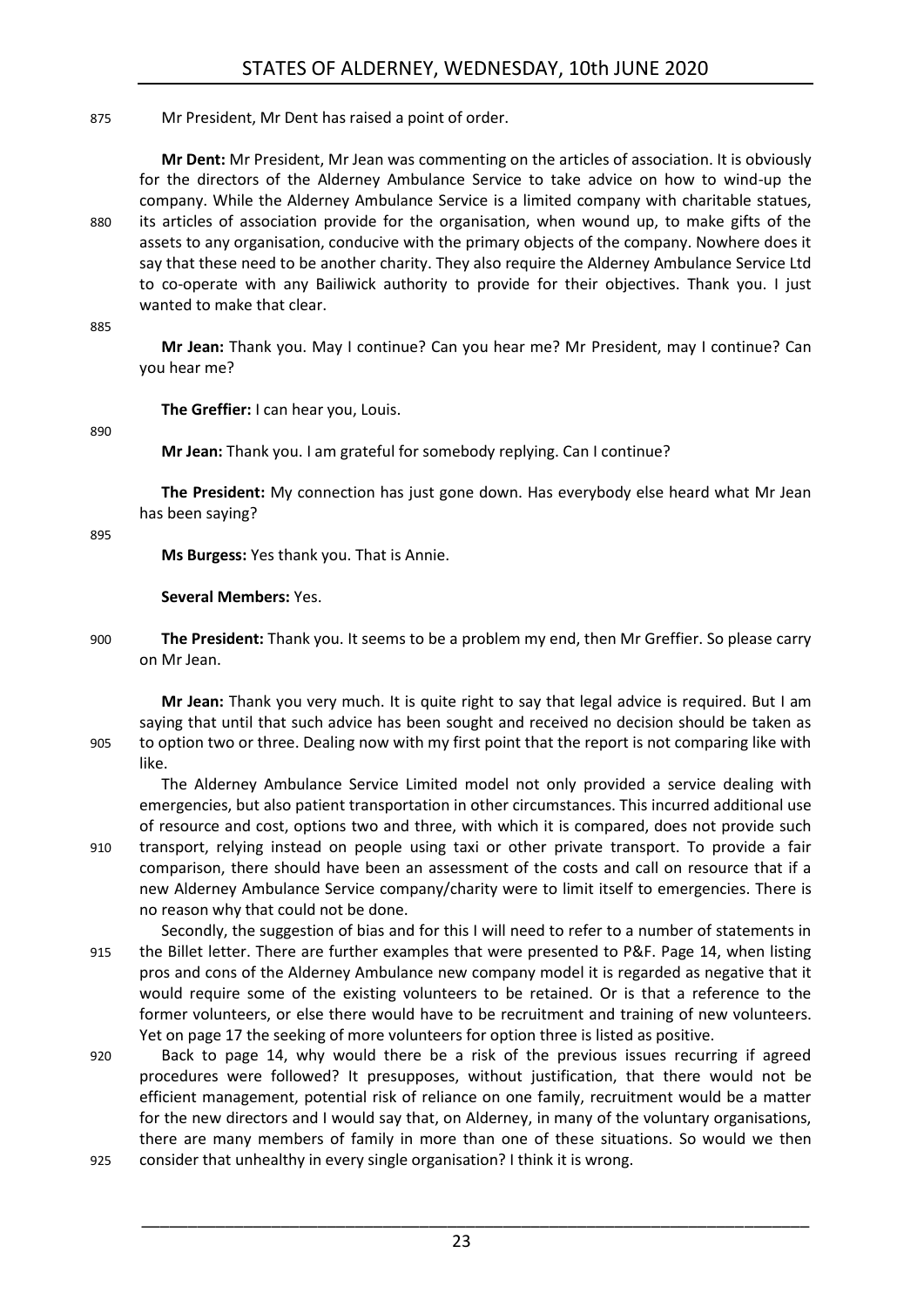Mr President, Mr Dent has raised a point of order.

**Mr Dent:** Mr President, Mr Jean was commenting on the articles of association. It is obviously for the directors of the Alderney Ambulance Service to take advice on how to wind-up the company. While the Alderney Ambulance Service is a limited company with charitable statues, its articles of association provide for the organisation, when wound up, to make gifts of the assets to any organisation, conducive with the primary objects of the company. Nowhere does it say that these need to be another charity. They also require the Alderney Ambulance Service Ltd to co-operate with any Bailiwick authority to provide for their objectives. Thank you. I just wanted to make that clear.

**Mr Jean:** Thank you. May I continue? Can you hear me? Mr President, may I continue? Can you hear me?

**The Greffier:** I can hear you, Louis.

**Mr Jean:** Thank you. I am grateful for somebody replying. Can I continue?

**The President:** My connection has just gone down. Has everybody else heard what Mr Jean has been saying?

**Ms Burgess:** Yes thank you. That is Annie.

**Several Members:** Yes.

**The President:** Thank you. It seems to be a problem my end, then Mr Greffier. So please carry on Mr Jean.

**Mr Jean:** Thank you very much. It is quite right to say that legal advice is required. But I am saying that until that such advice has been sought and received no decision should be taken as to option two or three. Dealing now with my first point that the report is not comparing like with like.

The Alderney Ambulance Service Limited model not only provided a service dealing with emergencies, but also patient transportation in other circumstances. This incurred additional use of resource and cost, options two and three, with which it is compared, does not provide such transport, relying instead on people using taxi or other private transport. To provide a fair comparison, there should have been an assessment of the costs and call on resource that if a new Alderney Ambulance Service company/charity were to limit itself to emergencies. There is no reason why that could not be done.

Secondly, the suggestion of bias and for this I will need to refer to a number of statements in the Billet letter. There are further examples that were presented to P&F. Page 14, when listing pros and cons of the Alderney Ambulance new company model it is regarded as negative that it would require some of the existing volunteers to be retained. Or is that a reference to the former volunteers, or else there would have to be recruitment and training of new volunteers. Yet on page 17 the seeking of more volunteers for option three is listed as positive.

Back to page 14, why would there be a risk of the previous issues recurring if agreed procedures were followed? It presupposes, without justification, that there would not be efficient management, potential risk of reliance on one family, recruitment would be a matter for the new directors and I would say that, on Alderney, in many of the voluntary organisations, there are many members of family in more than one of these situations. So would we then consider that unhealthy in every single organisation? I think it is wrong.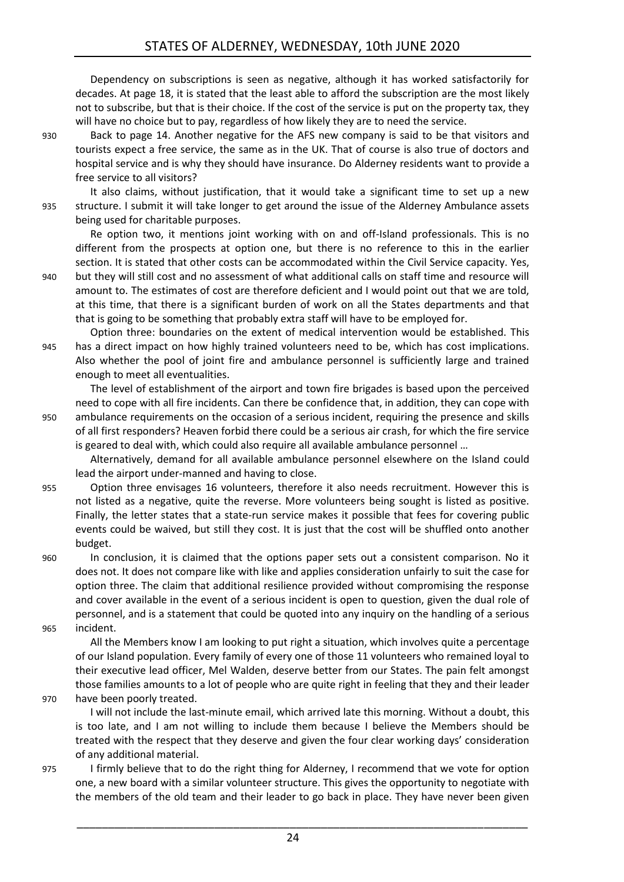Dependency on subscriptions is seen as negative, although it has worked satisfactorily for decades. At page 18, it is stated that the least able to afford the subscription are the most likely not to subscribe, but that is their choice. If the cost of the service is put on the property tax, they will have no choice but to pay, regardless of how likely they are to need the service.

Back to page 14. Another negative for the AFS new company is said to be that visitors and tourists expect a free service, the same as in the UK. That of course is also true of doctors and hospital service and is why they should have insurance. Do Alderney residents want to provide a free service to all visitors?

It also claims, without justification, that it would take a significant time to set up a new structure. I submit it will take longer to get around the issue of the Alderney Ambulance assets being used for charitable purposes.

Re option two, it mentions joint working with on and off-Island professionals. This is no different from the prospects at option one, but there is no reference to this in the earlier section. It is stated that other costs can be accommodated within the Civil Service capacity. Yes, but they will still cost and no assessment of what additional calls on staff time and resource will amount to. The estimates of cost are therefore deficient and I would point out that we are told, at this time, that there is a significant burden of work on all the States departments and that that is going to be something that probably extra staff will have to be employed for.

Option three: boundaries on the extent of medical intervention would be established. This has a direct impact on how highly trained volunteers need to be, which has cost implications. Also whether the pool of joint fire and ambulance personnel is sufficiently large and trained enough to meet all eventualities.

The level of establishment of the airport and town fire brigades is based upon the perceived need to cope with all fire incidents. Can there be confidence that, in addition, they can cope with ambulance requirements on the occasion of a serious incident, requiring the presence and skills of all first responders? Heaven forbid there could be a serious air crash, for which the fire service is geared to deal with, which could also require all available ambulance personnel …

Alternatively, demand for all available ambulance personnel elsewhere on the Island could lead the airport under-manned and having to close.

Option three envisages 16 volunteers, therefore it also needs recruitment. However this is not listed as a negative, quite the reverse. More volunteers being sought is listed as positive. Finally, the letter states that a state-run service makes it possible that fees for covering public events could be waived, but still they cost. It is just that the cost will be shuffled onto another budget.

In conclusion, it is claimed that the options paper sets out a consistent comparison. No it does not. It does not compare like with like and applies consideration unfairly to suit the case for option three. The claim that additional resilience provided without compromising the response and cover available in the event of a serious incident is open to question, given the dual role of personnel, and is a statement that could be quoted into any inquiry on the handling of a serious incident.

All the Members know I am looking to put right a situation, which involves quite a percentage of our Island population. Every family of every one of those 11 volunteers who remained loyal to their executive lead officer, Mel Walden, deserve better from our States. The pain felt amongst those families amounts to a lot of people who are quite right in feeling that they and their leader have been poorly treated.

I will not include the last-minute email, which arrived late this morning. Without a doubt, this is too late, and I am not willing to include them because I believe the Members should be treated with the respect that they deserve and given the four clear working days' consideration of any additional material.

I firmly believe that to do the right thing for Alderney, I recommend that we vote for option one, a new board with a similar volunteer structure. This gives the opportunity to negotiate with the members of the old team and their leader to go back in place. They have never been given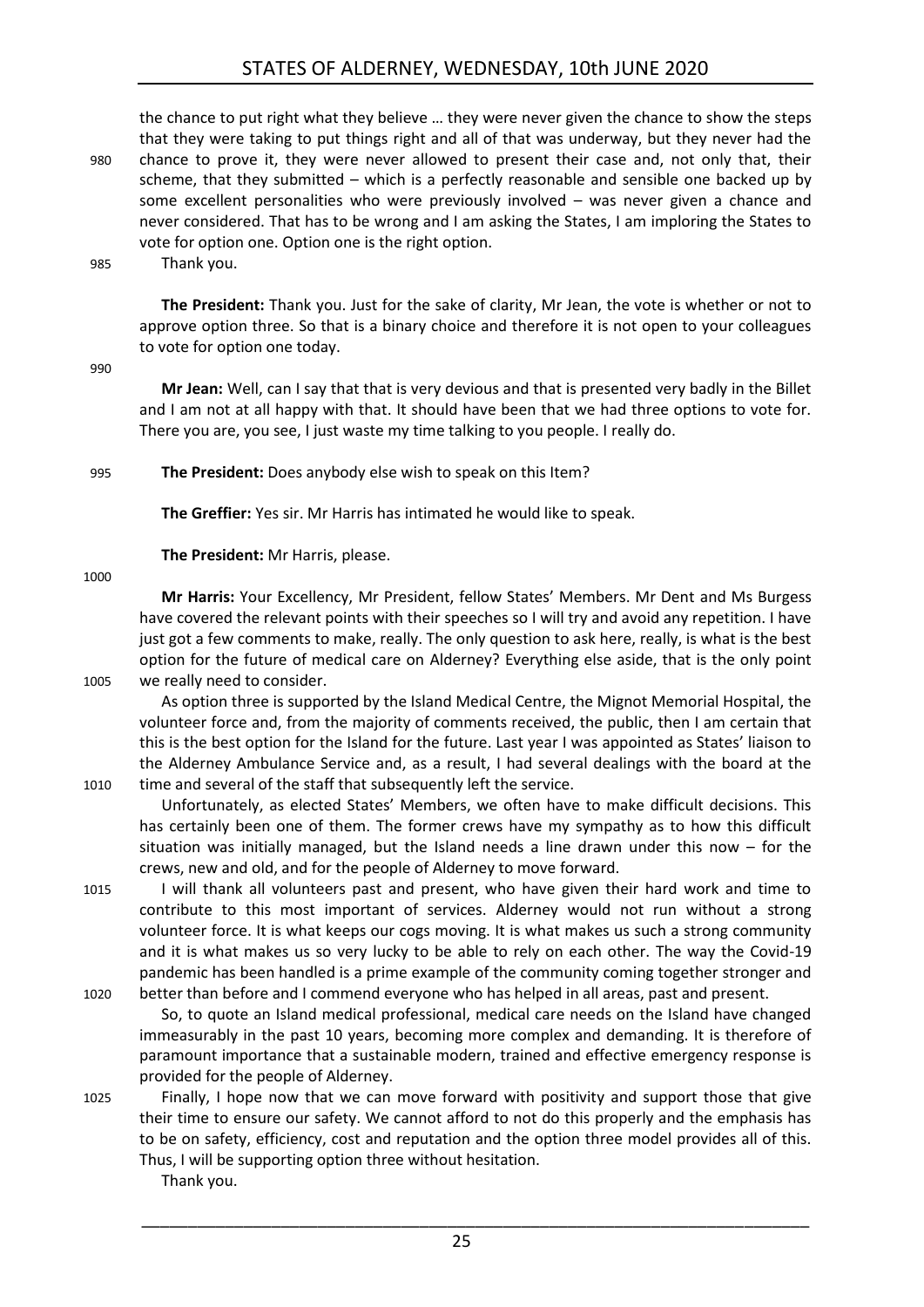the chance to put right what they believe … they were never given the chance to show the steps that they were taking to put things right and all of that was underway, but they never had the chance to prove it, they were never allowed to present their case and, not only that, their scheme, that they submitted – which is a perfectly reasonable and sensible one backed up by some excellent personalities who were previously involved – was never given a chance and never considered. That has to be wrong and I am asking the States, I am imploring the States to vote for option one. Option one is the right option.

Thank you.

**The President:** Thank you. Just for the sake of clarity, Mr Jean, the vote is whether or not to approve option three. So that is a binary choice and therefore it is not open to your colleagues to vote for option one today.

**Mr Jean:** Well, can I say that that is very devious and that is presented very badly in the Billet and I am not at all happy with that. It should have been that we had three options to vote for. There you are, you see, I just waste my time talking to you people. I really do.

**The President:** Does anybody else wish to speak on this Item?

**The Greffier:** Yes sir. Mr Harris has intimated he would like to speak.

**The President:** Mr Harris, please.

**Mr Harris:** Your Excellency, Mr President, fellow States' Members. Mr Dent and Ms Burgess have covered the relevant points with their speeches so I will try and avoid any repetition. I have just got a few comments to make, really. The only question to ask here, really, is what is the best option for the future of medical care on Alderney? Everything else aside, that is the only point we really need to consider.

As option three is supported by the Island Medical Centre, the Mignot Memorial Hospital, the volunteer force and, from the majority of comments received, the public, then I am certain that this is the best option for the Island for the future. Last year I was appointed as States' liaison to the Alderney Ambulance Service and, as a result, I had several dealings with the board at the time and several of the staff that subsequently left the service.

Unfortunately, as elected States' Members, we often have to make difficult decisions. This has certainly been one of them. The former crews have my sympathy as to how this difficult situation was initially managed, but the Island needs a line drawn under this now – for the crews, new and old, and for the people of Alderney to move forward.

I will thank all volunteers past and present, who have given their hard work and time to contribute to this most important of services. Alderney would not run without a strong volunteer force. It is what keeps our cogs moving. It is what makes us such a strong community and it is what makes us so very lucky to be able to rely on each other. The way the Covid-19 pandemic has been handled is a prime example of the community coming together stronger and better than before and I commend everyone who has helped in all areas, past and present.

So, to quote an Island medical professional, medical care needs on the Island have changed immeasurably in the past 10 years, becoming more complex and demanding. It is therefore of paramount importance that a sustainable modern, trained and effective emergency response is provided for the people of Alderney.

Finally, I hope now that we can move forward with positivity and support those that give their time to ensure our safety. We cannot afford to not do this properly and the emphasis has to be on safety, efficiency, cost and reputation and the option three model provides all of this. Thus, I will be supporting option three without hesitation.

Thank you.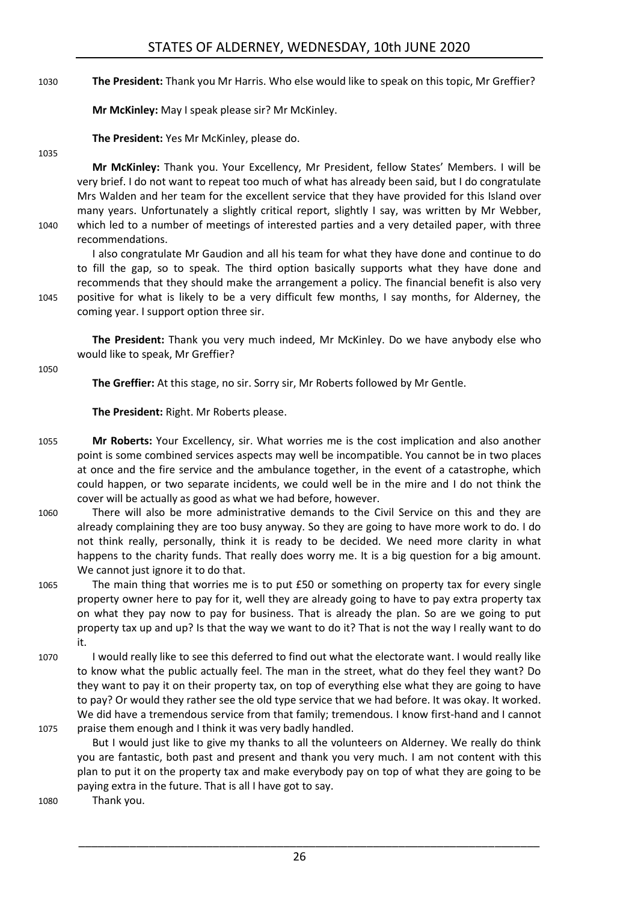**The President:** Thank you Mr Harris. Who else would like to speak on this topic, Mr Greffier?

**Mr McKinley:** May I speak please sir? Mr McKinley.

**The President:** Yes Mr McKinley, please do.

**Mr McKinley:** Thank you. Your Excellency, Mr President, fellow States' Members. I will be very brief. I do not want to repeat too much of what has already been said, but I do congratulate Mrs Walden and her team for the excellent service that they have provided for this Island over many years. Unfortunately a slightly critical report, slightly I say, was written by Mr Webber, which led to a number of meetings of interested parties and a very detailed paper, with three recommendations.

I also congratulate Mr Gaudion and all his team for what they have done and continue to do to fill the gap, so to speak. The third option basically supports what they have done and recommends that they should make the arrangement a policy. The financial benefit is also very positive for what is likely to be a very difficult few months, I say months, for Alderney, the coming year. I support option three sir.

**The President:** Thank you very much indeed, Mr McKinley. Do we have anybody else who would like to speak, Mr Greffier?

**The Greffier:** At this stage, no sir. Sorry sir, Mr Roberts followed by Mr Gentle.

**The President:** Right. Mr Roberts please.

**Mr Roberts:** Your Excellency, sir. What worries me is the cost implication and also another point is some combined services aspects may well be incompatible. You cannot be in two places at once and the fire service and the ambulance together, in the event of a catastrophe, which could happen, or two separate incidents, we could well be in the mire and I do not think the cover will be actually as good as what we had before, however.

There will also be more administrative demands to the Civil Service on this and they are already complaining they are too busy anyway. So they are going to have more work to do. I do not think really, personally, think it is ready to be decided. We need more clarity in what happens to the charity funds. That really does worry me. It is a big question for a big amount. We cannot just ignore it to do that.

The main thing that worries me is to put £50 or something on property tax for every single property owner here to pay for it, well they are already going to have to pay extra property tax on what they pay now to pay for business. That is already the plan. So are we going to put property tax up and up? Is that the way we want to do it? That is not the way I really want to do it.

I would really like to see this deferred to find out what the electorate want. I would really like to know what the public actually feel. The man in the street, what do they feel they want? Do they want to pay it on their property tax, on top of everything else what they are going to have to pay? Or would they rather see the old type service that we had before. It was okay. It worked. We did have a tremendous service from that family; tremendous. I know first-hand and I cannot praise them enough and I think it was very badly handled.

But I would just like to give my thanks to all the volunteers on Alderney. We really do think you are fantastic, both past and present and thank you very much. I am not content with this plan to put it on the property tax and make everybody pay on top of what they are going to be paying extra in the future. That is all I have got to say.

Thank you.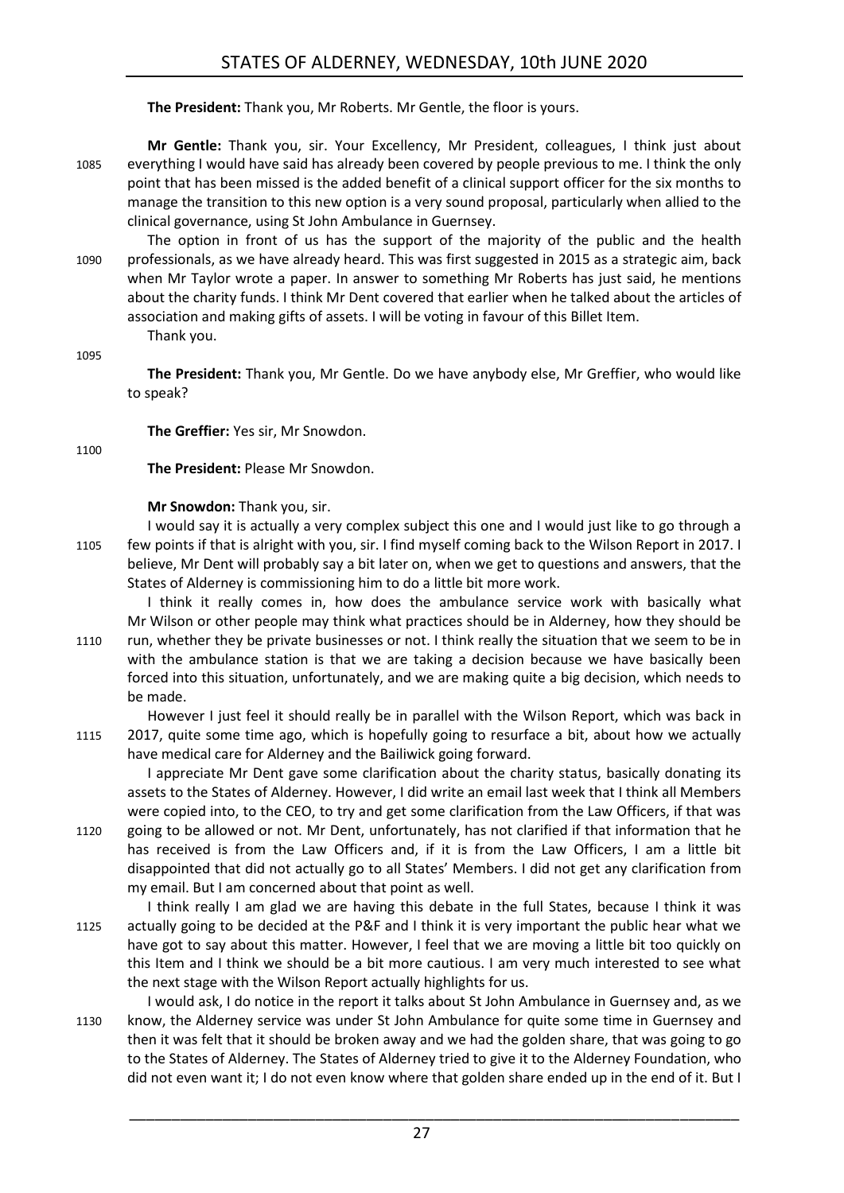**The President:** Thank you, Mr Roberts. Mr Gentle, the floor is yours.

**Mr Gentle:** Thank you, sir. Your Excellency, Mr President, colleagues, I think just about everything I would have said has already been covered by people previous to me. I think the only point that has been missed is the added benefit of a clinical support officer for the six months to manage the transition to this new option is a very sound proposal, particularly when allied to the clinical governance, using St John Ambulance in Guernsey.

The option in front of us has the support of the majority of the public and the health professionals, as we have already heard. This was first suggested in 2015 as a strategic aim, back when Mr Taylor wrote a paper. In answer to something Mr Roberts has just said, he mentions about the charity funds. I think Mr Dent covered that earlier when he talked about the articles of association and making gifts of assets. I will be voting in favour of this Billet Item.

Thank you.

**The President:** Thank you, Mr Gentle. Do we have anybody else, Mr Greffier, who would like to speak?

**The Greffier:** Yes sir, Mr Snowdon.

**The President:** Please Mr Snowdon.

**Mr Snowdon:** Thank you, sir.

I would say it is actually a very complex subject this one and I would just like to go through a few points if that is alright with you, sir. I find myself coming back to the Wilson Report in 2017. I believe, Mr Dent will probably say a bit later on, when we get to questions and answers, that the States of Alderney is commissioning him to do a little bit more work.

I think it really comes in, how does the ambulance service work with basically what Mr Wilson or other people may think what practices should be in Alderney, how they should be run, whether they be private businesses or not. I think really the situation that we seem to be in with the ambulance station is that we are taking a decision because we have basically been forced into this situation, unfortunately, and we are making quite a big decision, which needs to be made.

However I just feel it should really be in parallel with the Wilson Report, which was back in 2017, quite some time ago, which is hopefully going to resurface a bit, about how we actually have medical care for Alderney and the Bailiwick going forward.

I appreciate Mr Dent gave some clarification about the charity status, basically donating its assets to the States of Alderney. However, I did write an email last week that I think all Members were copied into, to the CEO, to try and get some clarification from the Law Officers, if that was going to be allowed or not. Mr Dent, unfortunately, has not clarified if that information that he has received is from the Law Officers and, if it is from the Law Officers, I am a little bit disappointed that did not actually go to all States' Members. I did not get any clarification from my email. But I am concerned about that point as well.

I think really I am glad we are having this debate in the full States, because I think it was actually going to be decided at the P&F and I think it is very important the public hear what we have got to say about this matter. However, I feel that we are moving a little bit too quickly on this Item and I think we should be a bit more cautious. I am very much interested to see what the next stage with the Wilson Report actually highlights for us.

I would ask, I do notice in the report it talks about St John Ambulance in Guernsey and, as we know, the Alderney service was under St John Ambulance for quite some time in Guernsey and then it was felt that it should be broken away and we had the golden share, that was going to go to the States of Alderney. The States of Alderney tried to give it to the Alderney Foundation, who did not even want it; I do not even know where that golden share ended up in the end of it. But I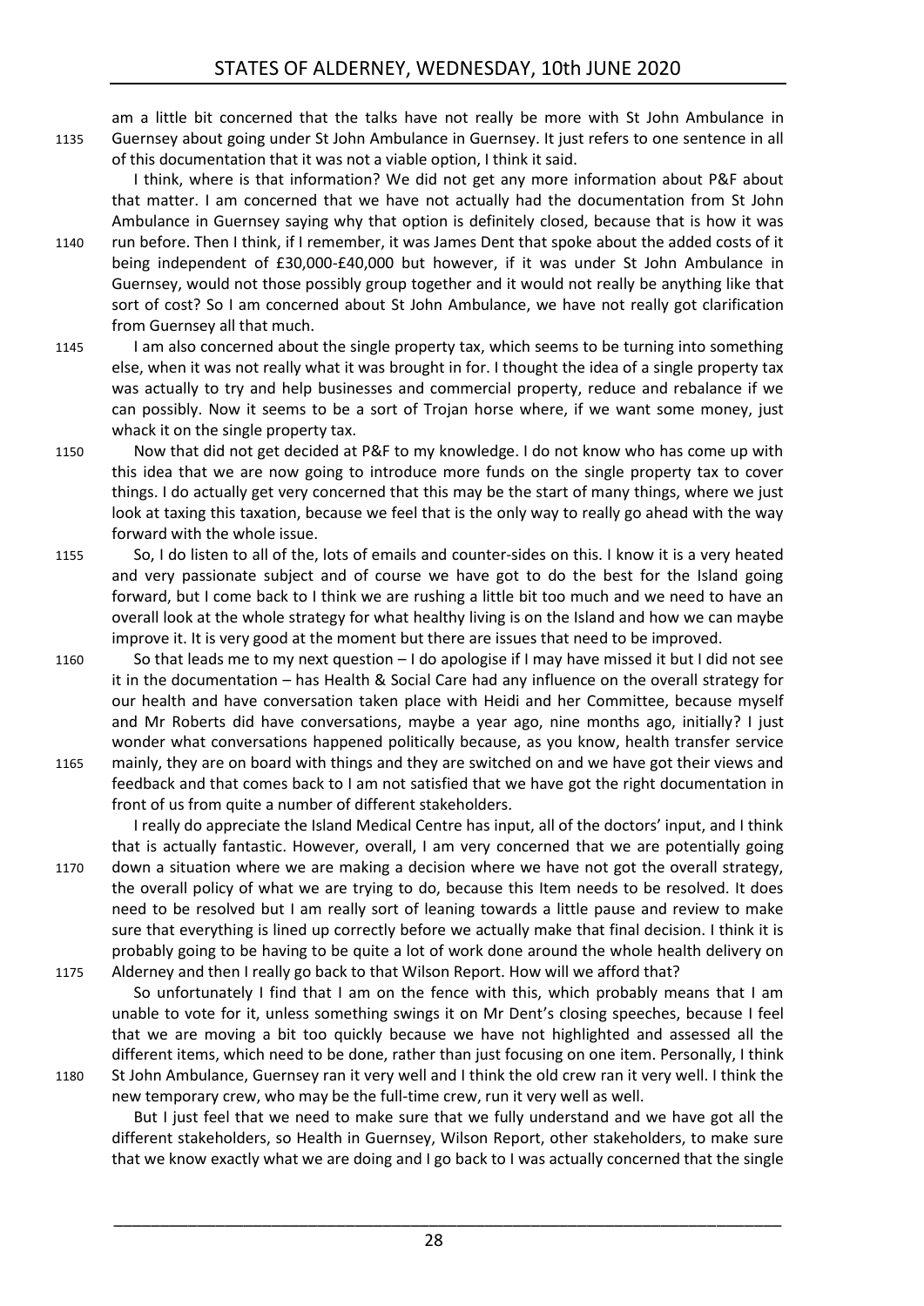am a little bit concerned that the talks have not really be more with St John Ambulance in Guernsey about going under St John Ambulance in Guernsey. It just refers to one sentence in all of this documentation that it was not a viable option, I think it said.

I think, where is that information? We did not get any more information about P&F about that matter. I am concerned that we have not actually had the documentation from St John Ambulance in Guernsey saying why that option is definitely closed, because that is how it was run before. Then I think, if I remember, it was James Dent that spoke about the added costs of it being independent of £30,000-£40,000 but however, if it was under St John Ambulance in Guernsey, would not those possibly group together and it would not really be anything like that sort of cost? So I am concerned about St John Ambulance, we have not really got clarification from Guernsey all that much.

I am also concerned about the single property tax, which seems to be turning into something else, when it was not really what it was brought in for. I thought the idea of a single property tax was actually to try and help businesses and commercial property, reduce and rebalance if we can possibly. Now it seems to be a sort of Trojan horse where, if we want some money, just whack it on the single property tax.

Now that did not get decided at P&F to my knowledge. I do not know who has come up with this idea that we are now going to introduce more funds on the single property tax to cover things. I do actually get very concerned that this may be the start of many things, where we just look at taxing this taxation, because we feel that is the only way to really go ahead with the way forward with the whole issue.

So, I do listen to all of the, lots of emails and counter-sides on this. I know it is a very heated and very passionate subject and of course we have got to do the best for the Island going forward, but I come back to I think we are rushing a little bit too much and we need to have an overall look at the whole strategy for what healthy living is on the Island and how we can maybe improve it. It is very good at the moment but there are issues that need to be improved.

So that leads me to my next question – I do apologise if I may have missed it but I did not see it in the documentation – has Health & Social Care had any influence on the overall strategy for our health and have conversation taken place with Heidi and her Committee, because myself and Mr Roberts did have conversations, maybe a year ago, nine months ago, initially? I just wonder what conversations happened politically because, as you know, health transfer service mainly, they are on board with things and they are switched on and we have got their views and feedback and that comes back to I am not satisfied that we have got the right documentation in front of us from quite a number of different stakeholders.

I really do appreciate the Island Medical Centre has input, all of the doctors' input, and I think that is actually fantastic. However, overall, I am very concerned that we are potentially going down a situation where we are making a decision where we have not got the overall strategy, the overall policy of what we are trying to do, because this Item needs to be resolved. It does need to be resolved but I am really sort of leaning towards a little pause and review to make sure that everything is lined up correctly before we actually make that final decision. I think it is probably going to be having to be quite a lot of work done around the whole health delivery on Alderney and then I really go back to that Wilson Report. How will we afford that?

So unfortunately I find that I am on the fence with this, which probably means that I am unable to vote for it, unless something swings it on Mr Dent's closing speeches, because I feel that we are moving a bit too quickly because we have not highlighted and assessed all the different items, which need to be done, rather than just focusing on one item. Personally, I think St John Ambulance, Guernsey ran it very well and I think the old crew ran it very well. I think the new temporary crew, who may be the full-time crew, run it very well as well.

But I just feel that we need to make sure that we fully understand and we have got all the different stakeholders, so Health in Guernsey, Wilson Report, other stakeholders, to make sure that we know exactly what we are doing and I go back to I was actually concerned that the single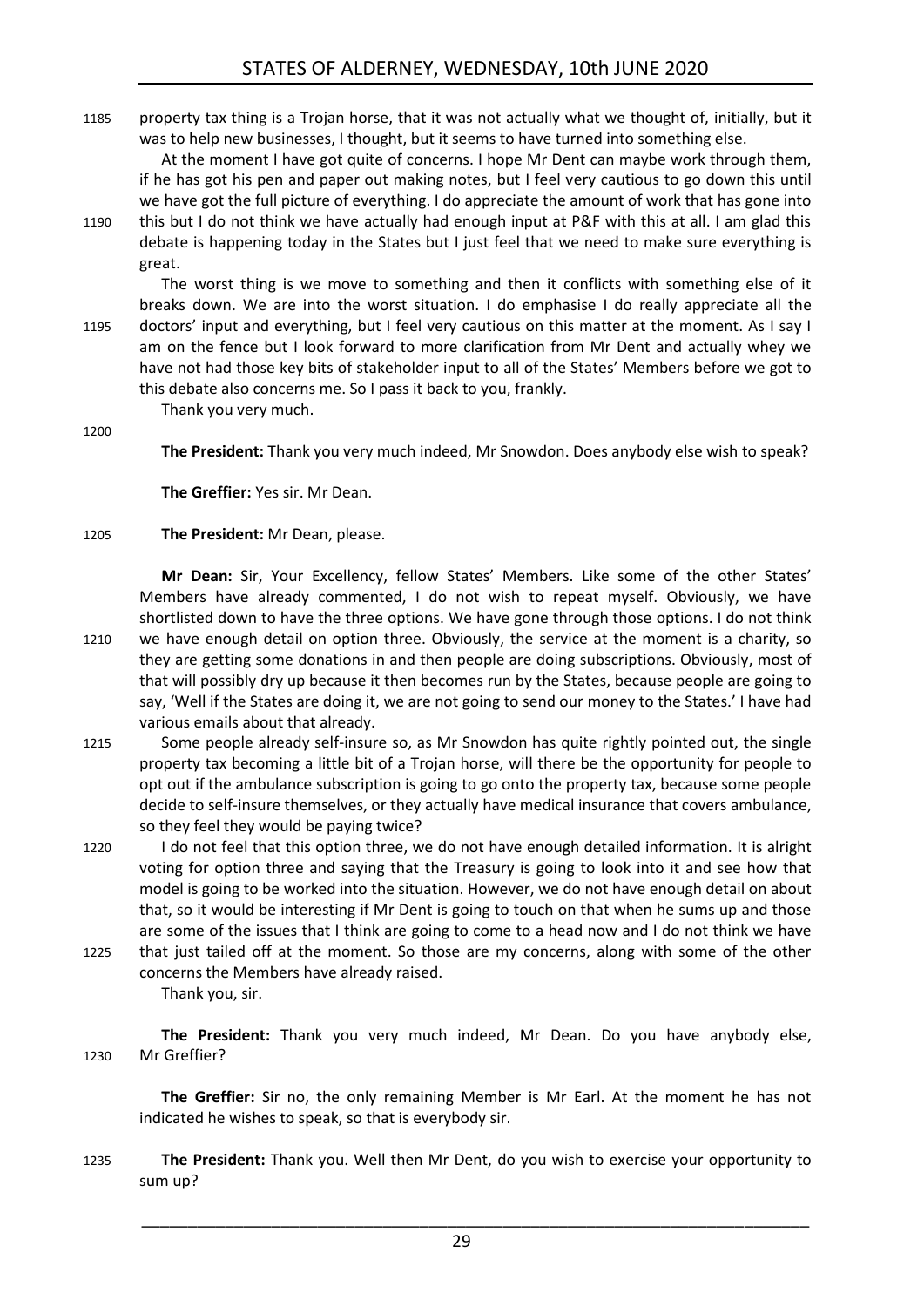property tax thing is a Trojan horse, that it was not actually what we thought of, initially, but it was to help new businesses, I thought, but it seems to have turned into something else.

At the moment I have got quite of concerns. I hope Mr Dent can maybe work through them, if he has got his pen and paper out making notes, but I feel very cautious to go down this until we have got the full picture of everything. I do appreciate the amount of work that has gone into this but I do not think we have actually had enough input at P&F with this at all. I am glad this debate is happening today in the States but I just feel that we need to make sure everything is great.

The worst thing is we move to something and then it conflicts with something else of it breaks down. We are into the worst situation. I do emphasise I do really appreciate all the doctors' input and everything, but I feel very cautious on this matter at the moment. As I say I am on the fence but I look forward to more clarification from Mr Dent and actually whey we have not had those key bits of stakeholder input to all of the States' Members before we got to this debate also concerns me. So I pass it back to you, frankly.

Thank you very much.

**The President:** Thank you very much indeed, Mr Snowdon. Does anybody else wish to speak?

**The Greffier:** Yes sir. Mr Dean.

**The President:** Mr Dean, please.

**Mr Dean:** Sir, Your Excellency, fellow States' Members. Like some of the other States' Members have already commented, I do not wish to repeat myself. Obviously, we have shortlisted down to have the three options. We have gone through those options. I do not think we have enough detail on option three. Obviously, the service at the moment is a charity, so they are getting some donations in and then people are doing subscriptions. Obviously, most of that will possibly dry up because it then becomes run by the States, because people are going to say, 'Well if the States are doing it, we are not going to send our money to the States.' I have had various emails about that already.

Some people already self-insure so, as Mr Snowdon has quite rightly pointed out, the single property tax becoming a little bit of a Trojan horse, will there be the opportunity for people to opt out if the ambulance subscription is going to go onto the property tax, because some people decide to self-insure themselves, or they actually have medical insurance that covers ambulance, so they feel they would be paying twice?

I do not feel that this option three, we do not have enough detailed information. It is alright voting for option three and saying that the Treasury is going to look into it and see how that model is going to be worked into the situation. However, we do not have enough detail on about that, so it would be interesting if Mr Dent is going to touch on that when he sums up and those are some of the issues that I think are going to come to a head now and I do not think we have that just tailed off at the moment. So those are my concerns, along with some of the other concerns the Members have already raised.

Thank you, sir.

**The President:** Thank you very much indeed, Mr Dean. Do you have anybody else, Mr Greffier?

**The Greffier:** Sir no, the only remaining Member is Mr Earl. At the moment he has not indicated he wishes to speak, so that is everybody sir.

**The President:** Thank you. Well then Mr Dent, do you wish to exercise your opportunity to sum up?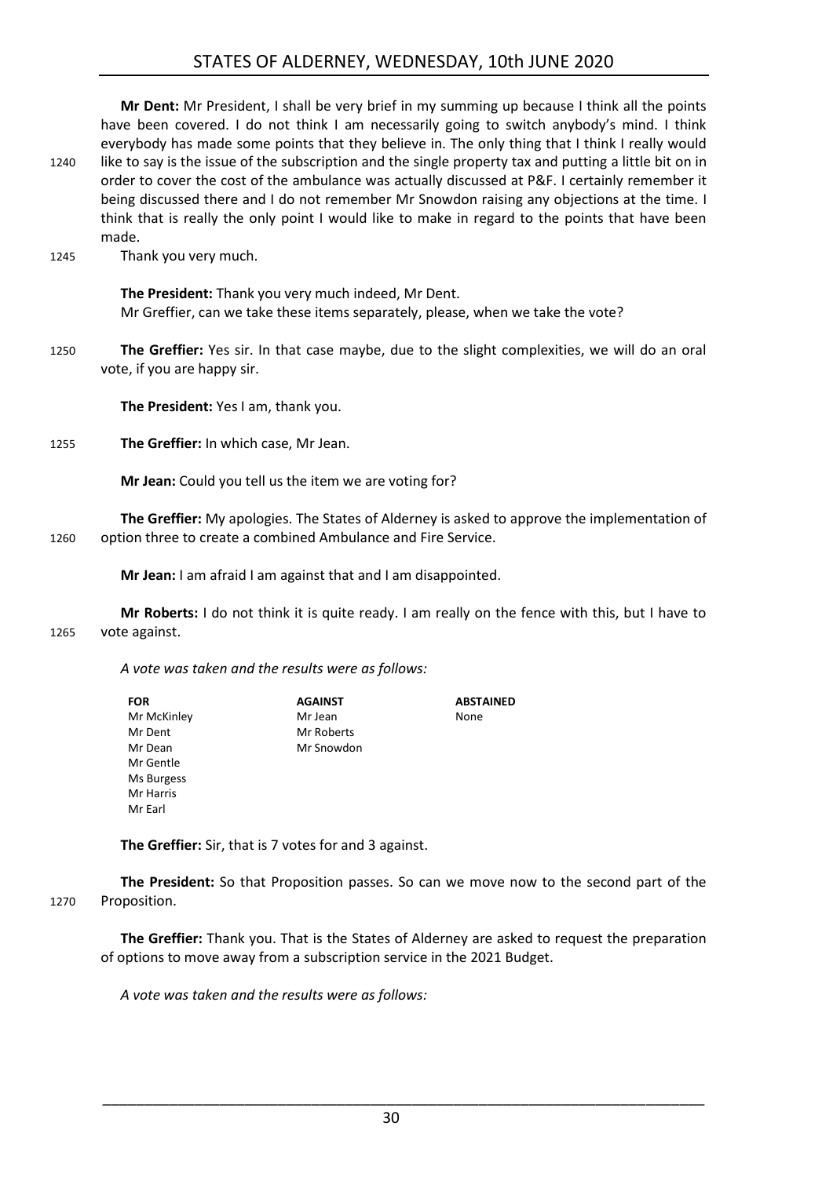**Mr Dent:** Mr President, I shall be very brief in my summing up because I think all the points have been covered. I do not think I am necessarily going to switch anybody's mind. I think everybody has made some points that they believe in. The only thing that I think I really would like to say is the issue of the subscription and the single property tax and putting a little bit on in order to cover the cost of the ambulance was actually discussed at P&F. I certainly remember it being discussed there and I do not remember Mr Snowdon raising any objections at the time. I think that is really the only point I would like to make in regard to the points that have been made.

Thank you very much.

**The President:** Thank you very much indeed, Mr Dent.

Mr Greffier, can we take these items separately, please, when we take the vote?

**The Greffier:** Yes sir. In that case maybe, due to the slight complexities, we will do an oral vote, if you are happy sir.

**The President:** Yes I am, thank you.

**The Greffier:** In which case, Mr Jean.

**Mr Jean:** Could you tell us the item we are voting for?

**The Greffier:** My apologies. The States of Alderney is asked to approve the implementation of option three to create a combined Ambulance and Fire Service.

**Mr Jean:** I am afraid I am against that and I am disappointed.

**Mr Roberts:** I do not think it is quite ready. I am really on the fence with this, but I have to vote against.

*A vote was taken and the results were as follows:*

| FOR | AGAINST | ABSTAINED |
|---|---|---|
| Mr McKinley | Mr Jean | None |
| Mr Dent | Mr Roberts | |
| Mr Dean | Mr Snowdon | |
| Mr Gentle | | |
| Ms Burgess | | |
| Mr Harris | | |
| Mr Earl | | |

**The Greffier:** Sir, that is 7 votes for and 3 against.

**The President:** So that Proposition passes. So can we move now to the second part of the Proposition.

**The Greffier:** Thank you. That is the States of Alderney are asked to request the preparation of options to move away from a subscription service in the 2021 Budget.

*A vote was taken and the results were as follows:*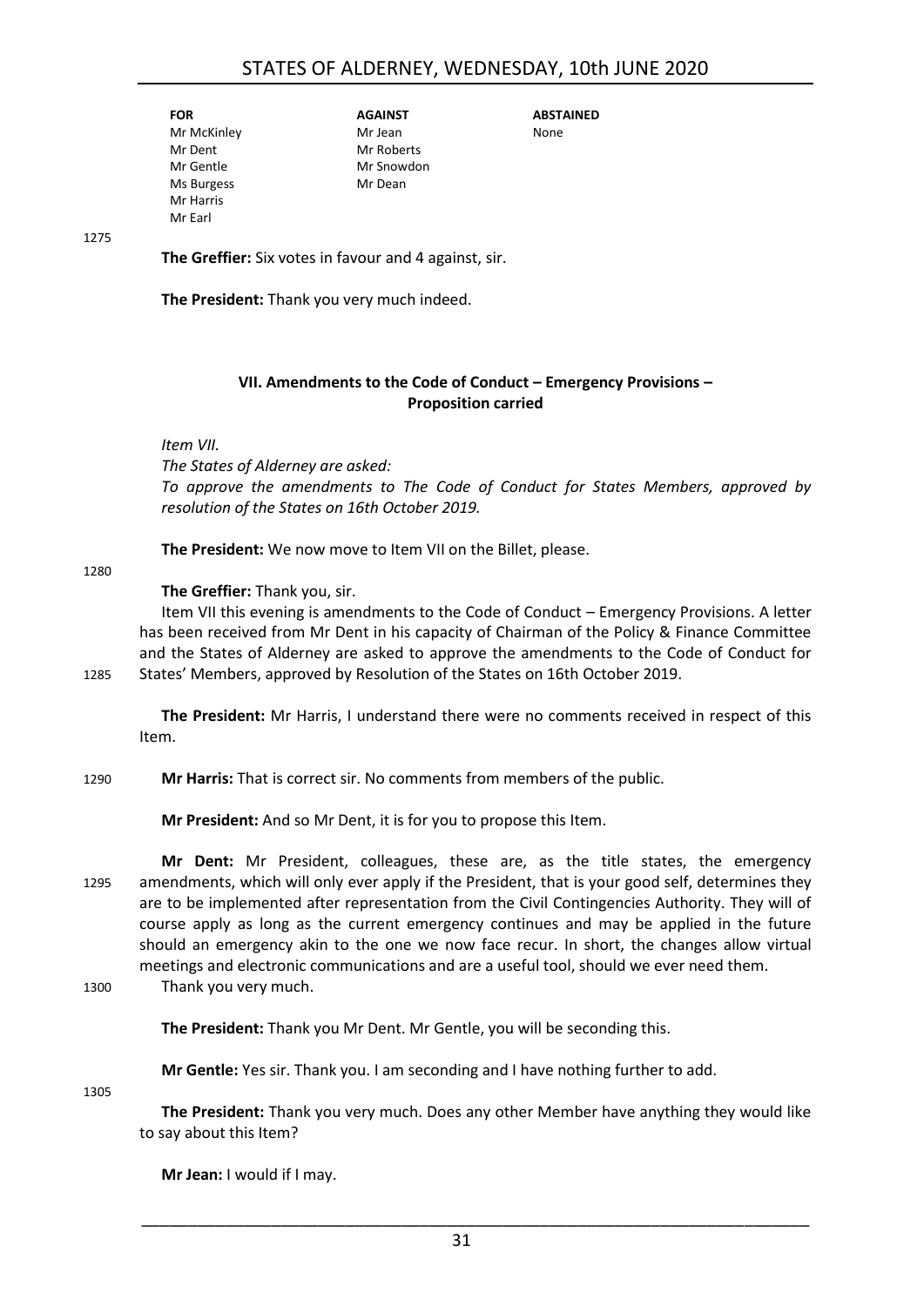| FOR | AGAINST | ABSTAINED |
|---|---|---|
| Mr McKinley | Mr Jean | None |
| Mr Dent | Mr Roberts | |
| Mr Gentle | Mr Snowdon | |
| Ms Burgess | Mr Dean | |
| Mr Harris | | |
| Mr Earl | | |

1275

**The Greffier:** Six votes in favour and 4 against, sir.

**The President:** Thank you very much indeed.

## VII. Amendments to the Code of Conduct – Emergency Provisions – Proposition carried

*Item VII.*
*The States of Alderney are asked:*
*To approve the amendments to The Code of Conduct for States Members, approved by resolution of the States on 16th October 2019.*

**The President:** We now move to Item VII on the Billet, please.

1280

**The Greffier:** Thank you, sir.

Item VII this evening is amendments to the Code of Conduct – Emergency Provisions. A letter has been received from Mr Dent in his capacity of Chairman of the Policy & Finance Committee and the States of Alderney are asked to approve the amendments to the Code of Conduct for 1285 States' Members, approved by Resolution of the States on 16th October 2019.

**The President:** Mr Harris, I understand there were no comments received in respect of this Item.

1290 **Mr Harris:** That is correct sir. No comments from members of the public.

**Mr President:** And so Mr Dent, it is for you to propose this Item.

**Mr Dent:** Mr President, colleagues, these are, as the title states, the emergency 1295 amendments, which will only ever apply if the President, that is your good self, determines they are to be implemented after representation from the Civil Contingencies Authority. They will of course apply as long as the current emergency continues and may be applied in the future should an emergency akin to the one we now face recur. In short, the changes allow virtual meetings and electronic communications and are a useful tool, should we ever need them.
1300 Thank you very much.

**The President:** Thank you Mr Dent. Mr Gentle, you will be seconding this.

**Mr Gentle:** Yes sir. Thank you. I am seconding and I have nothing further to add.

1305

**The President:** Thank you very much. Does any other Member have anything they would like to say about this Item?

**Mr Jean:** I would if I may.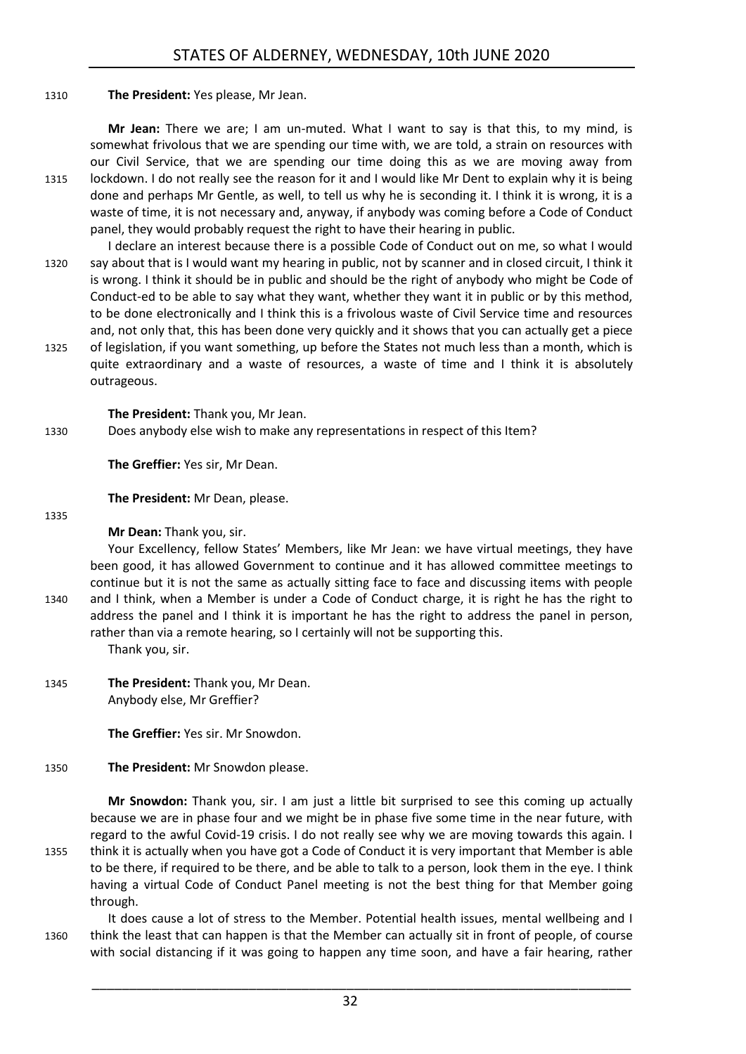**The President:** Yes please, Mr Jean.

**Mr Jean:** There we are; I am un-muted. What I want to say is that this, to my mind, is somewhat frivolous that we are spending our time with, we are told, a strain on resources with our Civil Service, that we are spending our time doing this as we are moving away from lockdown. I do not really see the reason for it and I would like Mr Dent to explain why it is being done and perhaps Mr Gentle, as well, to tell us why he is seconding it. I think it is wrong, it is a waste of time, it is not necessary and, anyway, if anybody was coming before a Code of Conduct panel, they would probably request the right to have their hearing in public.

I declare an interest because there is a possible Code of Conduct out on me, so what I would say about that is I would want my hearing in public, not by scanner and in closed circuit, I think it is wrong. I think it should be in public and should be the right of anybody who might be Code of Conduct-ed to be able to say what they want, whether they want it in public or by this method, to be done electronically and I think this is a frivolous waste of Civil Service time and resources and, not only that, this has been done very quickly and it shows that you can actually get a piece of legislation, if you want something, up before the States not much less than a month, which is quite extraordinary and a waste of resources, a waste of time and I think it is absolutely outrageous.

**The President:** Thank you, Mr Jean.

Does anybody else wish to make any representations in respect of this Item?

**The Greffier:** Yes sir, Mr Dean.

**The President:** Mr Dean, please.

**Mr Dean:** Thank you, sir.

Your Excellency, fellow States' Members, like Mr Jean: we have virtual meetings, they have been good, it has allowed Government to continue and it has allowed committee meetings to continue but it is not the same as actually sitting face to face and discussing items with people and I think, when a Member is under a Code of Conduct charge, it is right he has the right to address the panel and I think it is important he has the right to address the panel in person, rather than via a remote hearing, so I certainly will not be supporting this.

Thank you, sir.

**The President:** Thank you, Mr Dean.

Anybody else, Mr Greffier?

**The Greffier:** Yes sir. Mr Snowdon.

**The President:** Mr Snowdon please.

**Mr Snowdon:** Thank you, sir. I am just a little bit surprised to see this coming up actually because we are in phase four and we might be in phase five some time in the near future, with regard to the awful Covid-19 crisis. I do not really see why we are moving towards this again. I think it is actually when you have got a Code of Conduct it is very important that Member is able to be there, if required to be there, and be able to talk to a person, look them in the eye. I think having a virtual Code of Conduct Panel meeting is not the best thing for that Member going through.

It does cause a lot of stress to the Member. Potential health issues, mental wellbeing and I think the least that can happen is that the Member can actually sit in front of people, of course with social distancing if it was going to happen any time soon, and have a fair hearing, rather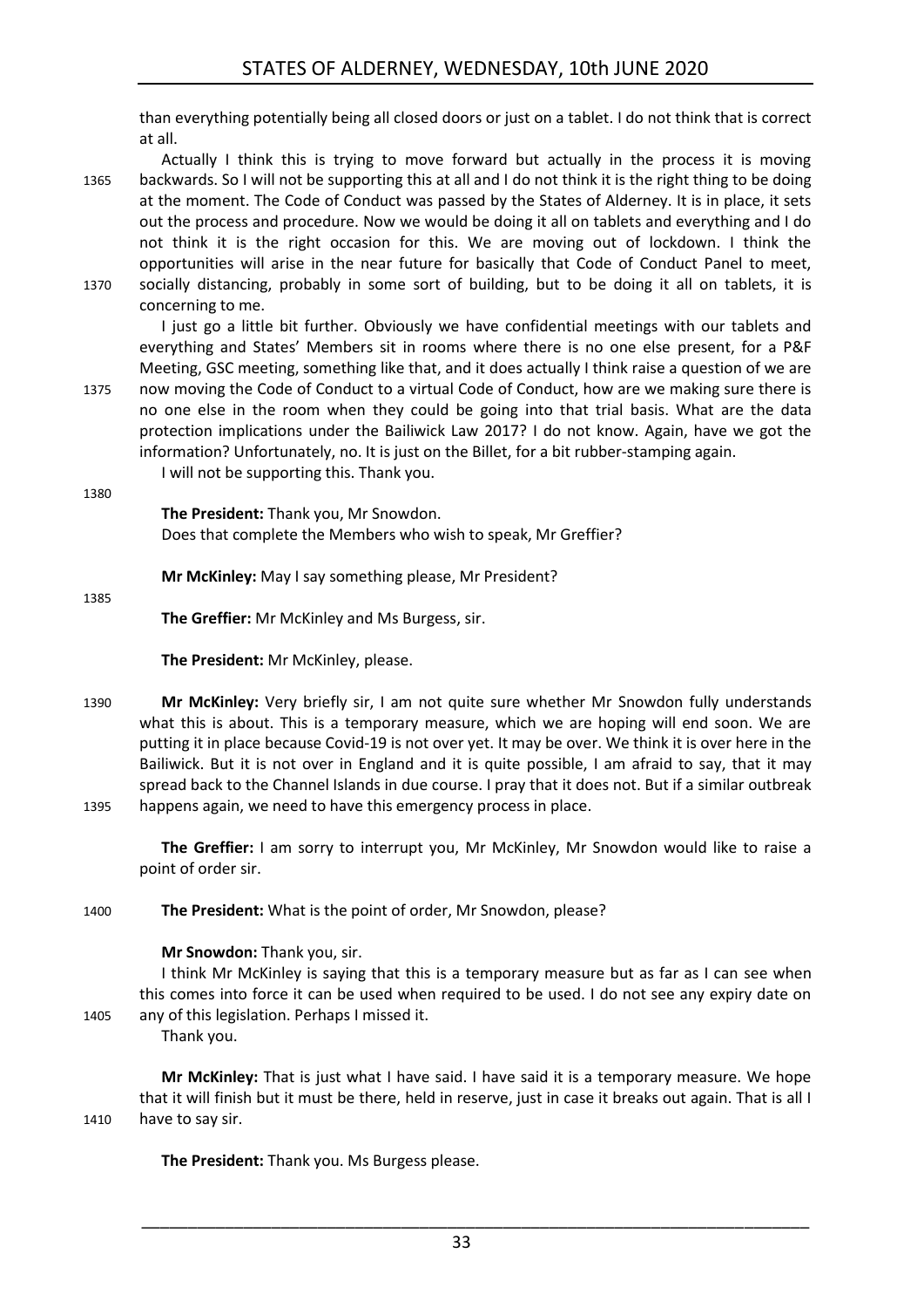than everything potentially being all closed doors or just on a tablet. I do not think that is correct at all.

Actually I think this is trying to move forward but actually in the process it is moving backwards. So I will not be supporting this at all and I do not think it is the right thing to be doing at the moment. The Code of Conduct was passed by the States of Alderney. It is in place, it sets out the process and procedure. Now we would be doing it all on tablets and everything and I do not think it is the right occasion for this. We are moving out of lockdown. I think the opportunities will arise in the near future for basically that Code of Conduct Panel to meet, socially distancing, probably in some sort of building, but to be doing it all on tablets, it is concerning to me.

I just go a little bit further. Obviously we have confidential meetings with our tablets and everything and States' Members sit in rooms where there is no one else present, for a P&F Meeting, GSC meeting, something like that, and it does actually I think raise a question of we are now moving the Code of Conduct to a virtual Code of Conduct, how are we making sure there is no one else in the room when they could be going into that trial basis. What are the data protection implications under the Bailiwick Law 2017? I do not know. Again, have we got the information? Unfortunately, no. It is just on the Billet, for a bit rubber-stamping again.

I will not be supporting this. Thank you.

**The President:** Thank you, Mr Snowdon.

Does that complete the Members who wish to speak, Mr Greffier?

**Mr McKinley:** May I say something please, Mr President?

**The Greffier:** Mr McKinley and Ms Burgess, sir.

**The President:** Mr McKinley, please.

**Mr McKinley:** Very briefly sir, I am not quite sure whether Mr Snowdon fully understands what this is about. This is a temporary measure, which we are hoping will end soon. We are putting it in place because Covid-19 is not over yet. It may be over. We think it is over here in the Bailiwick. But it is not over in England and it is quite possible, I am afraid to say, that it may spread back to the Channel Islands in due course. I pray that it does not. But if a similar outbreak happens again, we need to have this emergency process in place.

**The Greffier:** I am sorry to interrupt you, Mr McKinley, Mr Snowdon would like to raise a point of order sir.

**The President:** What is the point of order, Mr Snowdon, please?

**Mr Snowdon:** Thank you, sir.

I think Mr McKinley is saying that this is a temporary measure but as far as I can see when this comes into force it can be used when required to be used. I do not see any expiry date on any of this legislation. Perhaps I missed it.

Thank you.

**Mr McKinley:** That is just what I have said. I have said it is a temporary measure. We hope that it will finish but it must be there, held in reserve, just in case it breaks out again. That is all I have to say sir.

**The President:** Thank you. Ms Burgess please.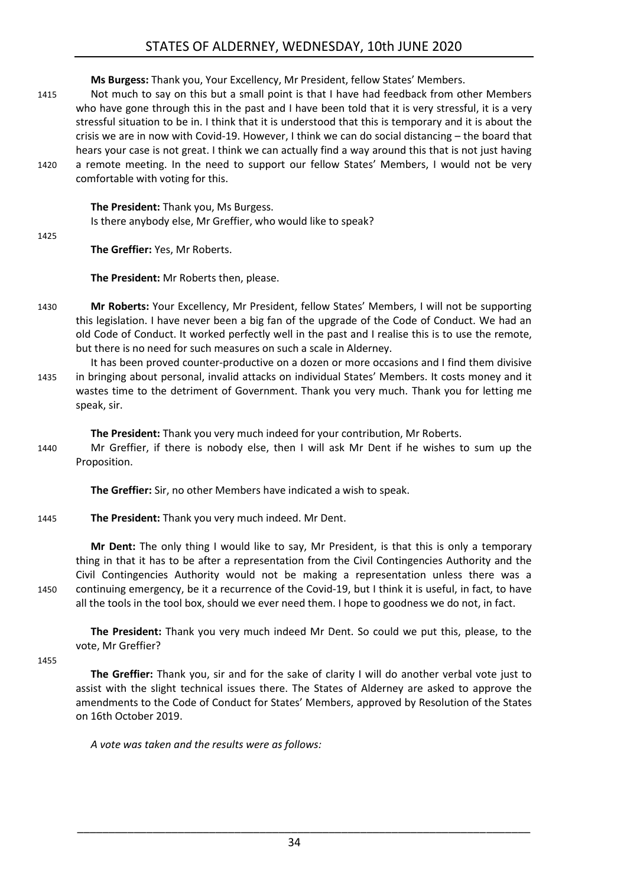**Ms Burgess:** Thank you, Your Excellency, Mr President, fellow States' Members.

Not much to say on this but a small point is that I have had feedback from other Members who have gone through this in the past and I have been told that it is very stressful, it is a very stressful situation to be in. I think that it is understood that this is temporary and it is about the crisis we are in now with Covid-19. However, I think we can do social distancing – the board that hears your case is not great. I think we can actually find a way around this that is not just having a remote meeting. In the need to support our fellow States' Members, I would not be very comfortable with voting for this.

**The President:** Thank you, Ms Burgess.
Is there anybody else, Mr Greffier, who would like to speak?

**The Greffier:** Yes, Mr Roberts.

**The President:** Mr Roberts then, please.

**Mr Roberts:** Your Excellency, Mr President, fellow States' Members, I will not be supporting this legislation. I have never been a big fan of the upgrade of the Code of Conduct. We had an old Code of Conduct. It worked perfectly well in the past and I realise this is to use the remote, but there is no need for such measures on such a scale in Alderney.

It has been proved counter-productive on a dozen or more occasions and I find them divisive in bringing about personal, invalid attacks on individual States' Members. It costs money and it wastes time to the detriment of Government. Thank you very much. Thank you for letting me speak, sir.

**The President:** Thank you very much indeed for your contribution, Mr Roberts.

Mr Greffier, if there is nobody else, then I will ask Mr Dent if he wishes to sum up the Proposition.

**The Greffier:** Sir, no other Members have indicated a wish to speak.

**The President:** Thank you very much indeed. Mr Dent.

**Mr Dent:** The only thing I would like to say, Mr President, is that this is only a temporary thing in that it has to be after a representation from the Civil Contingencies Authority and the Civil Contingencies Authority would not be making a representation unless there was a continuing emergency, be it a recurrence of the Covid-19, but I think it is useful, in fact, to have all the tools in the tool box, should we ever need them. I hope to goodness we do not, in fact.

**The President:** Thank you very much indeed Mr Dent. So could we put this, please, to the vote, Mr Greffier?

**The Greffier:** Thank you, sir and for the sake of clarity I will do another verbal vote just to assist with the slight technical issues there. The States of Alderney are asked to approve the amendments to the Code of Conduct for States' Members, approved by Resolution of the States on 16th October 2019.

*A vote was taken and the results were as follows:*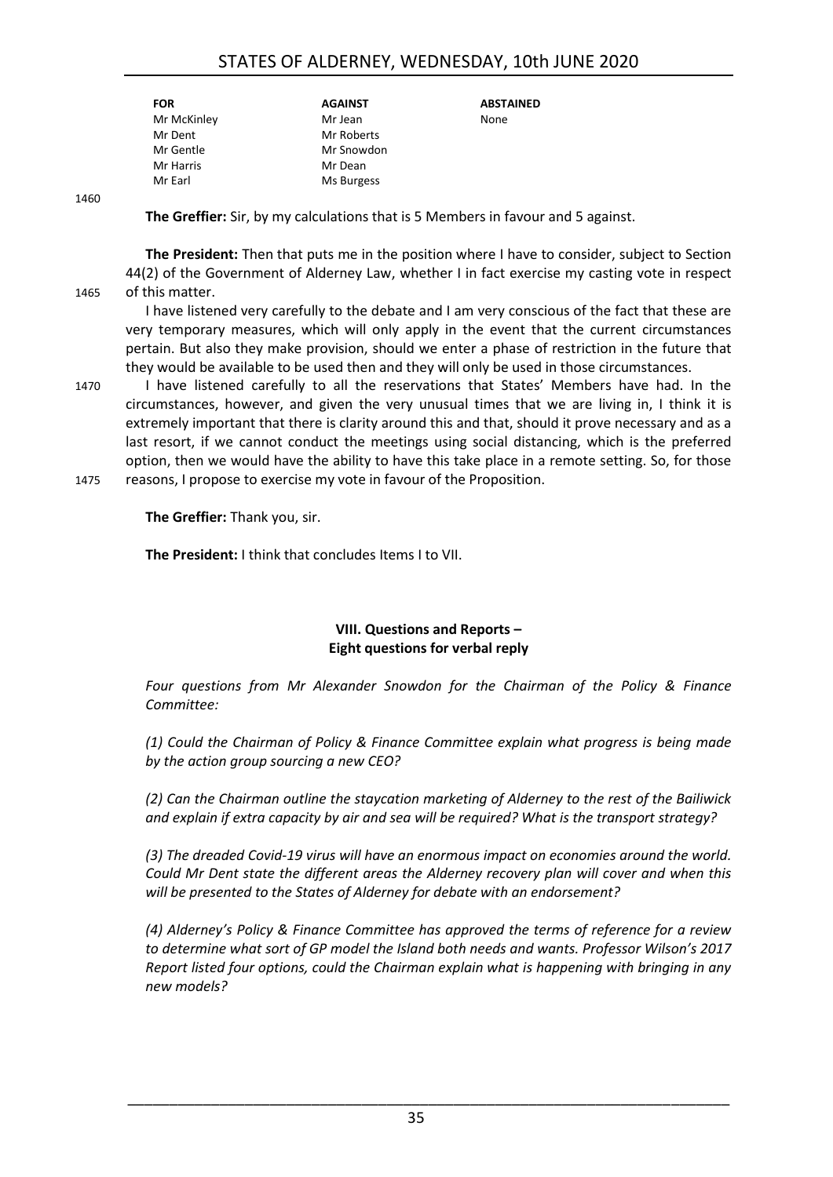| FOR | AGAINST | ABSTAINED |
|---|---|---|
| Mr McKinley | Mr Jean | None |
| Mr Dent | Mr Roberts | |
| Mr Gentle | Mr Snowdon | |
| Mr Harris | Mr Dean | |
| Mr Earl | Ms Burgess | |

**The Greffier:** Sir, by my calculations that is 5 Members in favour and 5 against.

**The President:** Then that puts me in the position where I have to consider, subject to Section 44(2) of the Government of Alderney Law, whether I in fact exercise my casting vote in respect of this matter.

I have listened very carefully to the debate and I am very conscious of the fact that these are very temporary measures, which will only apply in the event that the current circumstances pertain. But also they make provision, should we enter a phase of restriction in the future that they would be available to be used then and they will only be used in those circumstances.

I have listened carefully to all the reservations that States' Members have had. In the circumstances, however, and given the very unusual times that we are living in, I think it is extremely important that there is clarity around this and that, should it prove necessary and as a last resort, if we cannot conduct the meetings using social distancing, which is the preferred option, then we would have the ability to have this take place in a remote setting. So, for those reasons, I propose to exercise my vote in favour of the Proposition.

**The Greffier:** Thank you, sir.

**The President:** I think that concludes Items I to VII.

## VIII. Questions and Reports – Eight questions for verbal reply

*Four questions from Mr Alexander Snowdon for the Chairman of the Policy & Finance Committee:*

*(1) Could the Chairman of Policy & Finance Committee explain what progress is being made by the action group sourcing a new CEO?*

*(2) Can the Chairman outline the staycation marketing of Alderney to the rest of the Bailiwick and explain if extra capacity by air and sea will be required? What is the transport strategy?*

*(3) The dreaded Covid-19 virus will have an enormous impact on economies around the world. Could Mr Dent state the different areas the Alderney recovery plan will cover and when this will be presented to the States of Alderney for debate with an endorsement?*

*(4) Alderney's Policy & Finance Committee has approved the terms of reference for a review to determine what sort of GP model the Island both needs and wants. Professor Wilson's 2017 Report listed four options, could the Chairman explain what is happening with bringing in any new models?*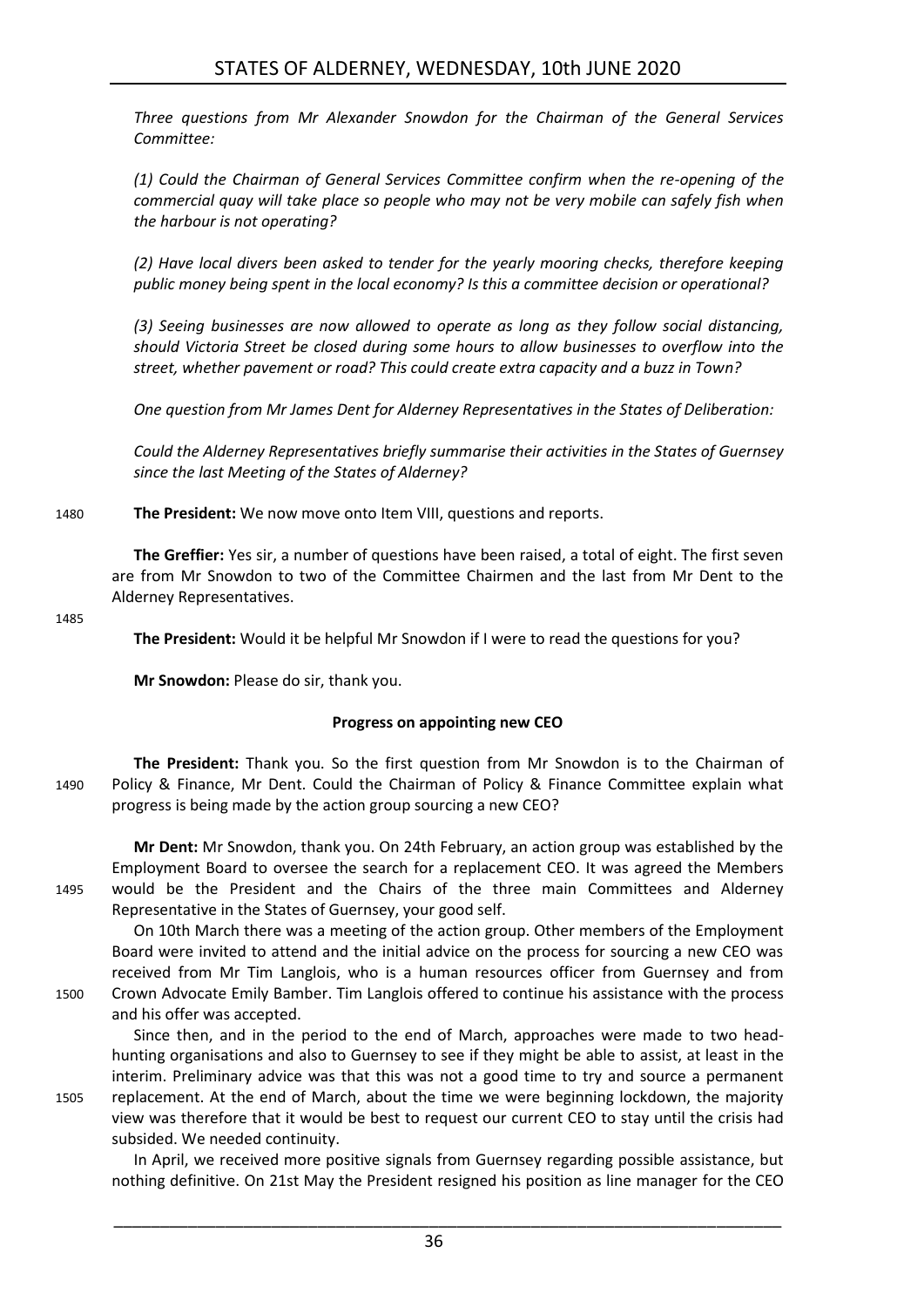*Three questions from Mr Alexander Snowdon for the Chairman of the General Services Committee:*

*(1) Could the Chairman of General Services Committee confirm when the re-opening of the commercial quay will take place so people who may not be very mobile can safely fish when the harbour is not operating?*

*(2) Have local divers been asked to tender for the yearly mooring checks, therefore keeping public money being spent in the local economy? Is this a committee decision or operational?*

*(3) Seeing businesses are now allowed to operate as long as they follow social distancing, should Victoria Street be closed during some hours to allow businesses to overflow into the street, whether pavement or road? This could create extra capacity and a buzz in Town?*

*One question from Mr James Dent for Alderney Representatives in the States of Deliberation:*

*Could the Alderney Representatives briefly summarise their activities in the States of Guernsey since the last Meeting of the States of Alderney?*

1480 **The President:** We now move onto Item VIII, questions and reports.

**The Greffier:** Yes sir, a number of questions have been raised, a total of eight. The first seven are from Mr Snowdon to two of the Committee Chairmen and the last from Mr Dent to the Alderney Representatives.

1485

**The President:** Would it be helpful Mr Snowdon if I were to read the questions for you?

**Mr Snowdon:** Please do sir, thank you.

### Progress on appointing new CEO

**The President:** Thank you. So the first question from Mr Snowdon is to the Chairman of
1490 Policy & Finance, Mr Dent. Could the Chairman of Policy & Finance Committee explain what progress is being made by the action group sourcing a new CEO?

**Mr Dent:** Mr Snowdon, thank you. On 24th February, an action group was established by the Employment Board to oversee the search for a replacement CEO. It was agreed the Members
1495 would be the President and the Chairs of the three main Committees and Alderney Representative in the States of Guernsey, your good self.

On 10th March there was a meeting of the action group. Other members of the Employment Board were invited to attend and the initial advice on the process for sourcing a new CEO was received from Mr Tim Langlois, who is a human resources officer from Guernsey and from
1500 Crown Advocate Emily Bamber. Tim Langlois offered to continue his assistance with the process and his offer was accepted.

Since then, and in the period to the end of March, approaches were made to two head-hunting organisations and also to Guernsey to see if they might be able to assist, at least in the interim. Preliminary advice was that this was not a good time to try and source a permanent
1505 replacement. At the end of March, about the time we were beginning lockdown, the majority view was therefore that it would be best to request our current CEO to stay until the crisis had subsided. We needed continuity.

In April, we received more positive signals from Guernsey regarding possible assistance, but nothing definitive. On 21st May the President resigned his position as line manager for the CEO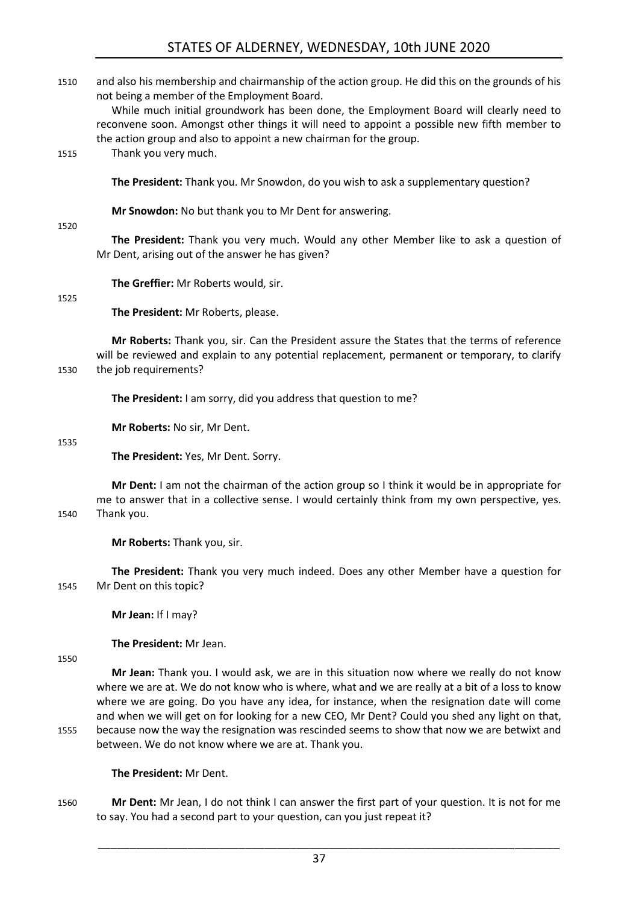and also his membership and chairmanship of the action group. He did this on the grounds of his not being a member of the Employment Board.

While much initial groundwork has been done, the Employment Board will clearly need to reconvene soon. Amongst other things it will need to appoint a possible new fifth member to the action group and also to appoint a new chairman for the group.

Thank you very much.

**The President:** Thank you. Mr Snowdon, do you wish to ask a supplementary question?

**Mr Snowdon:** No but thank you to Mr Dent for answering.

**The President:** Thank you very much. Would any other Member like to ask a question of Mr Dent, arising out of the answer he has given?

**The Greffier:** Mr Roberts would, sir.

**The President:** Mr Roberts, please.

**Mr Roberts:** Thank you, sir. Can the President assure the States that the terms of reference will be reviewed and explain to any potential replacement, permanent or temporary, to clarify the job requirements?

**The President:** I am sorry, did you address that question to me?

**Mr Roberts:** No sir, Mr Dent.

**The President:** Yes, Mr Dent. Sorry.

**Mr Dent:** I am not the chairman of the action group so I think it would be in appropriate for me to answer that in a collective sense. I would certainly think from my own perspective, yes. Thank you.

**Mr Roberts:** Thank you, sir.

**The President:** Thank you very much indeed. Does any other Member have a question for Mr Dent on this topic?

**Mr Jean:** If I may?

**The President:** Mr Jean.

**Mr Jean:** Thank you. I would ask, we are in this situation now where we really do not know where we are at. We do not know who is where, what and we are really at a bit of a loss to know where we are going. Do you have any idea, for instance, when the resignation date will come and when we will get on for looking for a new CEO, Mr Dent? Could you shed any light on that, because now the way the resignation was rescinded seems to show that now we are betwixt and between. We do not know where we are at. Thank you.

**The President:** Mr Dent.

**Mr Dent:** Mr Jean, I do not think I can answer the first part of your question. It is not for me to say. You had a second part to your question, can you just repeat it?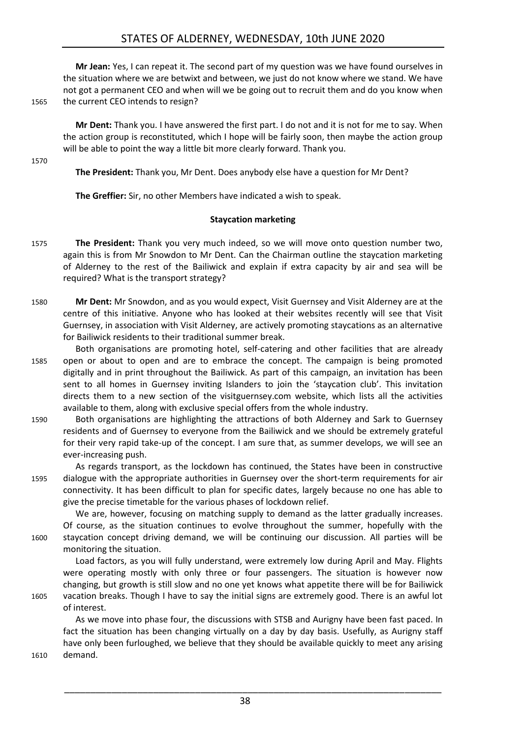**Mr Jean:** Yes, I can repeat it. The second part of my question was we have found ourselves in the situation where we are betwixt and between, we just do not know where we stand. We have not got a permanent CEO and when will we be going out to recruit them and do you know when the current CEO intends to resign?

**Mr Dent:** Thank you. I have answered the first part. I do not and it is not for me to say. When the action group is reconstituted, which I hope will be fairly soon, then maybe the action group will be able to point the way a little bit more clearly forward. Thank you.

**The President:** Thank you, Mr Dent. Does anybody else have a question for Mr Dent?

**The Greffier:** Sir, no other Members have indicated a wish to speak.

### Staycation marketing

**The President:** Thank you very much indeed, so we will move onto question number two, again this is from Mr Snowdon to Mr Dent. Can the Chairman outline the staycation marketing of Alderney to the rest of the Bailiwick and explain if extra capacity by air and sea will be required? What is the transport strategy?

**Mr Dent:** Mr Snowdon, and as you would expect, Visit Guernsey and Visit Alderney are at the centre of this initiative. Anyone who has looked at their websites recently will see that Visit Guernsey, in association with Visit Alderney, are actively promoting staycations as an alternative for Bailiwick residents to their traditional summer break.

Both organisations are promoting hotel, self-catering and other facilities that are already open or about to open and are to embrace the concept. The campaign is being promoted digitally and in print throughout the Bailiwick. As part of this campaign, an invitation has been sent to all homes in Guernsey inviting Islanders to join the 'staycation club'. This invitation directs them to a new section of the visitguernsey.com website, which lists all the activities available to them, along with exclusive special offers from the whole industry.

Both organisations are highlighting the attractions of both Alderney and Sark to Guernsey residents and of Guernsey to everyone from the Bailiwick and we should be extremely grateful for their very rapid take-up of the concept. I am sure that, as summer develops, we will see an ever-increasing push.

As regards transport, as the lockdown has continued, the States have been in constructive dialogue with the appropriate authorities in Guernsey over the short-term requirements for air connectivity. It has been difficult to plan for specific dates, largely because no one has able to give the precise timetable for the various phases of lockdown relief.

We are, however, focusing on matching supply to demand as the latter gradually increases. Of course, as the situation continues to evolve throughout the summer, hopefully with the staycation concept driving demand, we will be continuing our discussion. All parties will be monitoring the situation.

Load factors, as you will fully understand, were extremely low during April and May. Flights were operating mostly with only three or four passengers. The situation is however now changing, but growth is still slow and no one yet knows what appetite there will be for Bailiwick vacation breaks. Though I have to say the initial signs are extremely good. There is an awful lot of interest.

As we move into phase four, the discussions with STSB and Aurigny have been fast paced. In fact the situation has been changing virtually on a day by day basis. Usefully, as Aurigny staff have only been furloughed, we believe that they should be available quickly to meet any arising demand.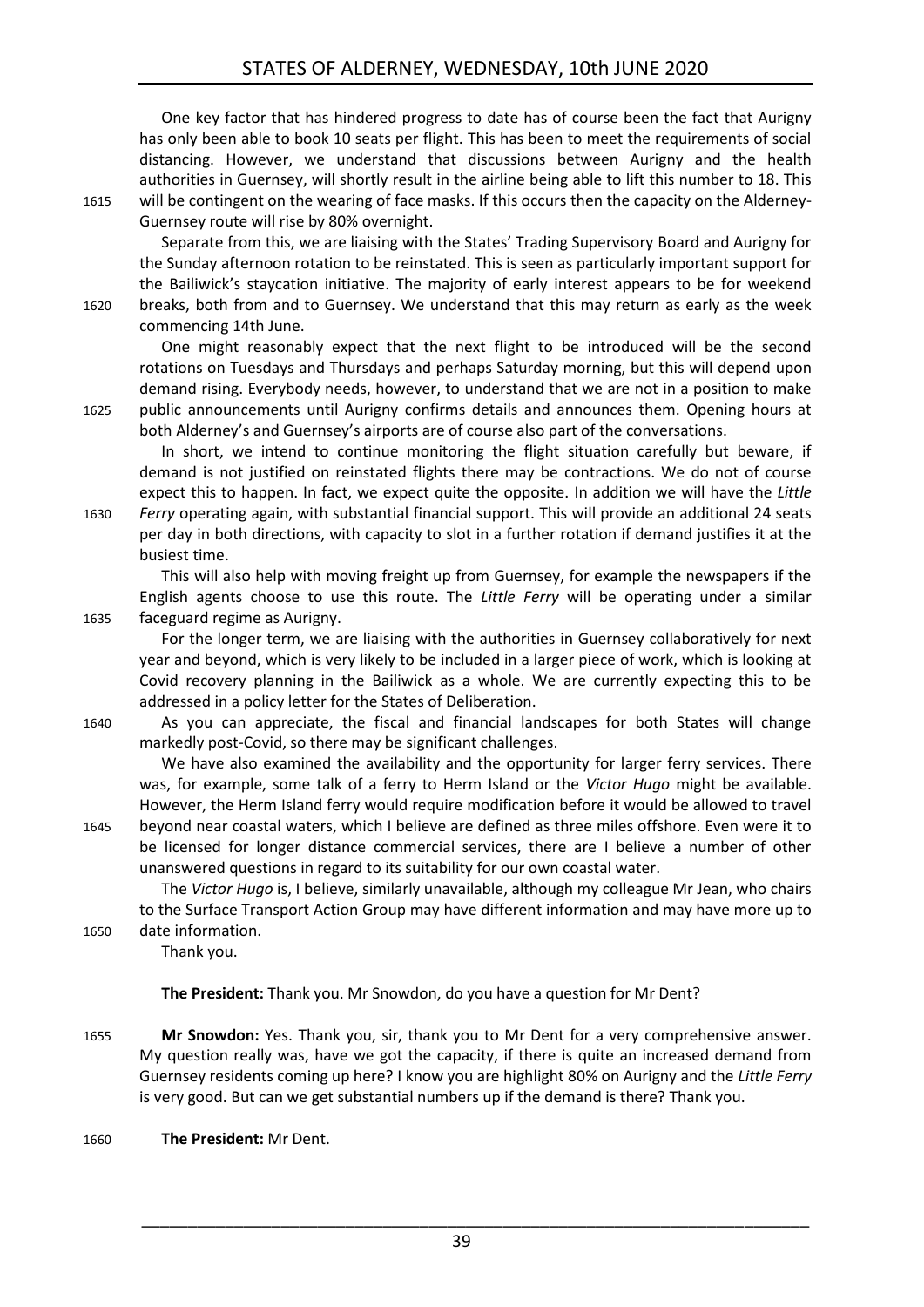One key factor that has hindered progress to date has of course been the fact that Aurigny has only been able to book 10 seats per flight. This has been to meet the requirements of social distancing. However, we understand that discussions between Aurigny and the health authorities in Guernsey, will shortly result in the airline being able to lift this number to 18. This will be contingent on the wearing of face masks. If this occurs then the capacity on the Alderney-Guernsey route will rise by 80% overnight.

Separate from this, we are liaising with the States' Trading Supervisory Board and Aurigny for the Sunday afternoon rotation to be reinstated. This is seen as particularly important support for the Bailiwick's staycation initiative. The majority of early interest appears to be for weekend breaks, both from and to Guernsey. We understand that this may return as early as the week commencing 14th June.

One might reasonably expect that the next flight to be introduced will be the second rotations on Tuesdays and Thursdays and perhaps Saturday morning, but this will depend upon demand rising. Everybody needs, however, to understand that we are not in a position to make public announcements until Aurigny confirms details and announces them. Opening hours at both Alderney's and Guernsey's airports are of course also part of the conversations.

In short, we intend to continue monitoring the flight situation carefully but beware, if demand is not justified on reinstated flights there may be contractions. We do not of course expect this to happen. In fact, we expect quite the opposite. In addition we will have the *Little Ferry* operating again, with substantial financial support. This will provide an additional 24 seats per day in both directions, with capacity to slot in a further rotation if demand justifies it at the busiest time.

This will also help with moving freight up from Guernsey, for example the newspapers if the English agents choose to use this route. The *Little Ferry* will be operating under a similar faceguard regime as Aurigny.

For the longer term, we are liaising with the authorities in Guernsey collaboratively for next year and beyond, which is very likely to be included in a larger piece of work, which is looking at Covid recovery planning in the Bailiwick as a whole. We are currently expecting this to be addressed in a policy letter for the States of Deliberation.

As you can appreciate, the fiscal and financial landscapes for both States will change markedly post-Covid, so there may be significant challenges.

We have also examined the availability and the opportunity for larger ferry services. There was, for example, some talk of a ferry to Herm Island or the *Victor Hugo* might be available. However, the Herm Island ferry would require modification before it would be allowed to travel beyond near coastal waters, which I believe are defined as three miles offshore. Even were it to be licensed for longer distance commercial services, there are I believe a number of other unanswered questions in regard to its suitability for our own coastal water.

The *Victor Hugo* is, I believe, similarly unavailable, although my colleague Mr Jean, who chairs to the Surface Transport Action Group may have different information and may have more up to date information.

Thank you.

**The President:** Thank you. Mr Snowdon, do you have a question for Mr Dent?

**Mr Snowdon:** Yes. Thank you, sir, thank you to Mr Dent for a very comprehensive answer. My question really was, have we got the capacity, if there is quite an increased demand from Guernsey residents coming up here? I know you are highlight 80% on Aurigny and the *Little Ferry* is very good. But can we get substantial numbers up if the demand is there? Thank you.

**The President:** Mr Dent.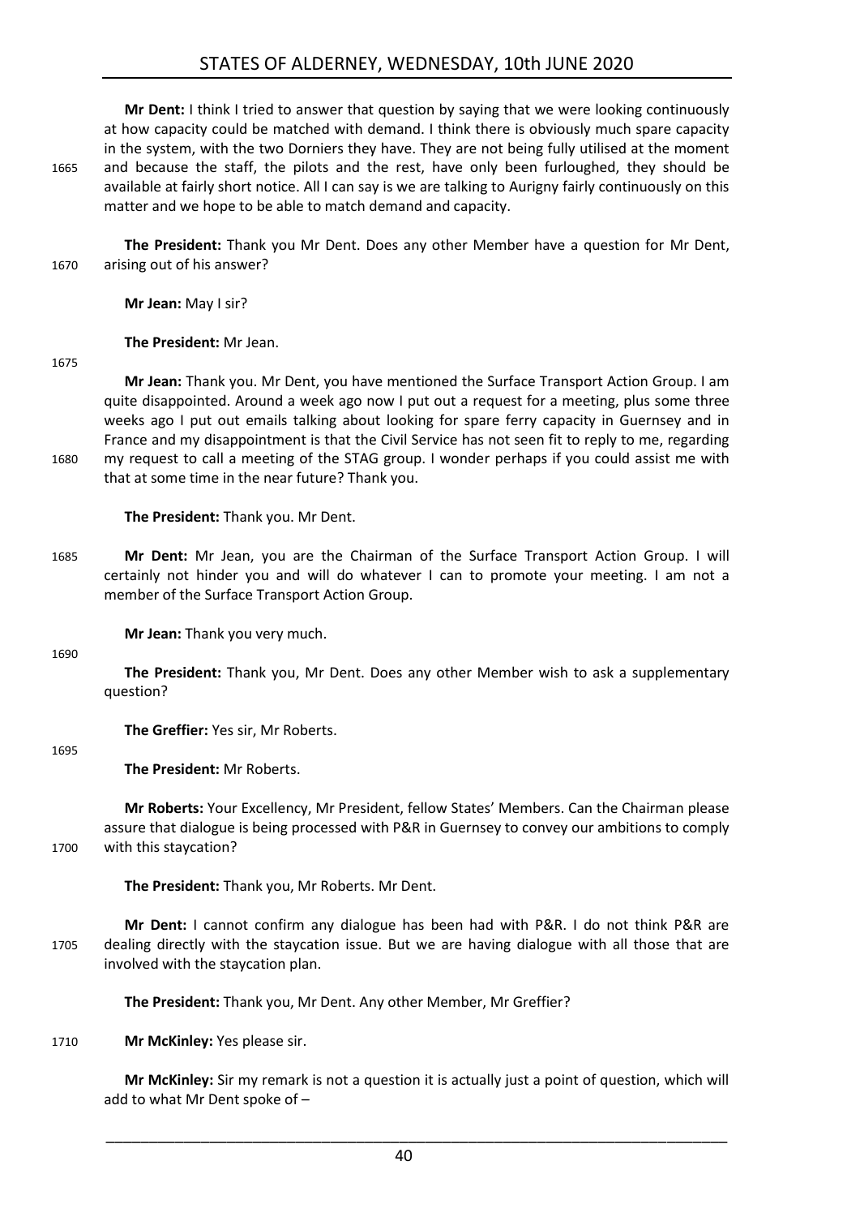**Mr Dent:** I think I tried to answer that question by saying that we were looking continuously at how capacity could be matched with demand. I think there is obviously much spare capacity in the system, with the two Dorniers they have. They are not being fully utilised at the moment and because the staff, the pilots and the rest, have only been furloughed, they should be available at fairly short notice. All I can say is we are talking to Aurigny fairly continuously on this matter and we hope to be able to match demand and capacity.

**The President:** Thank you Mr Dent. Does any other Member have a question for Mr Dent, arising out of his answer?

**Mr Jean:** May I sir?

**The President:** Mr Jean.

**Mr Jean:** Thank you. Mr Dent, you have mentioned the Surface Transport Action Group. I am quite disappointed. Around a week ago now I put out a request for a meeting, plus some three weeks ago I put out emails talking about looking for spare ferry capacity in Guernsey and in France and my disappointment is that the Civil Service has not seen fit to reply to me, regarding my request to call a meeting of the STAG group. I wonder perhaps if you could assist me with that at some time in the near future? Thank you.

**The President:** Thank you. Mr Dent.

**Mr Dent:** Mr Jean, you are the Chairman of the Surface Transport Action Group. I will certainly not hinder you and will do whatever I can to promote your meeting. I am not a member of the Surface Transport Action Group.

**Mr Jean:** Thank you very much.

**The President:** Thank you, Mr Dent. Does any other Member wish to ask a supplementary question?

**The Greffier:** Yes sir, Mr Roberts.

**The President:** Mr Roberts.

**Mr Roberts:** Your Excellency, Mr President, fellow States' Members. Can the Chairman please assure that dialogue is being processed with P&R in Guernsey to convey our ambitions to comply with this staycation?

**The President:** Thank you, Mr Roberts. Mr Dent.

**Mr Dent:** I cannot confirm any dialogue has been had with P&R. I do not think P&R are dealing directly with the staycation issue. But we are having dialogue with all those that are involved with the staycation plan.

**The President:** Thank you, Mr Dent. Any other Member, Mr Greffier?

**Mr McKinley:** Yes please sir.

**Mr McKinley:** Sir my remark is not a question it is actually just a point of question, which will add to what Mr Dent spoke of –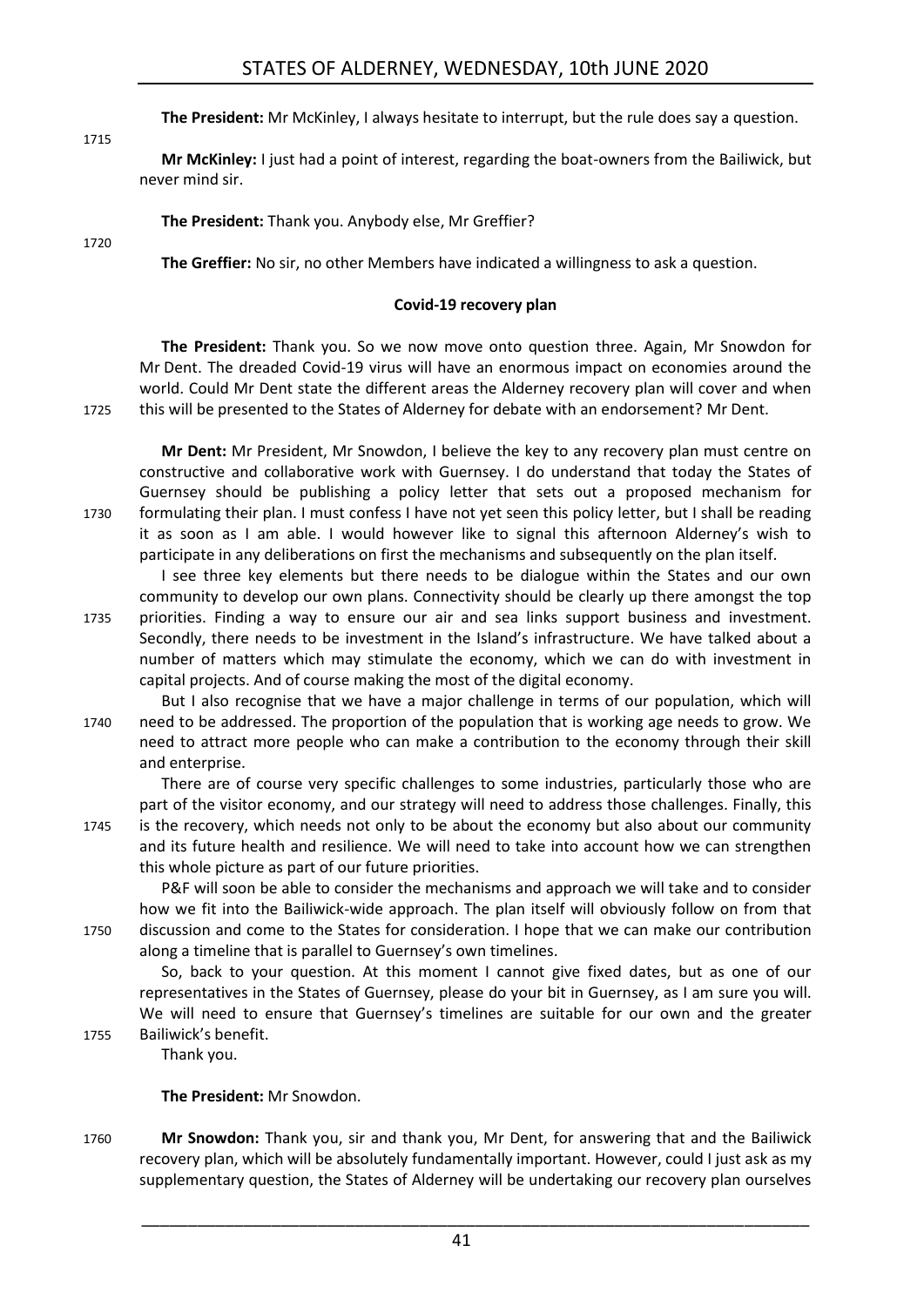**The President:** Mr McKinley, I always hesitate to interrupt, but the rule does say a question.

**Mr McKinley:** I just had a point of interest, regarding the boat-owners from the Bailiwick, but never mind sir.

**The President:** Thank you. Anybody else, Mr Greffier?

**The Greffier:** No sir, no other Members have indicated a willingness to ask a question.

### Covid-19 recovery plan

**The President:** Thank you. So we now move onto question three. Again, Mr Snowdon for Mr Dent. The dreaded Covid-19 virus will have an enormous impact on economies around the world. Could Mr Dent state the different areas the Alderney recovery plan will cover and when this will be presented to the States of Alderney for debate with an endorsement? Mr Dent.

**Mr Dent:** Mr President, Mr Snowdon, I believe the key to any recovery plan must centre on constructive and collaborative work with Guernsey. I do understand that today the States of Guernsey should be publishing a policy letter that sets out a proposed mechanism for formulating their plan. I must confess I have not yet seen this policy letter, but I shall be reading it as soon as I am able. I would however like to signal this afternoon Alderney's wish to participate in any deliberations on first the mechanisms and subsequently on the plan itself.

I see three key elements but there needs to be dialogue within the States and our own community to develop our own plans. Connectivity should be clearly up there amongst the top priorities. Finding a way to ensure our air and sea links support business and investment. Secondly, there needs to be investment in the Island's infrastructure. We have talked about a number of matters which may stimulate the economy, which we can do with investment in capital projects. And of course making the most of the digital economy.

But I also recognise that we have a major challenge in terms of our population, which will need to be addressed. The proportion of the population that is working age needs to grow. We need to attract more people who can make a contribution to the economy through their skill and enterprise.

There are of course very specific challenges to some industries, particularly those who are part of the visitor economy, and our strategy will need to address those challenges. Finally, this is the recovery, which needs not only to be about the economy but also about our community and its future health and resilience. We will need to take into account how we can strengthen this whole picture as part of our future priorities.

P&F will soon be able to consider the mechanisms and approach we will take and to consider how we fit into the Bailiwick-wide approach. The plan itself will obviously follow on from that discussion and come to the States for consideration. I hope that we can make our contribution along a timeline that is parallel to Guernsey's own timelines.

So, back to your question. At this moment I cannot give fixed dates, but as one of our representatives in the States of Guernsey, please do your bit in Guernsey, as I am sure you will. We will need to ensure that Guernsey's timelines are suitable for our own and the greater Bailiwick's benefit.

Thank you.

**The President:** Mr Snowdon.

**Mr Snowdon:** Thank you, sir and thank you, Mr Dent, for answering that and the Bailiwick recovery plan, which will be absolutely fundamentally important. However, could I just ask as my supplementary question, the States of Alderney will be undertaking our recovery plan ourselves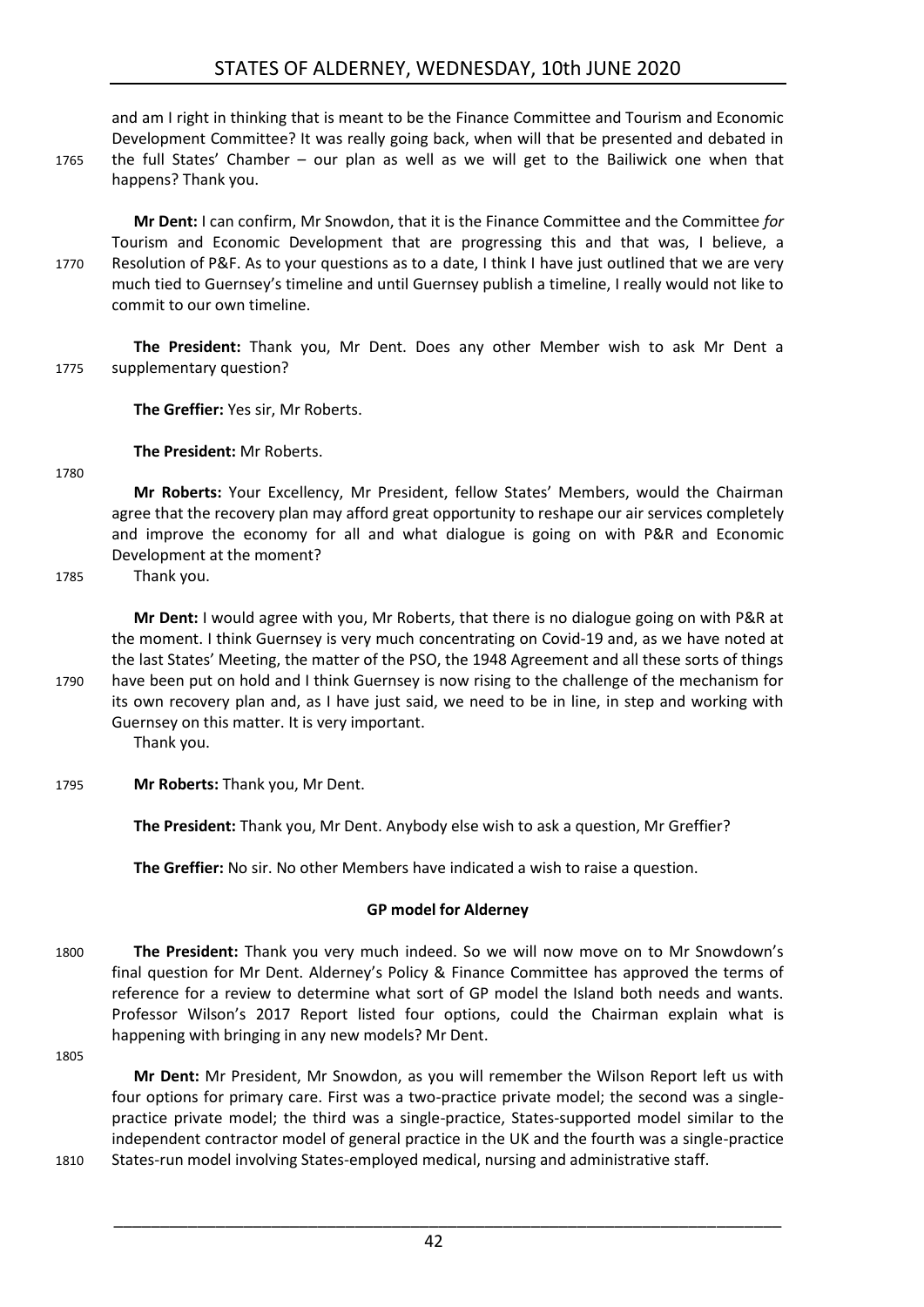and am I right in thinking that is meant to be the Finance Committee and Tourism and Economic Development Committee? It was really going back, when will that be presented and debated in the full States' Chamber – our plan as well as we will get to the Bailiwick one when that happens? Thank you.

**Mr Dent:** I can confirm, Mr Snowdon, that it is the Finance Committee and the Committee *for* Tourism and Economic Development that are progressing this and that was, I believe, a Resolution of P&F. As to your questions as to a date, I think I have just outlined that we are very much tied to Guernsey's timeline and until Guernsey publish a timeline, I really would not like to commit to our own timeline.

**The President:** Thank you, Mr Dent. Does any other Member wish to ask Mr Dent a supplementary question?

**The Greffier:** Yes sir, Mr Roberts.

**The President:** Mr Roberts.

**Mr Roberts:** Your Excellency, Mr President, fellow States' Members, would the Chairman agree that the recovery plan may afford great opportunity to reshape our air services completely and improve the economy for all and what dialogue is going on with P&R and Economic Development at the moment?

Thank you.

**Mr Dent:** I would agree with you, Mr Roberts, that there is no dialogue going on with P&R at the moment. I think Guernsey is very much concentrating on Covid-19 and, as we have noted at the last States' Meeting, the matter of the PSO, the 1948 Agreement and all these sorts of things have been put on hold and I think Guernsey is now rising to the challenge of the mechanism for its own recovery plan and, as I have just said, we need to be in line, in step and working with Guernsey on this matter. It is very important.

Thank you.

**Mr Roberts:** Thank you, Mr Dent.

**The President:** Thank you, Mr Dent. Anybody else wish to ask a question, Mr Greffier?

**The Greffier:** No sir. No other Members have indicated a wish to raise a question.

### GP model for Alderney

**The President:** Thank you very much indeed. So we will now move on to Mr Snowdown's final question for Mr Dent. Alderney's Policy & Finance Committee has approved the terms of reference for a review to determine what sort of GP model the Island both needs and wants. Professor Wilson's 2017 Report listed four options, could the Chairman explain what is happening with bringing in any new models? Mr Dent.

**Mr Dent:** Mr President, Mr Snowdon, as you will remember the Wilson Report left us with four options for primary care. First was a two-practice private model; the second was a single-practice private model; the third was a single-practice, States-supported model similar to the independent contractor model of general practice in the UK and the fourth was a single-practice States-run model involving States-employed medical, nursing and administrative staff.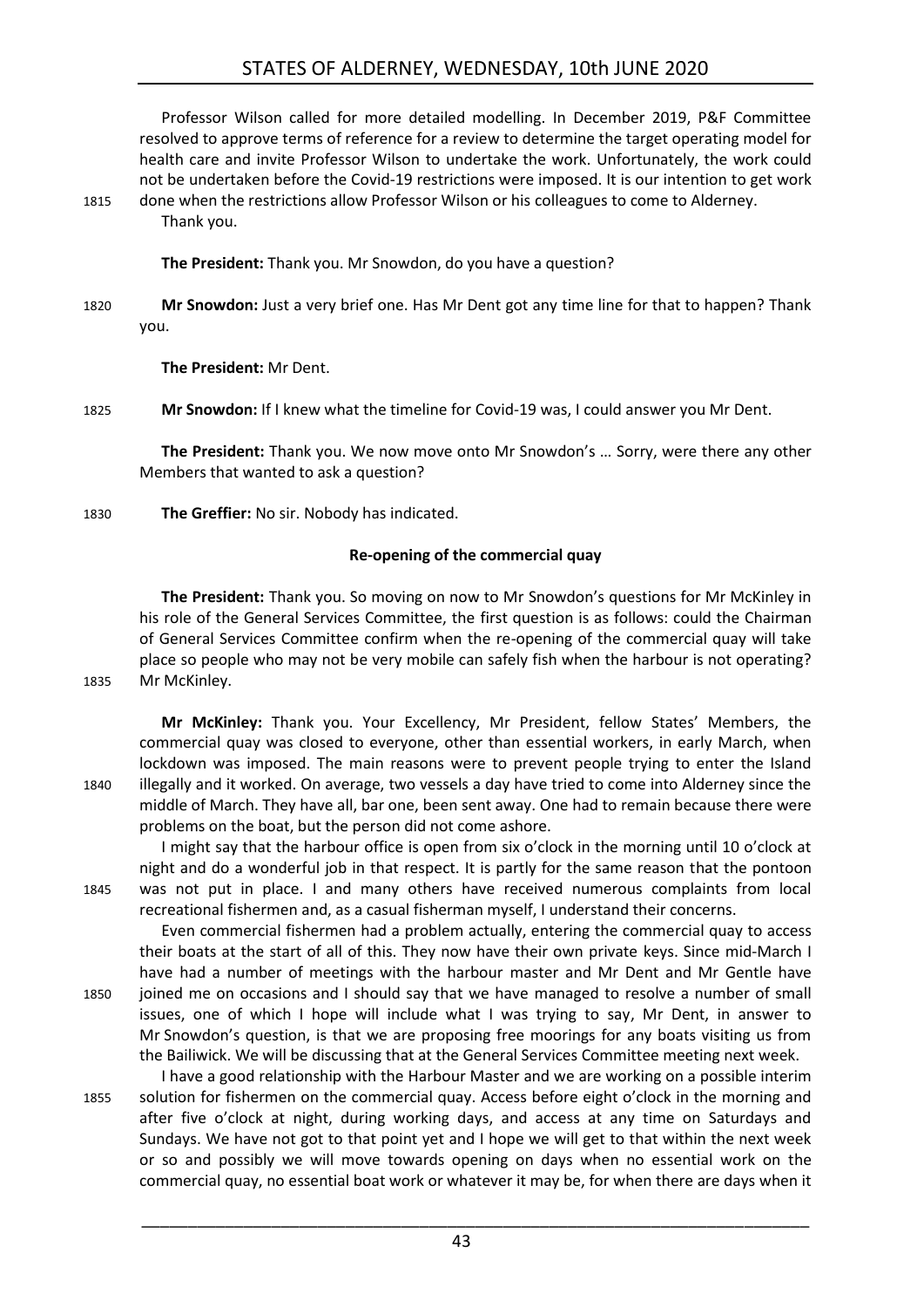Professor Wilson called for more detailed modelling. In December 2019, P&F Committee resolved to approve terms of reference for a review to determine the target operating model for health care and invite Professor Wilson to undertake the work. Unfortunately, the work could not be undertaken before the Covid-19 restrictions were imposed. It is our intention to get work done when the restrictions allow Professor Wilson or his colleagues to come to Alderney.

Thank you.

**The President:** Thank you. Mr Snowdon, do you have a question?

**Mr Snowdon:** Just a very brief one. Has Mr Dent got any time line for that to happen? Thank you.

**The President:** Mr Dent.

**Mr Snowdon:** If I knew what the timeline for Covid-19 was, I could answer you Mr Dent.

**The President:** Thank you. We now move onto Mr Snowdon's … Sorry, were there any other Members that wanted to ask a question?

**The Greffier:** No sir. Nobody has indicated.

### Re-opening of the commercial quay

**The President:** Thank you. So moving on now to Mr Snowdon's questions for Mr McKinley in his role of the General Services Committee, the first question is as follows: could the Chairman of General Services Committee confirm when the re-opening of the commercial quay will take place so people who may not be very mobile can safely fish when the harbour is not operating? Mr McKinley.

**Mr McKinley:** Thank you. Your Excellency, Mr President, fellow States' Members, the commercial quay was closed to everyone, other than essential workers, in early March, when lockdown was imposed. The main reasons were to prevent people trying to enter the Island illegally and it worked. On average, two vessels a day have tried to come into Alderney since the middle of March. They have all, bar one, been sent away. One had to remain because there were problems on the boat, but the person did not come ashore.

I might say that the harbour office is open from six o'clock in the morning until 10 o'clock at night and do a wonderful job in that respect. It is partly for the same reason that the pontoon was not put in place. I and many others have received numerous complaints from local recreational fishermen and, as a casual fisherman myself, I understand their concerns.

Even commercial fishermen had a problem actually, entering the commercial quay to access their boats at the start of all of this. They now have their own private keys. Since mid-March I have had a number of meetings with the harbour master and Mr Dent and Mr Gentle have joined me on occasions and I should say that we have managed to resolve a number of small issues, one of which I hope will include what I was trying to say, Mr Dent, in answer to Mr Snowdon's question, is that we are proposing free moorings for any boats visiting us from the Bailiwick. We will be discussing that at the General Services Committee meeting next week.

I have a good relationship with the Harbour Master and we are working on a possible interim solution for fishermen on the commercial quay. Access before eight o'clock in the morning and after five o'clock at night, during working days, and access at any time on Saturdays and Sundays. We have not got to that point yet and I hope we will get to that within the next week or so and possibly we will move towards opening on days when no essential work on the commercial quay, no essential boat work or whatever it may be, for when there are days when it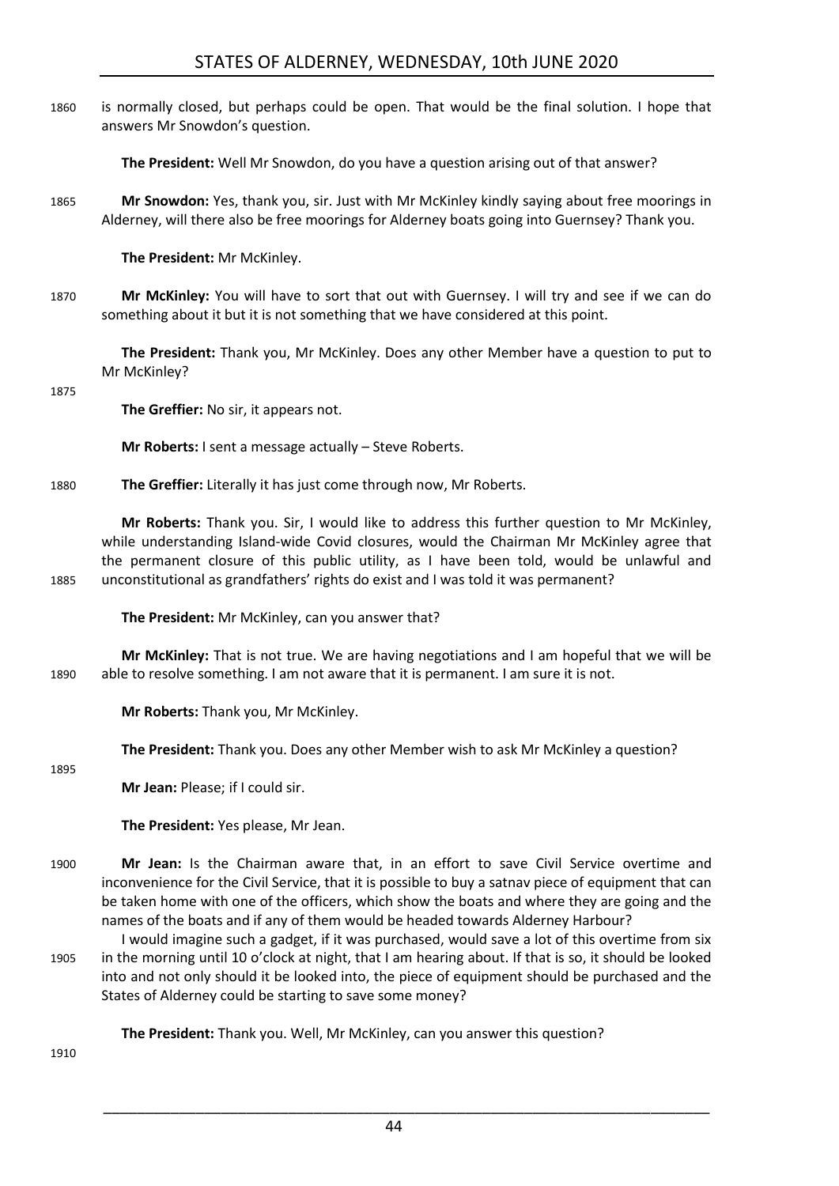is normally closed, but perhaps could be open. That would be the final solution. I hope that answers Mr Snowdon's question.

**The President:** Well Mr Snowdon, do you have a question arising out of that answer?

**Mr Snowdon:** Yes, thank you, sir. Just with Mr McKinley kindly saying about free moorings in Alderney, will there also be free moorings for Alderney boats going into Guernsey? Thank you.

**The President:** Mr McKinley.

**Mr McKinley:** You will have to sort that out with Guernsey. I will try and see if we can do something about it but it is not something that we have considered at this point.

**The President:** Thank you, Mr McKinley. Does any other Member have a question to put to Mr McKinley?

**The Greffier:** No sir, it appears not.

**Mr Roberts:** I sent a message actually – Steve Roberts.

**The Greffier:** Literally it has just come through now, Mr Roberts.

**Mr Roberts:** Thank you. Sir, I would like to address this further question to Mr McKinley, while understanding Island-wide Covid closures, would the Chairman Mr McKinley agree that the permanent closure of this public utility, as I have been told, would be unlawful and unconstitutional as grandfathers' rights do exist and I was told it was permanent?

**The President:** Mr McKinley, can you answer that?

**Mr McKinley:** That is not true. We are having negotiations and I am hopeful that we will be able to resolve something. I am not aware that it is permanent. I am sure it is not.

**Mr Roberts:** Thank you, Mr McKinley.

**The President:** Thank you. Does any other Member wish to ask Mr McKinley a question?

**Mr Jean:** Please; if I could sir.

**The President:** Yes please, Mr Jean.

**Mr Jean:** Is the Chairman aware that, in an effort to save Civil Service overtime and inconvenience for the Civil Service, that it is possible to buy a satnav piece of equipment that can be taken home with one of the officers, which show the boats and where they are going and the names of the boats and if any of them would be headed towards Alderney Harbour?

I would imagine such a gadget, if it was purchased, would save a lot of this overtime from six in the morning until 10 o'clock at night, that I am hearing about. If that is so, it should be looked into and not only should it be looked into, the piece of equipment should be purchased and the States of Alderney could be starting to save some money?

**The President:** Thank you. Well, Mr McKinley, can you answer this question?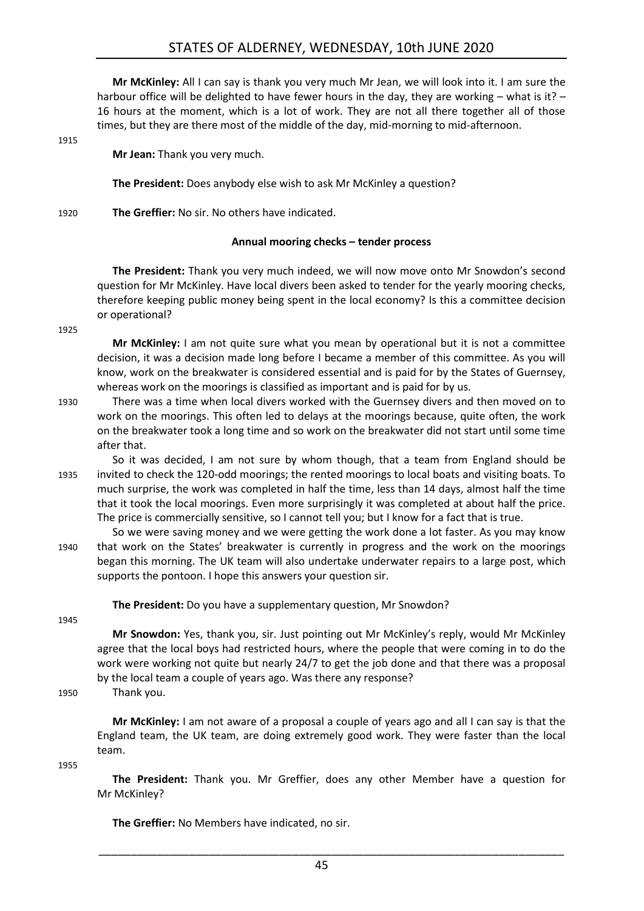**Mr McKinley:** All I can say is thank you very much Mr Jean, we will look into it. I am sure the harbour office will be delighted to have fewer hours in the day, they are working – what is it? – 16 hours at the moment, which is a lot of work. They are not all there together all of those times, but they are there most of the middle of the day, mid-morning to mid-afternoon.

**Mr Jean:** Thank you very much.

**The President:** Does anybody else wish to ask Mr McKinley a question?

**The Greffier:** No sir. No others have indicated.

### Annual mooring checks – tender process

**The President:** Thank you very much indeed, we will now move onto Mr Snowdon's second question for Mr McKinley. Have local divers been asked to tender for the yearly mooring checks, therefore keeping public money being spent in the local economy? Is this a committee decision or operational?

**Mr McKinley:** I am not quite sure what you mean by operational but it is not a committee decision, it was a decision made long before I became a member of this committee. As you will know, work on the breakwater is considered essential and is paid for by the States of Guernsey, whereas work on the moorings is classified as important and is paid for by us.

There was a time when local divers worked with the Guernsey divers and then moved on to work on the moorings. This often led to delays at the moorings because, quite often, the work on the breakwater took a long time and so work on the breakwater did not start until some time after that.

So it was decided, I am not sure by whom though, that a team from England should be invited to check the 120-odd moorings; the rented moorings to local boats and visiting boats. To much surprise, the work was completed in half the time, less than 14 days, almost half the time that it took the local moorings. Even more surprisingly it was completed at about half the price. The price is commercially sensitive, so I cannot tell you; but I know for a fact that is true.

So we were saving money and we were getting the work done a lot faster. As you may know that work on the States' breakwater is currently in progress and the work on the moorings began this morning. The UK team will also undertake underwater repairs to a large post, which supports the pontoon. I hope this answers your question sir.

**The President:** Do you have a supplementary question, Mr Snowdon?

**Mr Snowdon:** Yes, thank you, sir. Just pointing out Mr McKinley's reply, would Mr McKinley agree that the local boys had restricted hours, where the people that were coming in to do the work were working not quite but nearly 24/7 to get the job done and that there was a proposal by the local team a couple of years ago. Was there any response?

Thank you.

**Mr McKinley:** I am not aware of a proposal a couple of years ago and all I can say is that the England team, the UK team, are doing extremely good work. They were faster than the local team.

**The President:** Thank you. Mr Greffier, does any other Member have a question for Mr McKinley?

**The Greffier:** No Members have indicated, no sir.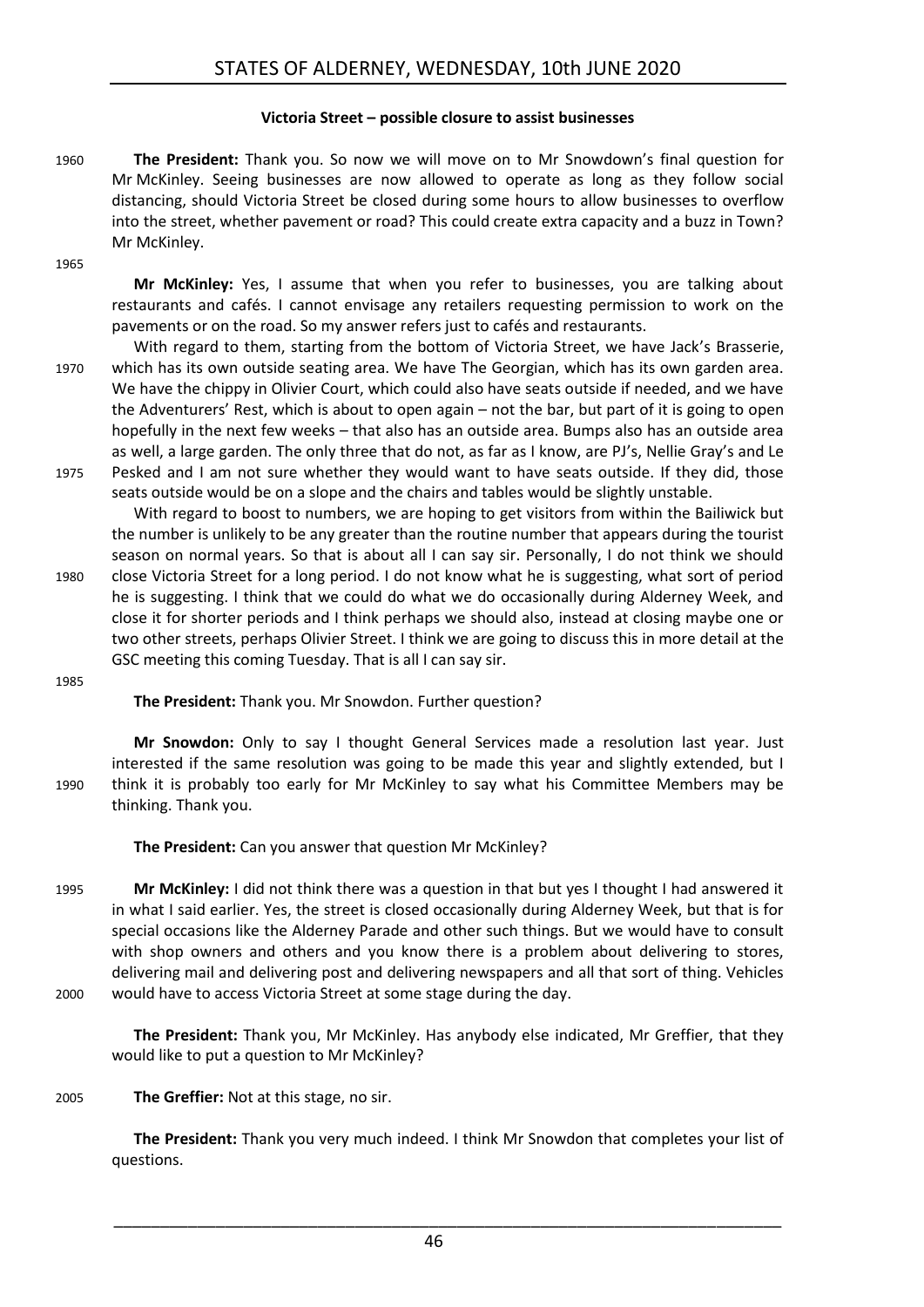### Victoria Street – possible closure to assist businesses

1960 **The President:** Thank you. So now we will move on to Mr Snowdown's final question for Mr McKinley. Seeing businesses are now allowed to operate as long as they follow social distancing, should Victoria Street be closed during some hours to allow businesses to overflow into the street, whether pavement or road? This could create extra capacity and a buzz in Town? Mr McKinley.

1965

**Mr McKinley:** Yes, I assume that when you refer to businesses, you are talking about restaurants and cafés. I cannot envisage any retailers requesting permission to work on the pavements or on the road. So my answer refers just to cafés and restaurants.

With regard to them, starting from the bottom of Victoria Street, we have Jack's Brasserie, 1970 which has its own outside seating area. We have The Georgian, which has its own garden area. We have the chippy in Olivier Court, which could also have seats outside if needed, and we have the Adventurers' Rest, which is about to open again – not the bar, but part of it is going to open hopefully in the next few weeks – that also has an outside area. Bumps also has an outside area as well, a large garden. The only three that do not, as far as I know, are PJ's, Nellie Gray's and Le 1975 Pesked and I am not sure whether they would want to have seats outside. If they did, those seats outside would be on a slope and the chairs and tables would be slightly unstable.

With regard to boost to numbers, we are hoping to get visitors from within the Bailiwick but the number is unlikely to be any greater than the routine number that appears during the tourist season on normal years. So that is about all I can say sir. Personally, I do not think we should 1980 close Victoria Street for a long period. I do not know what he is suggesting, what sort of period he is suggesting. I think that we could do what we do occasionally during Alderney Week, and close it for shorter periods and I think perhaps we should also, instead at closing maybe one or two other streets, perhaps Olivier Street. I think we are going to discuss this in more detail at the GSC meeting this coming Tuesday. That is all I can say sir.

1985

**The President:** Thank you. Mr Snowdon. Further question?

**Mr Snowdon:** Only to say I thought General Services made a resolution last year. Just interested if the same resolution was going to be made this year and slightly extended, but I 1990 think it is probably too early for Mr McKinley to say what his Committee Members may be thinking. Thank you.

**The President:** Can you answer that question Mr McKinley?

1995 **Mr McKinley:** I did not think there was a question in that but yes I thought I had answered it in what I said earlier. Yes, the street is closed occasionally during Alderney Week, but that is for special occasions like the Alderney Parade and other such things. But we would have to consult with shop owners and others and you know there is a problem about delivering to stores, delivering mail and delivering post and delivering newspapers and all that sort of thing. Vehicles 2000 would have to access Victoria Street at some stage during the day.

**The President:** Thank you, Mr McKinley. Has anybody else indicated, Mr Greffier, that they would like to put a question to Mr McKinley?

2005 **The Greffier:** Not at this stage, no sir.

**The President:** Thank you very much indeed. I think Mr Snowdon that completes your list of questions.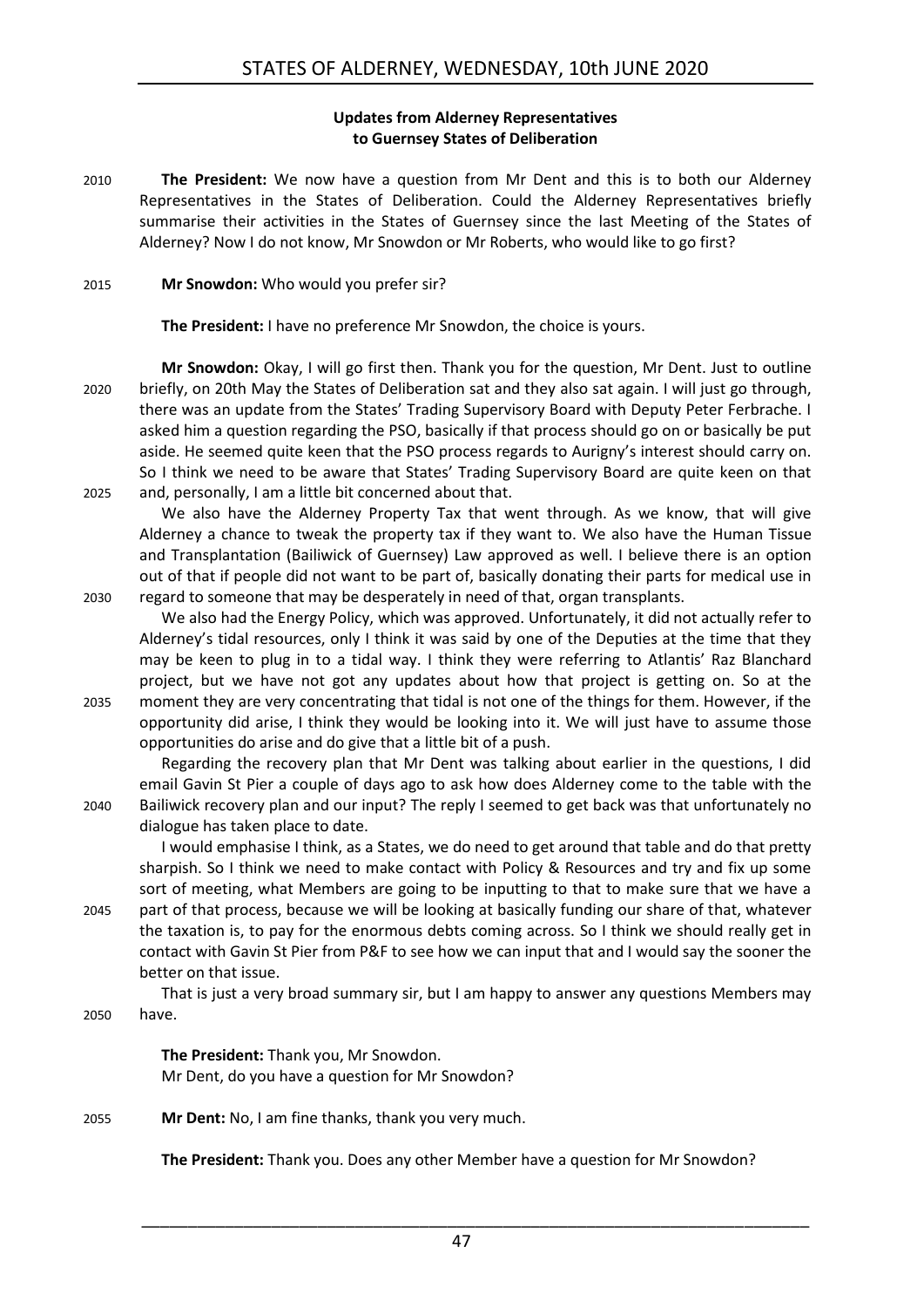### Updates from Alderney Representatives to Guernsey States of Deliberation

2010 **The President:** We now have a question from Mr Dent and this is to both our Alderney Representatives in the States of Deliberation. Could the Alderney Representatives briefly summarise their activities in the States of Guernsey since the last Meeting of the States of Alderney? Now I do not know, Mr Snowdon or Mr Roberts, who would like to go first?

2015 **Mr Snowdon:** Who would you prefer sir?

**The President:** I have no preference Mr Snowdon, the choice is yours.

**Mr Snowdon:** Okay, I will go first then. Thank you for the question, Mr Dent. Just to outline 2020 briefly, on 20th May the States of Deliberation sat and they also sat again. I will just go through, there was an update from the States' Trading Supervisory Board with Deputy Peter Ferbrache. I asked him a question regarding the PSO, basically if that process should go on or basically be put aside. He seemed quite keen that the PSO process regards to Aurigny's interest should carry on. So I think we need to be aware that States' Trading Supervisory Board are quite keen on that 2025 and, personally, I am a little bit concerned about that.

We also have the Alderney Property Tax that went through. As we know, that will give Alderney a chance to tweak the property tax if they want to. We also have the Human Tissue and Transplantation (Bailiwick of Guernsey) Law approved as well. I believe there is an option out of that if people did not want to be part of, basically donating their parts for medical use in 2030 regard to someone that may be desperately in need of that, organ transplants.

We also had the Energy Policy, which was approved. Unfortunately, it did not actually refer to Alderney's tidal resources, only I think it was said by one of the Deputies at the time that they may be keen to plug in to a tidal way. I think they were referring to Atlantis' Raz Blanchard project, but we have not got any updates about how that project is getting on. So at the 2035 moment they are very concentrating that tidal is not one of the things for them. However, if the opportunity did arise, I think they would be looking into it. We will just have to assume those opportunities do arise and do give that a little bit of a push.

Regarding the recovery plan that Mr Dent was talking about earlier in the questions, I did email Gavin St Pier a couple of days ago to ask how does Alderney come to the table with the 2040 Bailiwick recovery plan and our input? The reply I seemed to get back was that unfortunately no dialogue has taken place to date.

I would emphasise I think, as a States, we do need to get around that table and do that pretty sharpish. So I think we need to make contact with Policy & Resources and try and fix up some sort of meeting, what Members are going to be inputting to that to make sure that we have a 2045 part of that process, because we will be looking at basically funding our share of that, whatever the taxation is, to pay for the enormous debts coming across. So I think we should really get in contact with Gavin St Pier from P&F to see how we can input that and I would say the sooner the better on that issue.

That is just a very broad summary sir, but I am happy to answer any questions Members may 2050 have.

**The President:** Thank you, Mr Snowdon.
Mr Dent, do you have a question for Mr Snowdon?

2055 **Mr Dent:** No, I am fine thanks, thank you very much.

**The President:** Thank you. Does any other Member have a question for Mr Snowdon?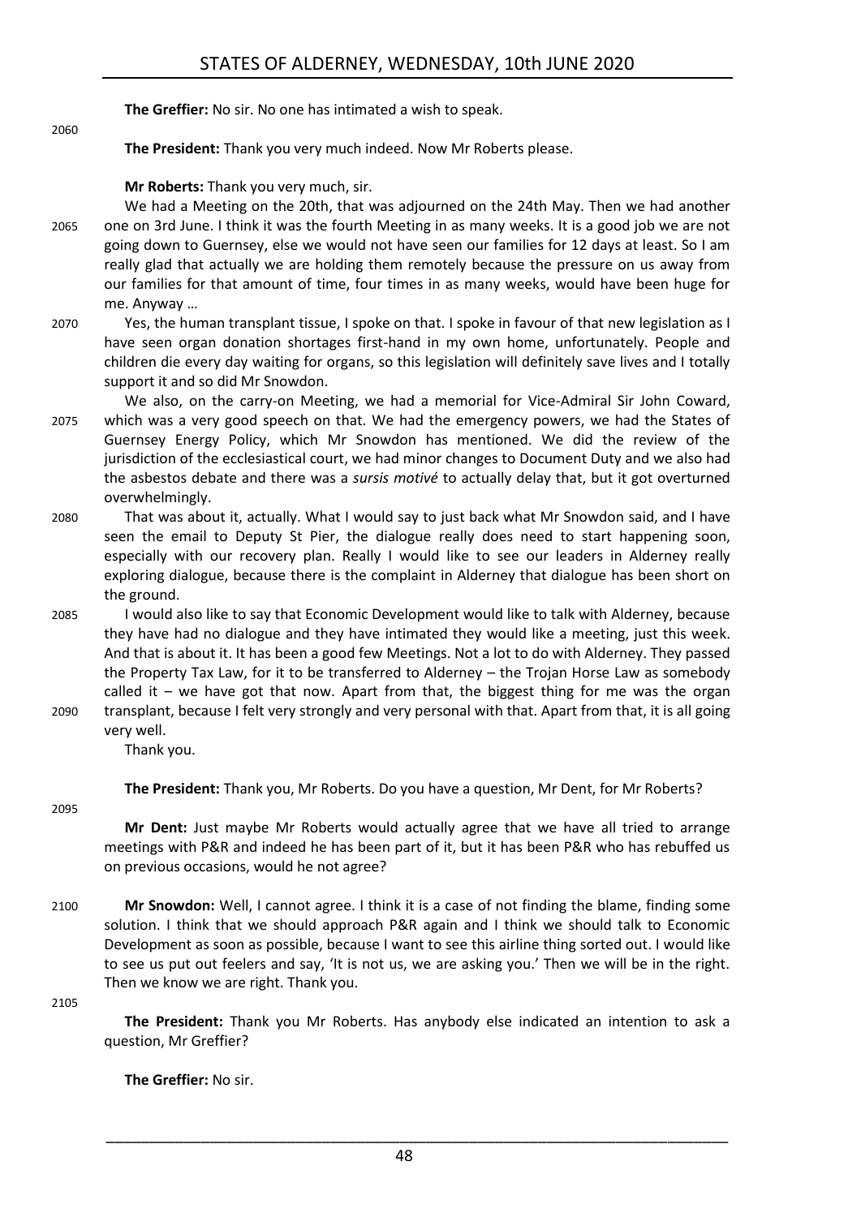**The Greffier:** No sir. No one has intimated a wish to speak.

**The President:** Thank you very much indeed. Now Mr Roberts please.

**Mr Roberts:** Thank you very much, sir.

We had a Meeting on the 20th, that was adjourned on the 24th May. Then we had another one on 3rd June. I think it was the fourth Meeting in as many weeks. It is a good job we are not going down to Guernsey, else we would not have seen our families for 12 days at least. So I am really glad that actually we are holding them remotely because the pressure on us away from our families for that amount of time, four times in as many weeks, would have been huge for me. Anyway …

Yes, the human transplant tissue, I spoke on that. I spoke in favour of that new legislation as I have seen organ donation shortages first-hand in my own home, unfortunately. People and children die every day waiting for organs, so this legislation will definitely save lives and I totally support it and so did Mr Snowdon.

We also, on the carry-on Meeting, we had a memorial for Vice-Admiral Sir John Coward, which was a very good speech on that. We had the emergency powers, we had the States of Guernsey Energy Policy, which Mr Snowdon has mentioned. We did the review of the jurisdiction of the ecclesiastical court, we had minor changes to Document Duty and we also had the asbestos debate and there was a *sursis motivé* to actually delay that, but it got overturned overwhelmingly.

That was about it, actually. What I would say to just back what Mr Snowdon said, and I have seen the email to Deputy St Pier, the dialogue really does need to start happening soon, especially with our recovery plan. Really I would like to see our leaders in Alderney really exploring dialogue, because there is the complaint in Alderney that dialogue has been short on the ground.

I would also like to say that Economic Development would like to talk with Alderney, because they have had no dialogue and they have intimated they would like a meeting, just this week. And that is about it. It has been a good few Meetings. Not a lot to do with Alderney. They passed the Property Tax Law, for it to be transferred to Alderney – the Trojan Horse Law as somebody called it – we have got that now. Apart from that, the biggest thing for me was the organ transplant, because I felt very strongly and very personal with that. Apart from that, it is all going very well.

Thank you.

**The President:** Thank you, Mr Roberts. Do you have a question, Mr Dent, for Mr Roberts?

**Mr Dent:** Just maybe Mr Roberts would actually agree that we have all tried to arrange meetings with P&R and indeed he has been part of it, but it has been P&R who has rebuffed us on previous occasions, would he not agree?

**Mr Snowdon:** Well, I cannot agree. I think it is a case of not finding the blame, finding some solution. I think that we should approach P&R again and I think we should talk to Economic Development as soon as possible, because I want to see this airline thing sorted out. I would like to see us put out feelers and say, 'It is not us, we are asking you.' Then we will be in the right. Then we know we are right. Thank you.

**The President:** Thank you Mr Roberts. Has anybody else indicated an intention to ask a question, Mr Greffier?

**The Greffier:** No sir.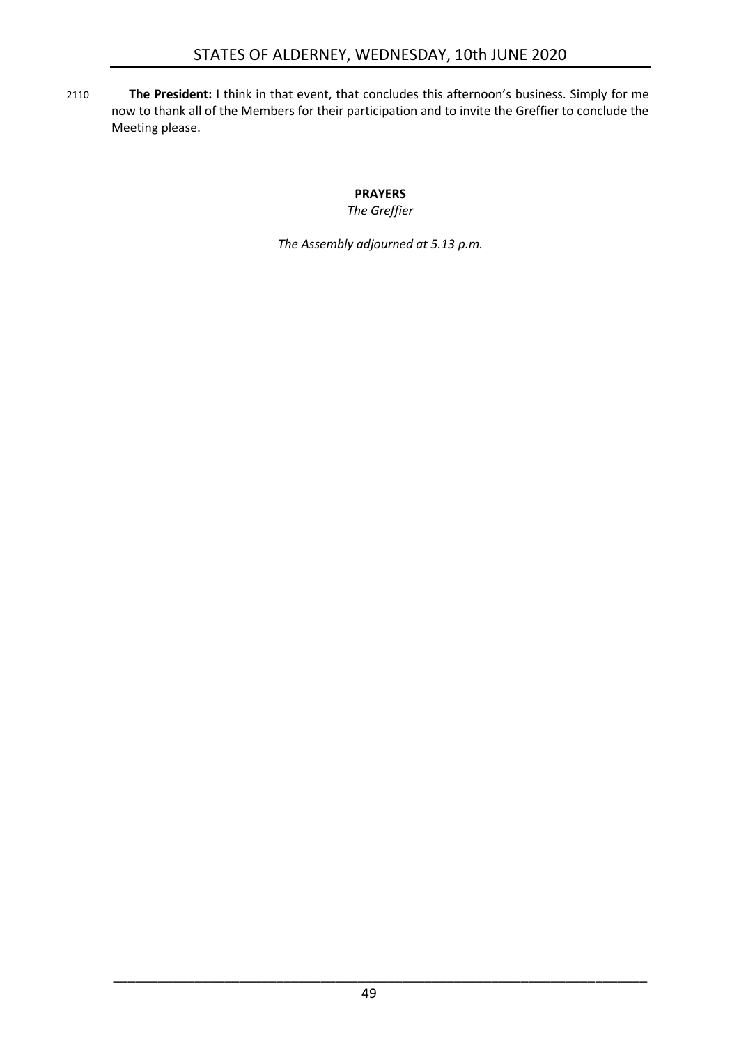2110 **The President:** I think in that event, that concludes this afternoon's business. Simply for me now to thank all of the Members for their participation and to invite the Greffier to conclude the Meeting please.

**PRAYERS**

*The Greffier*

*The Assembly adjourned at 5.13 p.m.*